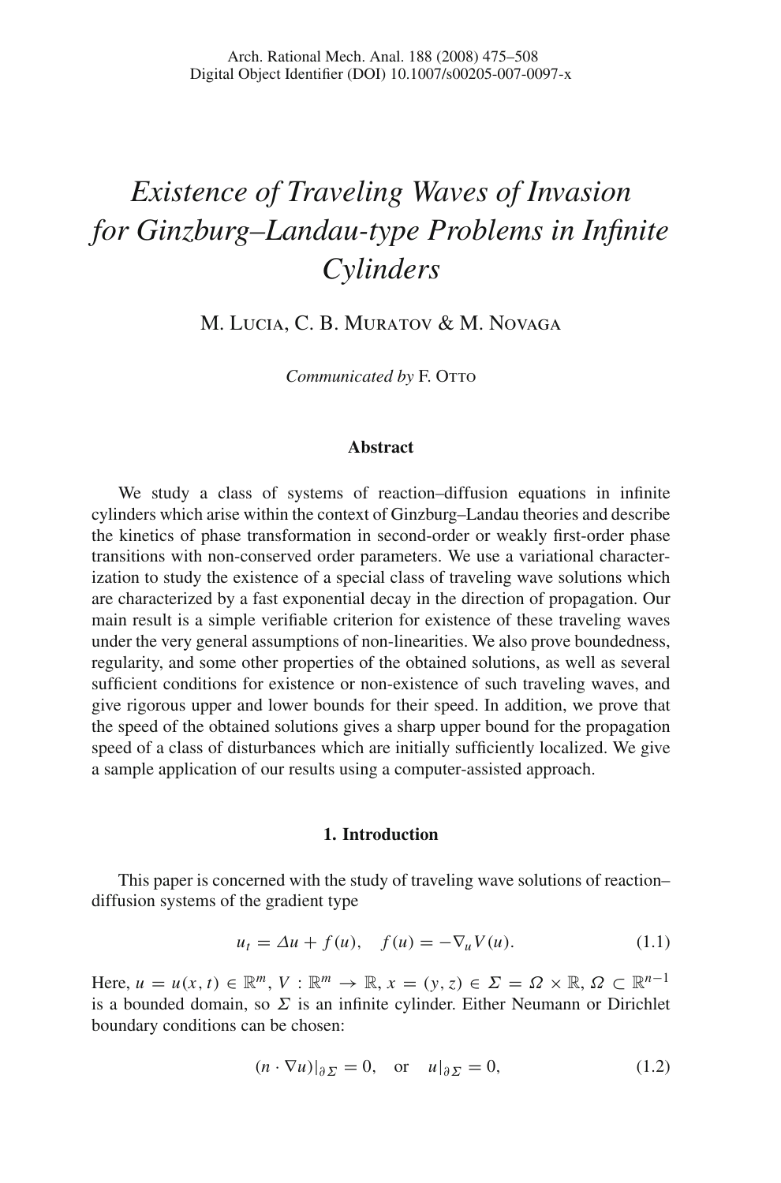# Existence of Traveling Waves of Invasion for Ginzburg–Landau-type Problems in Infinite Cylinders

M. Lucia, C. B. Muratov & M. Novaga

*Communicated by* F. Otto

## Abstract

We study a class of systems of reaction–diffusion equations in infinite cylinders which arise within the context of Ginzburg–Landau theories and describe the kinetics of phase transformation in second-order or weakly first-order phase transitions with non-conserved order parameters. We use a variational characterization to study the existence of a special class of traveling wave solutions which are characterized by a fast exponential decay in the direction of propagation. Our main result is a simple verifiable criterion for existence of these traveling waves under the very general assumptions of non-linearities. We also prove boundedness, regularity, and some other properties of the obtained solutions, as well as several sufficient conditions for existence or non-existence of such traveling waves, and give rigorous upper and lower bounds for their speed. In addition, we prove that the speed of the obtained solutions gives a sharp upper bound for the propagation speed of a class of disturbances which are initially sufficiently localized. We give a sample application of our results using a computer-assisted approach.

## 1. Introduction

This paper is concerned with the study of traveling wave solutions of reaction–diffusion systems of the gradient type

$$u_t = \Delta u + f(u), \quad f(u) = -\nabla_u V(u). \tag{1.1}$$

Here, $u = u(x, t) \in \mathbb{R}^m$, $V : \mathbb{R}^m \to \mathbb{R}$, $x = (y, z) \in \Sigma = \Omega \times \mathbb{R}$, $\Omega \subset \mathbb{R}^{n-1}$ is a bounded domain, so $\Sigma$ is an infinite cylinder. Either Neumann or Dirichlet boundary conditions can be chosen:

$$(n \cdot \nabla u)|_{\partial \Sigma} = 0, \quad \text{or} \quad u|_{\partial \Sigma} = 0, \tag{1.2}$$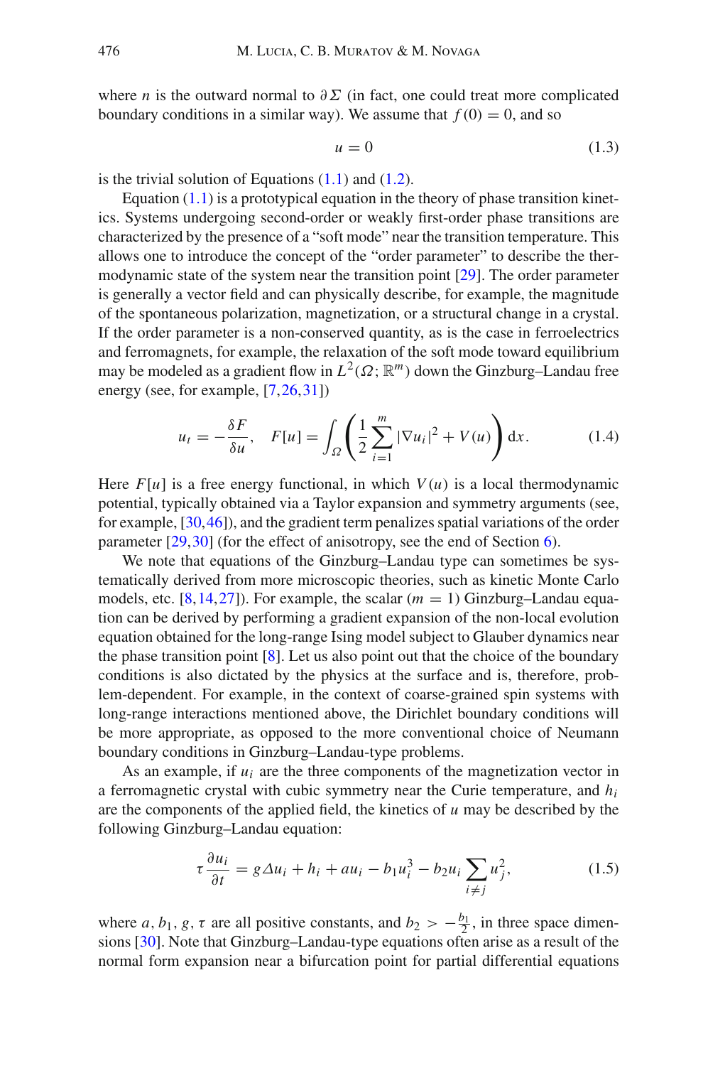where $n$ is the outward normal to $\partial \Sigma$ (in fact, one could treat more complicated boundary conditions in a similar way). We assume that $f(0) = 0$, and so

$$u = 0 \tag{1.3}$$

is the trivial solution of Equations (1.1) and (1.2).

Equation (1.1) is a prototypical equation in the theory of phase transition kinetics. Systems undergoing second-order or weakly first-order phase transitions are characterized by the presence of a "soft mode" near the transition temperature. This allows one to introduce the concept of the "order parameter" to describe the thermodynamic state of the system near the transition point [29]. The order parameter is generally a vector field and can physically describe, for example, the magnitude of the spontaneous polarization, magnetization, or a structural change in a crystal. If the order parameter is a non-conserved quantity, as is the case in ferroelectrics and ferromagnets, for example, the relaxation of the soft mode toward equilibrium may be modeled as a gradient flow in $L^2(\Omega; \mathbb{R}^m)$ down the Ginzburg–Landau free energy (see, for example, [7,26,31])

$$u_t = -\frac{\delta F}{\delta u}, \quad F[u] = \int_\Omega \left( \frac{1}{2} \sum_{i=1}^{m} |\nabla u_i|^2 + V(u) \right) \mathrm{d}x. \tag{1.4}$$

Here $F[u]$ is a free energy functional, in which $V(u)$ is a local thermodynamic potential, typically obtained via a Taylor expansion and symmetry arguments (see, for example, [30,46]), and the gradient term penalizes spatial variations of the order parameter [29,30] (for the effect of anisotropy, see the end of Section 6).

We note that equations of the Ginzburg–Landau type can sometimes be systematically derived from more microscopic theories, such as kinetic Monte Carlo models, etc. [8,14,27]). For example, the scalar ($m = 1$) Ginzburg–Landau equation can be derived by performing a gradient expansion of the non-local evolution equation obtained for the long-range Ising model subject to Glauber dynamics near the phase transition point [8]. Let us also point out that the choice of the boundary conditions is also dictated by the physics at the surface and is, therefore, problem-dependent. For example, in the context of coarse-grained spin systems with long-range interactions mentioned above, the Dirichlet boundary conditions will be more appropriate, as opposed to the more conventional choice of Neumann boundary conditions in Ginzburg–Landau-type problems.

As an example, if $u_i$ are the three components of the magnetization vector in a ferromagnetic crystal with cubic symmetry near the Curie temperature, and $h_i$ are the components of the applied field, the kinetics of $u$ may be described by the following Ginzburg–Landau equation:

$$\tau \frac{\partial u_i}{\partial t} = g \Delta u_i + h_i + a u_i - b_1 u_i^3 - b_2 u_i \sum_{i \neq j} u_j^2, \tag{1.5}$$

where $a, b_1, g, \tau$ are all positive constants, and $b_2 > -\frac{b_1}{2}$, in three space dimensions [30]. Note that Ginzburg–Landau-type equations often arise as a result of the normal form expansion near a bifurcation point for partial differential equations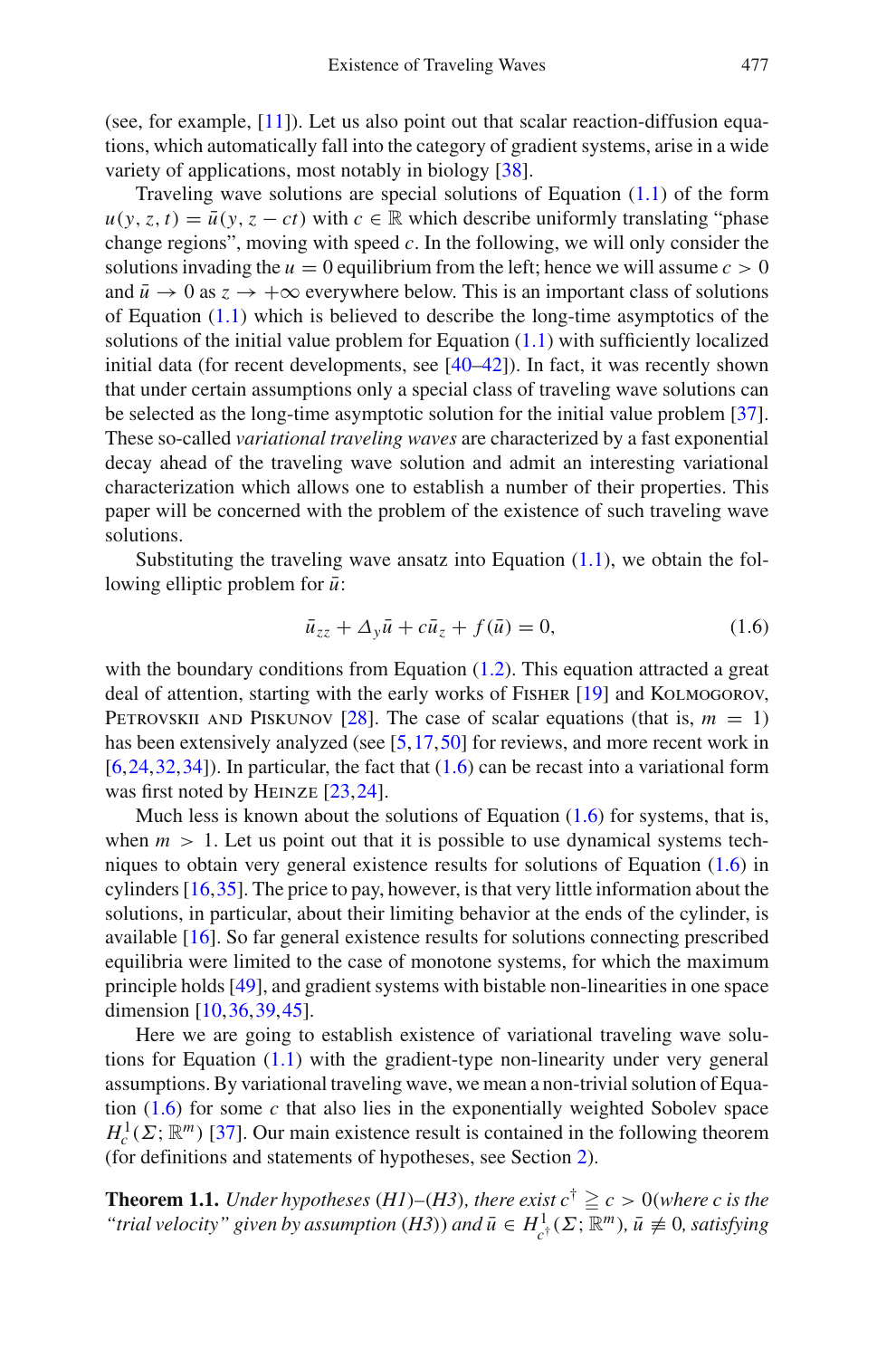(see, for example, [11]). Let us also point out that scalar reaction-diffusion equations, which automatically fall into the category of gradient systems, arise in a wide variety of applications, most notably in biology [38].

Traveling wave solutions are special solutions of Equation (1.1) of the form $u(y, z, t) = \bar{u}(y, z - ct)$ with $c \in \mathbb{R}$ which describe uniformly translating "phase change regions", moving with speed $c$. In the following, we will only consider the solutions invading the $u = 0$ equilibrium from the left; hence we will assume $c > 0$ and $\bar{u} \to 0$ as $z \to +\infty$ everywhere below. This is an important class of solutions of Equation (1.1) which is believed to describe the long-time asymptotics of the solutions of the initial value problem for Equation (1.1) with sufficiently localized initial data (for recent developments, see [40–42]). In fact, it was recently shown that under certain assumptions only a special class of traveling wave solutions can be selected as the long-time asymptotic solution for the initial value problem [37]. These so-called *variational traveling waves* are characterized by a fast exponential decay ahead of the traveling wave solution and admit an interesting variational characterization which allows one to establish a number of their properties. This paper will be concerned with the problem of the existence of such traveling wave solutions.

Substituting the traveling wave ansatz into Equation (1.1), we obtain the following elliptic problem for $\bar{u}$:

$$\bar{u}_{zz} + \Delta_y \bar{u} + c\bar{u}_z + f(\bar{u}) = 0, \tag{1.6}$$

with the boundary conditions from Equation (1.2). This equation attracted a great deal of attention, starting with the early works of Fisher [19] and Kolmogorov, Petrovskii and Piskunov [28]. The case of scalar equations (that is, $m = 1$) has been extensively analyzed (see [5,17,50] for reviews, and more recent work in [6,24,32,34]). In particular, the fact that (1.6) can be recast into a variational form was first noted by Heinze [23,24].

Much less is known about the solutions of Equation (1.6) for systems, that is, when $m > 1$. Let us point out that it is possible to use dynamical systems techniques to obtain very general existence results for solutions of Equation (1.6) in cylinders [16,35]. The price to pay, however, is that very little information about the solutions, in particular, about their limiting behavior at the ends of the cylinder, is available [16]. So far general existence results for solutions connecting prescribed equilibria were limited to the case of monotone systems, for which the maximum principle holds [49], and gradient systems with bistable non-linearities in one space dimension [10,36,39,45].

Here we are going to establish existence of variational traveling wave solutions for Equation (1.1) with the gradient-type non-linearity under very general assumptions. By variational traveling wave, we mean a non-trivial solution of Equation (1.6) for some $c$ that also lies in the exponentially weighted Sobolev space $H^1_c(\Sigma; \mathbb{R}^m)$ [37]. Our main existence result is contained in the following theorem (for definitions and statements of hypotheses, see Section 2).

**Theorem 1.1.** *Under hypotheses (H1)–(H3), there exist $c^\dagger \geqq c > 0$ (where $c$ is the "trial velocity" given by assumption (H3)) and $\bar{u} \in H^1_{c^\dagger}(\Sigma; \mathbb{R}^m)$, $\bar{u} \not\equiv 0$, satisfying*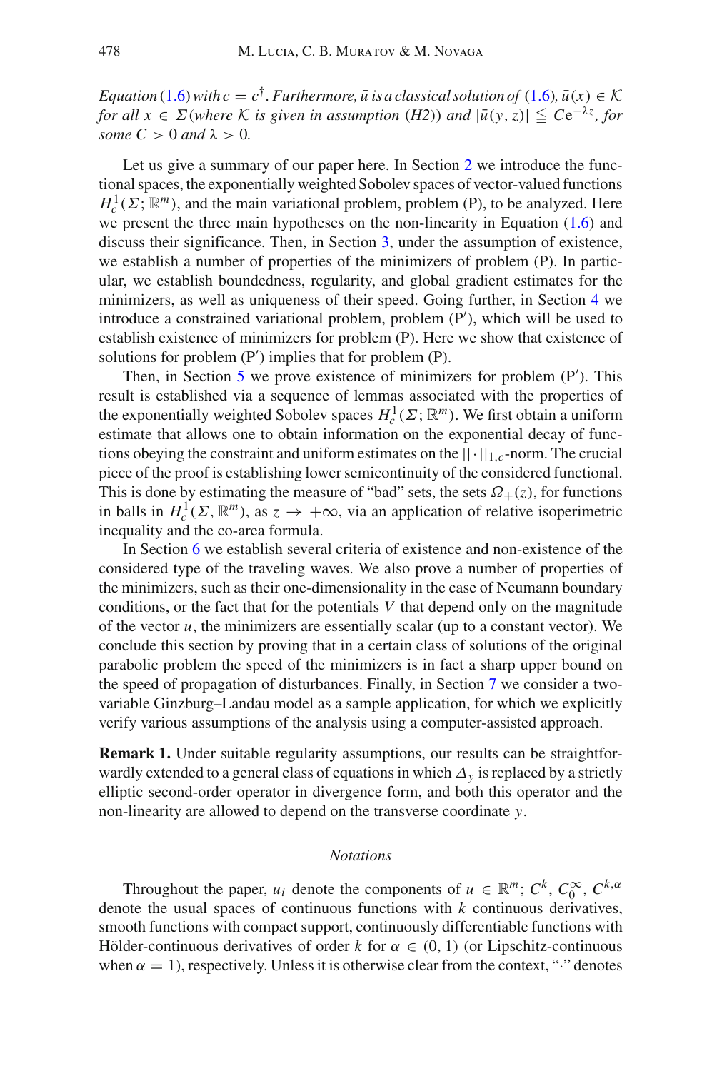*Equation* (1.6) *with* $c = c^\dagger$. *Furthermore,* $\bar{u}$ *is a classical solution of* (1.6)*,* $\bar{u}(x) \in \mathcal{K}$ *for all* $x \in \Sigma$ *(where* $\mathcal{K}$ *is given in assumption (H2)) and* $|\bar{u}(y, z)| \leqq C e^{-\lambda z}$*, for some* $C > 0$ *and* $\lambda > 0$*.*

Let us give a summary of our paper here. In Section 2 we introduce the functional spaces, the exponentially weighted Sobolev spaces of vector-valued functions $H^1_c(\Sigma; \mathbb{R}^m)$, and the main variational problem, problem (P), to be analyzed. Here we present the three main hypotheses on the non-linearity in Equation (1.6) and discuss their significance. Then, in Section 3, under the assumption of existence, we establish a number of properties of the minimizers of problem (P). In particular, we establish boundedness, regularity, and global gradient estimates for the minimizers, as well as uniqueness of their speed. Going further, in Section 4 we introduce a constrained variational problem, problem (P′), which will be used to establish existence of minimizers for problem (P). Here we show that existence of solutions for problem (P′) implies that for problem (P).

Then, in Section 5 we prove existence of minimizers for problem (P′). This result is established via a sequence of lemmas associated with the properties of the exponentially weighted Sobolev spaces $H^1_c(\Sigma; \mathbb{R}^m)$. We first obtain a uniform estimate that allows one to obtain information on the exponential decay of functions obeying the constraint and uniform estimates on the $||\cdot||_{1,c}$-norm. The crucial piece of the proof is establishing lower semicontinuity of the considered functional. This is done by estimating the measure of "bad" sets, the sets $\Omega_+(z)$, for functions in balls in $H^1_c(\Sigma, \mathbb{R}^m)$, as $z \to +\infty$, via an application of relative isoperimetric inequality and the co-area formula.

In Section 6 we establish several criteria of existence and non-existence of the considered type of the traveling waves. We also prove a number of properties of the minimizers, such as their one-dimensionality in the case of Neumann boundary conditions, or the fact that for the potentials $V$ that depend only on the magnitude of the vector $u$, the minimizers are essentially scalar (up to a constant vector). We conclude this section by proving that in a certain class of solutions of the original parabolic problem the speed of the minimizers is in fact a sharp upper bound on the speed of propagation of disturbances. Finally, in Section 7 we consider a two-variable Ginzburg–Landau model as a sample application, for which we explicitly verify various assumptions of the analysis using a computer-assisted approach.

**Remark 1.** Under suitable regularity assumptions, our results can be straightforwardly extended to a general class of equations in which $\Delta_y$ is replaced by a strictly elliptic second-order operator in divergence form, and both this operator and the non-linearity are allowed to depend on the transverse coordinate $y$.

### *Notations*

Throughout the paper, $u_i$ denote the components of $u \in \mathbb{R}^m$; $C^k$, $C^\infty_0$, $C^{k,\alpha}$ denote the usual spaces of continuous functions with $k$ continuous derivatives, smooth functions with compact support, continuously differentiable functions with Hölder-continuous derivatives of order $k$ for $\alpha \in (0, 1)$ (or Lipschitz-continuous when $\alpha = 1$), respectively. Unless it is otherwise clear from the context, "$\cdot$" denotes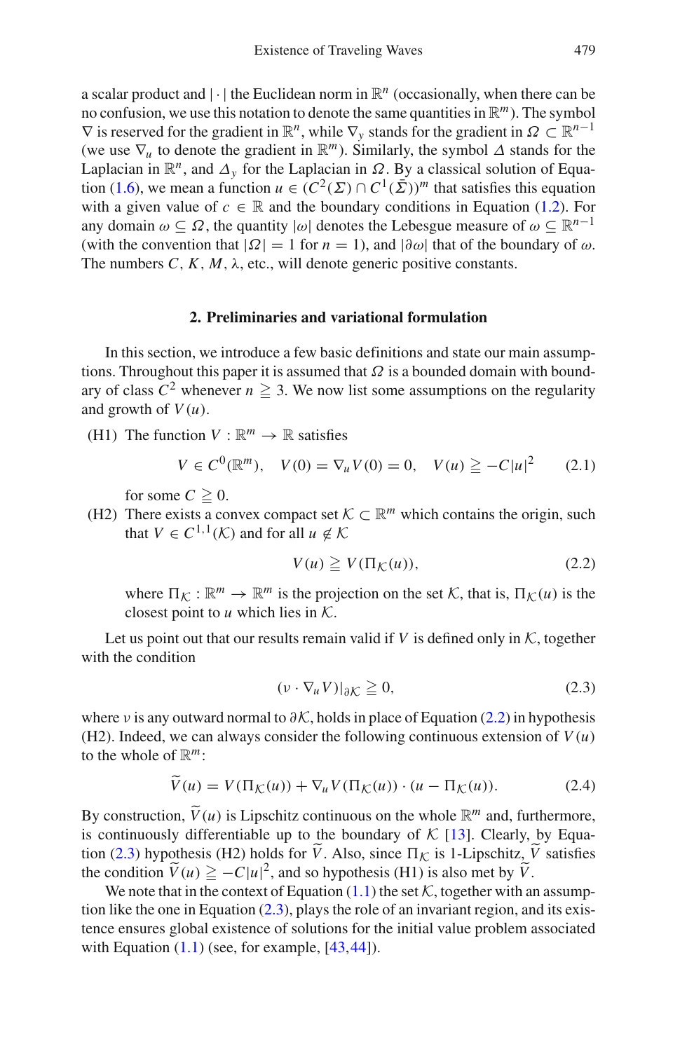a scalar product and $|\cdot|$ the Euclidean norm in $\mathbb{R}^n$ (occasionally, when there can be no confusion, we use this notation to denote the same quantities in $\mathbb{R}^m$). The symbol $\nabla$ is reserved for the gradient in $\mathbb{R}^n$, while $\nabla_y$ stands for the gradient in $\Omega \subset \mathbb{R}^{n-1}$ (we use $\nabla_u$ to denote the gradient in $\mathbb{R}^m$). Similarly, the symbol $\Delta$ stands for the Laplacian in $\mathbb{R}^n$, and $\Delta_y$ for the Laplacian in $\Omega$. By a classical solution of Equation (1.6), we mean a function $u \in (C^2(\Sigma) \cap C^1(\bar{\Sigma}))^m$ that satisfies this equation with a given value of $c \in \mathbb{R}$ and the boundary conditions in Equation (1.2). For any domain $\omega \subseteq \Omega$, the quantity $|\omega|$ denotes the Lebesgue measure of $\omega \subseteq \mathbb{R}^{n-1}$ (with the convention that $|\Omega| = 1$ for $n = 1$), and $|\partial\omega|$ that of the boundary of $\omega$. The numbers $C$, $K$, $M$, $\lambda$, etc., will denote generic positive constants.

## 2. Preliminaries and variational formulation

In this section, we introduce a few basic definitions and state our main assumptions. Throughout this paper it is assumed that $\Omega$ is a bounded domain with boundary of class $C^2$ whenever $n \geqq 3$. We now list some assumptions on the regularity and growth of $V(u)$.

(H1) The function $V : \mathbb{R}^m \to \mathbb{R}$ satisfies

$$V \in C^0(\mathbb{R}^m), \quad V(0) = \nabla_u V(0) = 0, \quad V(u) \geqq -C|u|^2 \tag{2.1}$$

for some $C \geqq 0$.

(H2) There exists a convex compact set $\mathcal{K} \subset \mathbb{R}^m$ which contains the origin, such that $V \in C^{1,1}(\mathcal{K})$ and for all $u \notin \mathcal{K}$

$$V(u) \geqq V(\Pi_{\mathcal{K}}(u)), \tag{2.2}$$

where $\Pi_{\mathcal{K}} : \mathbb{R}^m \to \mathbb{R}^m$ is the projection on the set $\mathcal{K}$, that is, $\Pi_{\mathcal{K}}(u)$ is the closest point to $u$ which lies in $\mathcal{K}$.

Let us point out that our results remain valid if $V$ is defined only in $\mathcal{K}$, together with the condition

$$(\nu \cdot \nabla_u V)|_{\partial\mathcal{K}} \geqq 0, \tag{2.3}$$

where $\nu$ is any outward normal to $\partial\mathcal{K}$, holds in place of Equation (2.2) in hypothesis (H2). Indeed, we can always consider the following continuous extension of $V(u)$ to the whole of $\mathbb{R}^m$:

$$\widetilde{V}(u) = V(\Pi_{\mathcal{K}}(u)) + \nabla_u V(\Pi_{\mathcal{K}}(u)) \cdot (u - \Pi_{\mathcal{K}}(u)). \tag{2.4}$$

By construction, $\widetilde{V}(u)$ is Lipschitz continuous on the whole $\mathbb{R}^m$ and, furthermore, is continuously differentiable up to the boundary of $\mathcal{K}$ [13]. Clearly, by Equation (2.3) hypothesis (H2) holds for $\widetilde{V}$. Also, since $\Pi_{\mathcal{K}}$ is 1-Lipschitz, $\widetilde{V}$ satisfies the condition $\widetilde{V}(u) \geqq -C|u|^2$, and so hypothesis (H1) is also met by $\widetilde{V}$.

We note that in the context of Equation (1.1) the set $\mathcal{K}$, together with an assumption like the one in Equation (2.3), plays the role of an invariant region, and its existence ensures global existence of solutions for the initial value problem associated with Equation (1.1) (see, for example, [43,44]).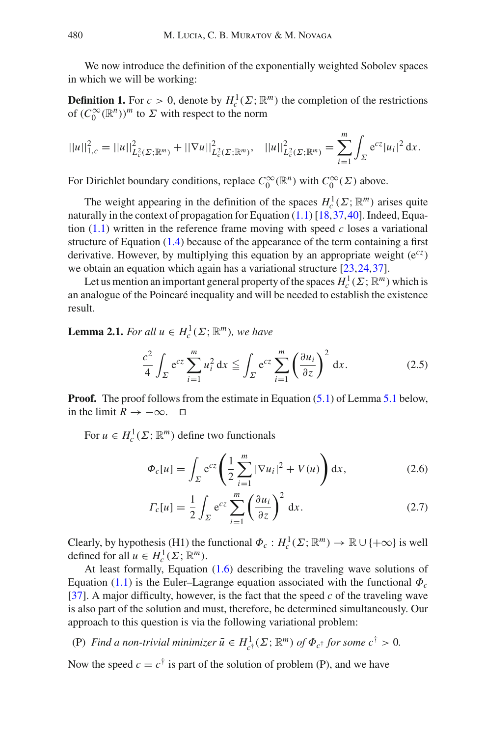We now introduce the definition of the exponentially weighted Sobolev spaces in which we will be working:

**Definition 1.** For $c > 0$, denote by $H^1_c(\Sigma; \mathbb{R}^m)$ the completion of the restrictions of $(C_0^\infty(\mathbb{R}^n))^m$ to $\Sigma$ with respect to the norm

$$||u||^2_{1,c} = ||u||^2_{L^2_c(\Sigma;\mathbb{R}^m)} + ||\nabla u||^2_{L^2_c(\Sigma;\mathbb{R}^m)}, \quad ||u||^2_{L^2_c(\Sigma;\mathbb{R}^m)} = \sum_{i=1}^m \int_\Sigma \mathrm{e}^{cz} |u_i|^2 \, \mathrm{d}x.$$

For Dirichlet boundary conditions, replace $C_0^\infty(\mathbb{R}^n)$ with $C_0^\infty(\Sigma)$ above.

The weight appearing in the definition of the spaces $H^1_c(\Sigma; \mathbb{R}^m)$ arises quite naturally in the context of propagation for Equation (1.1) [18,37,40]. Indeed, Equation (1.1) written in the reference frame moving with speed $c$ loses a variational structure of Equation (1.4) because of the appearance of the term containing a first derivative. However, by multiplying this equation by an appropriate weight ($\mathrm{e}^{cz}$) we obtain an equation which again has a variational structure [23,24,37].

Let us mention an important general property of the spaces $H^1_c(\Sigma; \mathbb{R}^m)$ which is an analogue of the Poincaré inequality and will be needed to establish the existence result.

**Lemma 2.1.** *For all $u \in H^1_c(\Sigma; \mathbb{R}^m)$, we have*

$$\frac{c^2}{4} \int_\Sigma \mathrm{e}^{cz} \sum_{i=1}^m u_i^2 \, \mathrm{d}x \leqq \int_\Sigma \mathrm{e}^{cz} \sum_{i=1}^m \left( \frac{\partial u_i}{\partial z} \right)^2 \mathrm{d}x. \tag{2.5}$$

**Proof.** The proof follows from the estimate in Equation (5.1) of Lemma 5.1 below, in the limit $R \to -\infty$. □

For $u \in H^1_c(\Sigma; \mathbb{R}^m)$ define two functionals

$$\Phi_c[u] = \int_\Sigma \mathrm{e}^{cz} \left( \frac{1}{2} \sum_{i=1}^m |\nabla u_i|^2 + V(u) \right) \mathrm{d}x, \tag{2.6}$$

$$\Gamma_c[u] = \frac{1}{2} \int_\Sigma \mathrm{e}^{cz} \sum_{i=1}^m \left( \frac{\partial u_i}{\partial z} \right)^2 \mathrm{d}x. \tag{2.7}$$

Clearly, by hypothesis (H1) the functional $\Phi_c : H^1_c(\Sigma; \mathbb{R}^m) \to \mathbb{R} \cup \{+\infty\}$ is well defined for all $u \in H^1_c(\Sigma; \mathbb{R}^m)$.

At least formally, Equation (1.6) describing the traveling wave solutions of Equation (1.1) is the Euler–Lagrange equation associated with the functional $\Phi_c$ [37]. A major difficulty, however, is the fact that the speed $c$ of the traveling wave is also part of the solution and must, therefore, be determined simultaneously. Our approach to this question is via the following variational problem:

(P) *Find a non-trivial minimizer $\bar{u} \in H^1_{c^\dagger}(\Sigma; \mathbb{R}^m)$ of $\Phi_{c^\dagger}$ for some $c^\dagger > 0$.*

Now the speed $c = c^\dagger$ is part of the solution of problem (P), and we have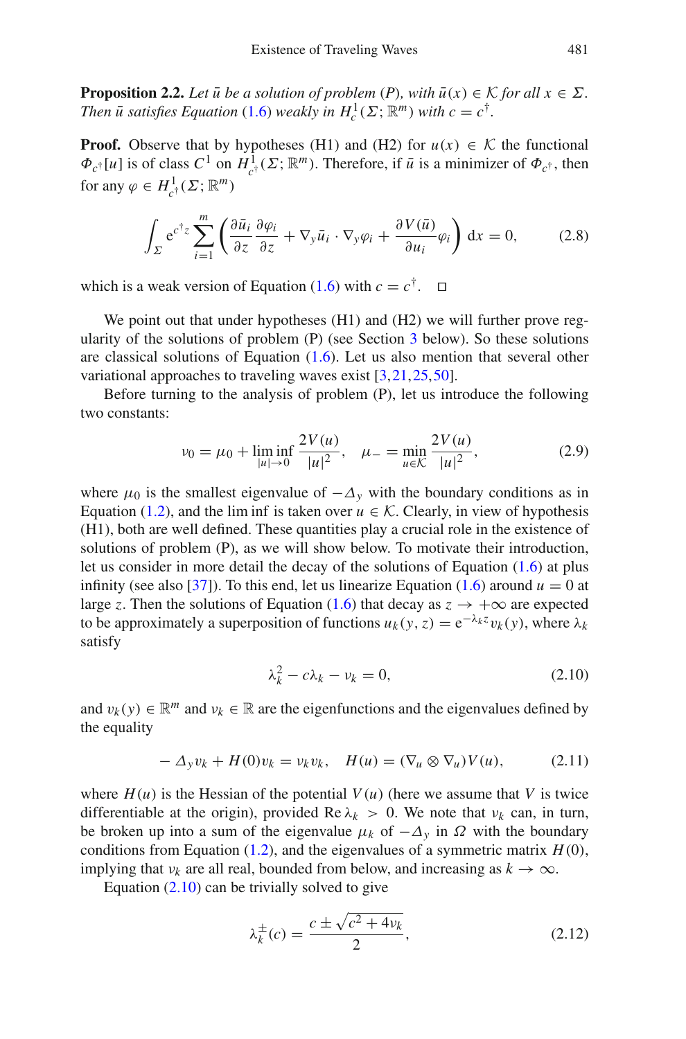**Proposition 2.2.** *Let $\bar{u}$ be a solution of problem (P), with $\bar{u}(x) \in \mathcal{K}$ for all $x \in \Sigma$. Then $\bar{u}$ satisfies Equation (1.6) weakly in $H^1_c(\Sigma; \mathbb{R}^m)$ with $c = c^\dagger$.*

**Proof.** Observe that by hypotheses (H1) and (H2) for $u(x) \in \mathcal{K}$ the functional $\Phi_{c^\dagger}[u]$ is of class $C^1$ on $H^1_{c^\dagger}(\Sigma; \mathbb{R}^m)$. Therefore, if $\bar{u}$ is a minimizer of $\Phi_{c^\dagger}$, then for any $\varphi \in H^1_{c^\dagger}(\Sigma; \mathbb{R}^m)$

$$\int_\Sigma e^{c^\dagger z} \sum_{i=1}^m \left( \frac{\partial \bar{u}_i}{\partial z} \frac{\partial \varphi_i}{\partial z} + \nabla_y \bar{u}_i \cdot \nabla_y \varphi_i + \frac{\partial V(\bar{u})}{\partial u_i} \varphi_i \right) \mathrm{d}x = 0, \tag{2.8}$$

which is a weak version of Equation (1.6) with $c = c^\dagger$. $\square$

We point out that under hypotheses (H1) and (H2) we will further prove regularity of the solutions of problem (P) (see Section 3 below). So these solutions are classical solutions of Equation (1.6). Let us also mention that several other variational approaches to traveling waves exist [3,21,25,50].

Before turning to the analysis of problem (P), let us introduce the following two constants:

$$\nu_0 = \mu_0 + \liminf_{|u| \to 0} \frac{2V(u)}{|u|^2}, \quad \mu_- = \min_{u \in \mathcal{K}} \frac{2V(u)}{|u|^2}, \tag{2.9}$$

where $\mu_0$ is the smallest eigenvalue of $-\Delta_y$ with the boundary conditions as in Equation (1.2), and the lim inf is taken over $u \in \mathcal{K}$. Clearly, in view of hypothesis (H1), both are well defined. These quantities play a crucial role in the existence of solutions of problem (P), as we will show below. To motivate their introduction, let us consider in more detail the decay of the solutions of Equation (1.6) at plus infinity (see also [37]). To this end, let us linearize Equation (1.6) around $u = 0$ at large $z$. Then the solutions of Equation (1.6) that decay as $z \to +\infty$ are expected to be approximately a superposition of functions $u_k(y, z) = e^{-\lambda_k z} v_k(y)$, where $\lambda_k$ satisfy

$$\lambda_k^2 - c\lambda_k - \nu_k = 0, \tag{2.10}$$

and $v_k(y) \in \mathbb{R}^m$ and $\nu_k \in \mathbb{R}$ are the eigenfunctions and the eigenvalues defined by the equality

$$-\Delta_y v_k + H(0) v_k = \nu_k v_k, \quad H(u) = (\nabla_u \otimes \nabla_u) V(u), \tag{2.11}$$

where $H(u)$ is the Hessian of the potential $V(u)$ (here we assume that $V$ is twice differentiable at the origin), provided $\operatorname{Re} \lambda_k > 0$. We note that $\nu_k$ can, in turn, be broken up into a sum of the eigenvalue $\mu_k$ of $-\Delta_y$ in $\Omega$ with the boundary conditions from Equation (1.2), and the eigenvalues of a symmetric matrix $H(0)$, implying that $\nu_k$ are all real, bounded from below, and increasing as $k \to \infty$.

Equation (2.10) can be trivially solved to give

$$\lambda_k^\pm(c) = \frac{c \pm \sqrt{c^2 + 4\nu_k}}{2}, \tag{2.12}$$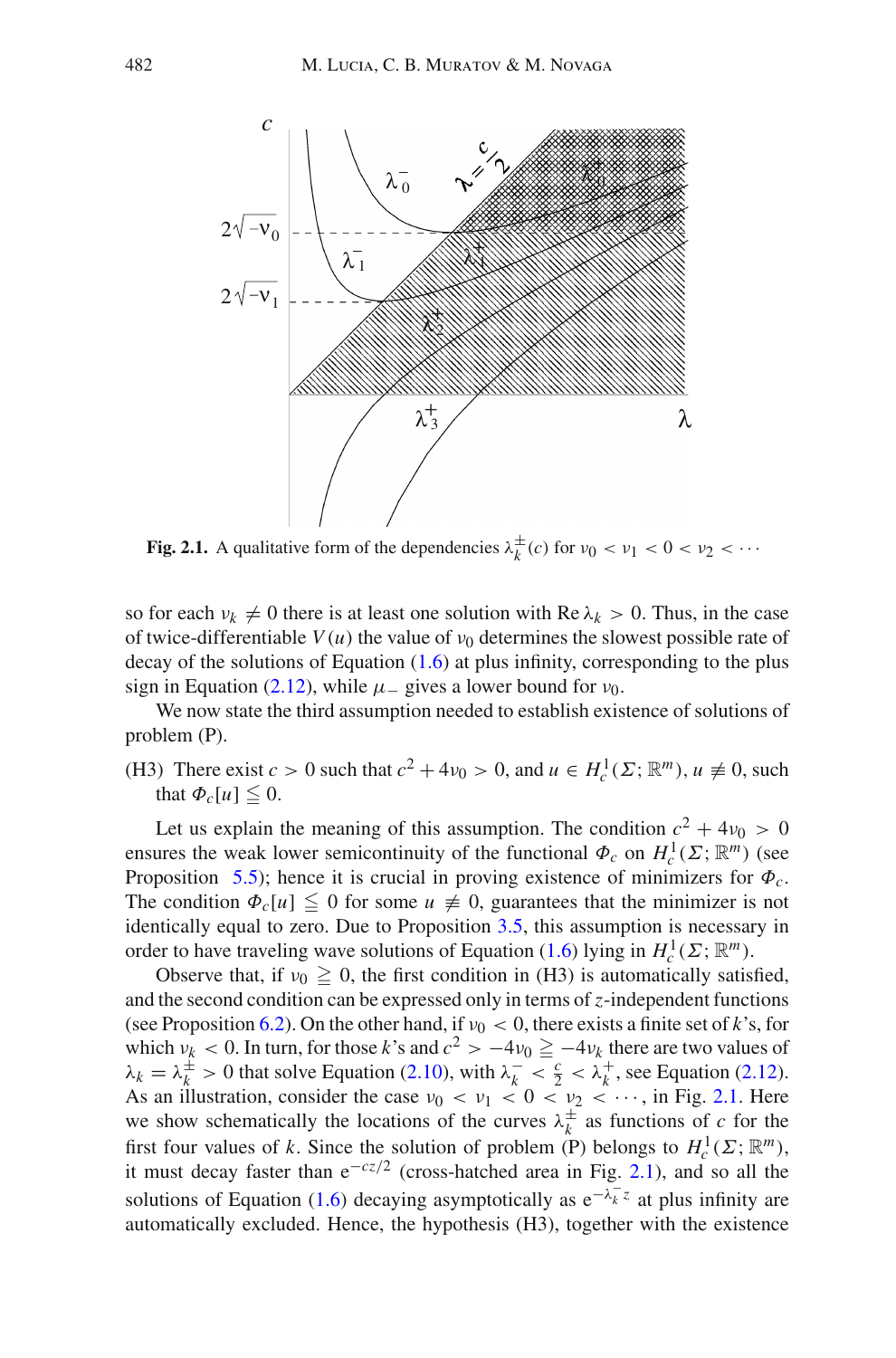**Fig. 2.1.** A qualitative form of the dependencies $\lambda_k^{\pm}(c)$ for $\nu_0 < \nu_1 < 0 < \nu_2 < \cdots$

so for each $\nu_k \neq 0$ there is at least one solution with $\operatorname{Re} \lambda_k > 0$. Thus, in the case of twice-differentiable $V(u)$ the value of $\nu_0$ determines the slowest possible rate of decay of the solutions of Equation (1.6) at plus infinity, corresponding to the plus sign in Equation (2.12), while $\mu_-$ gives a lower bound for $\nu_0$.

We now state the third assumption needed to establish existence of solutions of problem (P).

(H3) There exist $c > 0$ such that $c^2 + 4\nu_0 > 0$, and $u \in H_c^1(\Sigma; \mathbb{R}^m)$, $u \not\equiv 0$, such that $\Phi_c[u] \leqq 0$.

Let us explain the meaning of this assumption. The condition $c^2 + 4\nu_0 > 0$ ensures the weak lower semicontinuity of the functional $\Phi_c$ on $H_c^1(\Sigma; \mathbb{R}^m)$ (see Proposition 5.5); hence it is crucial in proving existence of minimizers for $\Phi_c$. The condition $\Phi_c[u] \leqq 0$ for some $u \not\equiv 0$, guarantees that the minimizer is not identically equal to zero. Due to Proposition 3.5, this assumption is necessary in order to have traveling wave solutions of Equation (1.6) lying in $H_c^1(\Sigma; \mathbb{R}^m)$.

Observe that, if $\nu_0 \geqq 0$, the first condition in (H3) is automatically satisfied, and the second condition can be expressed only in terms of $z$-independent functions (see Proposition 6.2). On the other hand, if $\nu_0 < 0$, there exists a finite set of $k$'s, for which $\nu_k < 0$. In turn, for those $k$'s and $c^2 > -4\nu_0 \geqq -4\nu_k$ there are two values of $\lambda_k = \lambda_k^{\pm} > 0$ that solve Equation (2.10), with $\lambda_k^- < \frac{c}{2} < \lambda_k^+$, see Equation (2.12). As an illustration, consider the case $\nu_0 < \nu_1 < 0 < \nu_2 < \cdots$, in Fig. 2.1. Here we show schematically the locations of the curves $\lambda_k^{\pm}$ as functions of $c$ for the first four values of $k$. Since the solution of problem (P) belongs to $H_c^1(\Sigma; \mathbb{R}^m)$, it must decay faster than $e^{-cz/2}$ (cross-hatched area in Fig. 2.1), and so all the solutions of Equation (1.6) decaying asymptotically as $e^{-\lambda_k^- z}$ at plus infinity are automatically excluded. Hence, the hypothesis (H3), together with the existence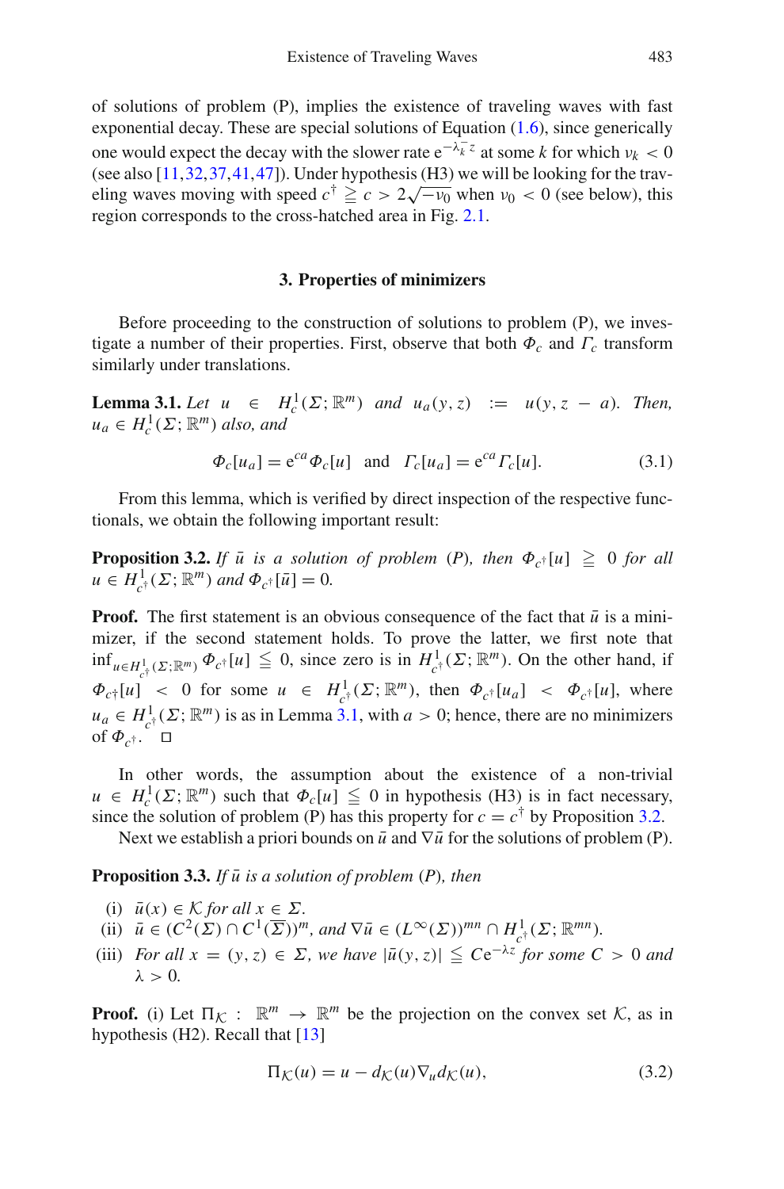of solutions of problem (P), implies the existence of traveling waves with fast exponential decay. These are special solutions of Equation (1.6), since generically one would expect the decay with the slower rate $\mathrm{e}^{-\lambda_k^- z}$ at some $k$ for which $\nu_k < 0$ (see also [11,32,37,41,47]). Under hypothesis (H3) we will be looking for the traveling waves moving with speed $c^\dagger \geqq c > 2\sqrt{-\nu_0}$ when $\nu_0 < 0$ (see below), this region corresponds to the cross-hatched area in Fig. 2.1.

## 3. Properties of minimizers

Before proceeding to the construction of solutions to problem (P), we investigate a number of their properties. First, observe that both $\Phi_c$ and $\Gamma_c$ transform similarly under translations.

**Lemma 3.1.** *Let $u \in H^1_c(\Sigma; \mathbb{R}^m)$ and $u_a(y, z) := u(y, z - a)$. Then, $u_a \in H^1_c(\Sigma; \mathbb{R}^m)$ also, and*

$$\Phi_c[u_a] = \mathrm{e}^{ca}\Phi_c[u] \quad \text{and} \quad \Gamma_c[u_a] = \mathrm{e}^{ca}\Gamma_c[u]. \tag{3.1}$$

From this lemma, which is verified by direct inspection of the respective functionals, we obtain the following important result:

**Proposition 3.2.** *If $\bar{u}$ is a solution of problem (P), then $\Phi_{c^\dagger}[u] \geqq 0$ for all $u \in H^1_{c^\dagger}(\Sigma; \mathbb{R}^m)$ and $\Phi_{c^\dagger}[\bar{u}] = 0$.*

**Proof.** The first statement is an obvious consequence of the fact that $\bar{u}$ is a minimizer, if the second statement holds. To prove the latter, we first note that $\inf_{u \in H^1_{c^\dagger}(\Sigma;\mathbb{R}^m)} \Phi_{c^\dagger}[u] \leqq 0$, since zero is in $H^1_{c^\dagger}(\Sigma; \mathbb{R}^m)$. On the other hand, if $\Phi_{c^\dagger}[u] < 0$ for some $u \in H^1_{c^\dagger}(\Sigma; \mathbb{R}^m)$, then $\Phi_{c^\dagger}[u_a] < \Phi_{c^\dagger}[u]$, where $u_a \in H^1_{c^\dagger}(\Sigma; \mathbb{R}^m)$ is as in Lemma 3.1, with $a > 0$; hence, there are no minimizers of $\Phi_{c^\dagger}$. $\square$

In other words, the assumption about the existence of a non-trivial $u \in H^1_c(\Sigma; \mathbb{R}^m)$ such that $\Phi_c[u] \leqq 0$ in hypothesis (H3) is in fact necessary, since the solution of problem (P) has this property for $c = c^\dagger$ by Proposition 3.2.

Next we establish a priori bounds on $\bar{u}$ and $\nabla\bar{u}$ for the solutions of problem (P).

**Proposition 3.3.** *If $\bar{u}$ is a solution of problem (P), then*

- (i) $\bar{u}(x) \in \mathcal{K}$ *for all* $x \in \Sigma$.
- (ii) $\bar{u} \in (C^2(\Sigma) \cap C^1(\overline{\Sigma}))^m$, *and* $\nabla\bar{u} \in (L^\infty(\Sigma))^{mn} \cap H^1_{c^\dagger}(\Sigma; \mathbb{R}^{mn})$.
- (iii) *For all $x = (y, z) \in \Sigma$, we have $|\bar{u}(y, z)| \leqq C\mathrm{e}^{-\lambda z}$ for some $C > 0$ and $\lambda > 0$.*

**Proof.** (i) Let $\Pi_{\mathcal{K}} : \mathbb{R}^m \to \mathbb{R}^m$ be the projection on the convex set $\mathcal{K}$, as in hypothesis (H2). Recall that [13]

$$\Pi_{\mathcal{K}}(u) = u - d_{\mathcal{K}}(u)\nabla_u d_{\mathcal{K}}(u), \tag{3.2}$$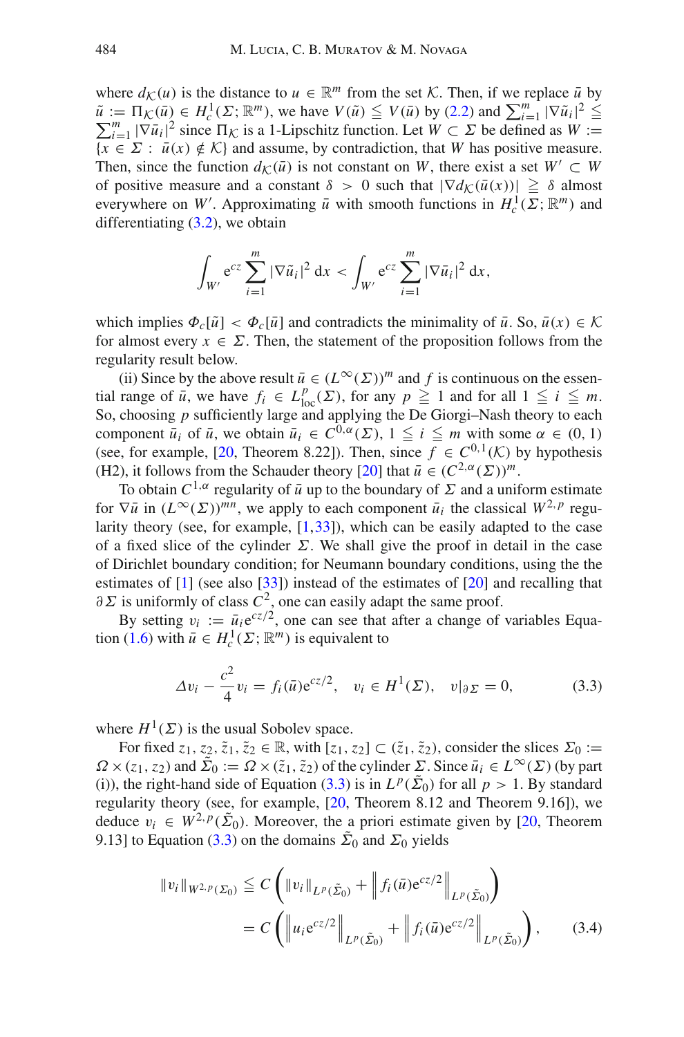where $d_{\mathcal{K}}(u)$ is the distance to $u \in \mathbb{R}^m$ from the set $\mathcal{K}$. Then, if we replace $\bar{u}$ by $\tilde{u} := \Pi_{\mathcal{K}}(\bar{u}) \in H^1_c(\Sigma; \mathbb{R}^m)$, we have $V(\tilde{u}) \leqq V(\bar{u})$ by (2.2) and $\sum_{i=1}^m |\nabla \tilde{u}_i|^2 \leqq \sum_{i=1}^m |\nabla \bar{u}_i|^2$ since $\Pi_{\mathcal{K}}$ is a 1-Lipschitz function. Let $W \subset \Sigma$ be defined as $W := \{x \in \Sigma : \bar{u}(x) \notin \mathcal{K}\}$ and assume, by contradiction, that $W$ has positive measure. Then, since the function $d_{\mathcal{K}}(\bar{u})$ is not constant on $W$, there exist a set $W' \subset W$ of positive measure and a constant $\delta > 0$ such that $|\nabla d_{\mathcal{K}}(\bar{u}(x))| \geqq \delta$ almost everywhere on $W'$. Approximating $\bar{u}$ with smooth functions in $H^1_c(\Sigma; \mathbb{R}^m)$ and differentiating (3.2), we obtain

$$\int_{W'} \mathrm{e}^{cz} \sum_{i=1}^m |\nabla \tilde{u}_i|^2 \, \mathrm{d}x < \int_{W'} \mathrm{e}^{cz} \sum_{i=1}^m |\nabla \bar{u}_i|^2 \, \mathrm{d}x,$$

which implies $\Phi_c[\tilde{u}] < \Phi_c[\bar{u}]$ and contradicts the minimality of $\bar{u}$. So, $\bar{u}(x) \in \mathcal{K}$ for almost every $x \in \Sigma$. Then, the statement of the proposition follows from the regularity result below.

(ii) Since by the above result $\bar{u} \in (L^\infty(\Sigma))^m$ and $f$ is continuous on the essential range of $\bar{u}$, we have $f_i \in L^p_{\mathrm{loc}}(\Sigma)$, for any $p \geqq 1$ and for all $1 \leqq i \leqq m$. So, choosing $p$ sufficiently large and applying the De Giorgi–Nash theory to each component $\bar{u}_i$ of $\bar{u}$, we obtain $\bar{u}_i \in C^{0,\alpha}(\Sigma)$, $1 \leqq i \leqq m$ with some $\alpha \in (0, 1)$ (see, for example, [20, Theorem 8.22]). Then, since $f \in C^{0,1}(\mathcal{K})$ by hypothesis (H2), it follows from the Schauder theory [20] that $\bar{u} \in (C^{2,\alpha}(\Sigma))^m$.

To obtain $C^{1,\alpha}$ regularity of $\bar{u}$ up to the boundary of $\Sigma$ and a uniform estimate for $\nabla \bar{u}$ in $(L^\infty(\Sigma))^{mn}$, we apply to each component $\bar{u}_i$ the classical $W^{2,p}$ regularity theory (see, for example, [1,33]), which can be easily adapted to the case of a fixed slice of the cylinder $\Sigma$. We shall give the proof in detail in the case of Dirichlet boundary condition; for Neumann boundary conditions, using the estimates of [1] (see also [33]) instead of the estimates of [20] and recalling that $\partial\Sigma$ is uniformly of class $C^2$, one can easily adapt the same proof.

By setting $v_i := \bar{u}_i \mathrm{e}^{cz/2}$, one can see that after a change of variables Equation (1.6) with $\bar{u} \in H^1_c(\Sigma; \mathbb{R}^m)$ is equivalent to

$$\Delta v_i - \frac{c^2}{4} v_i = f_i(\bar{u}) \mathrm{e}^{cz/2}, \quad v_i \in H^1(\Sigma), \quad v|_{\partial\Sigma} = 0, \tag{3.3}$$

where $H^1(\Sigma)$ is the usual Sobolev space.

For fixed $z_1, z_2, \tilde{z}_1, \tilde{z}_2 \in \mathbb{R}$, with $[z_1, z_2] \subset (\tilde{z}_1, \tilde{z}_2)$, consider the slices $\Sigma_0 := \Omega \times (z_1, z_2)$ and $\tilde{\Sigma}_0 := \Omega \times (\tilde{z}_1, \tilde{z}_2)$ of the cylinder $\Sigma$. Since $\bar{u}_i \in L^\infty(\Sigma)$ (by part (i)), the right-hand side of Equation (3.3) is in $L^p(\tilde{\Sigma}_0)$ for all $p > 1$. By standard regularity theory (see, for example, [20, Theorem 8.12 and Theorem 9.16]), we deduce $v_i \in W^{2,p}(\tilde{\Sigma}_0)$. Moreover, the a priori estimate given by [20, Theorem 9.13] to Equation (3.3) on the domains $\tilde{\Sigma}_0$ and $\Sigma_0$ yields

$$\begin{aligned}
\|v_i\|_{W^{2,p}(\Sigma_0)} &\leqq C \left( \|v_i\|_{L^p(\tilde{\Sigma}_0)} + \left\| f_i(\bar{u}) \mathrm{e}^{cz/2} \right\|_{L^p(\tilde{\Sigma}_0)} \right) \\
&= C \left( \left\| u_i \mathrm{e}^{cz/2} \right\|_{L^p(\tilde{\Sigma}_0)} + \left\| f_i(\bar{u}) \mathrm{e}^{cz/2} \right\|_{L^p(\tilde{\Sigma}_0)} \right),
\end{aligned} \tag{3.4}$$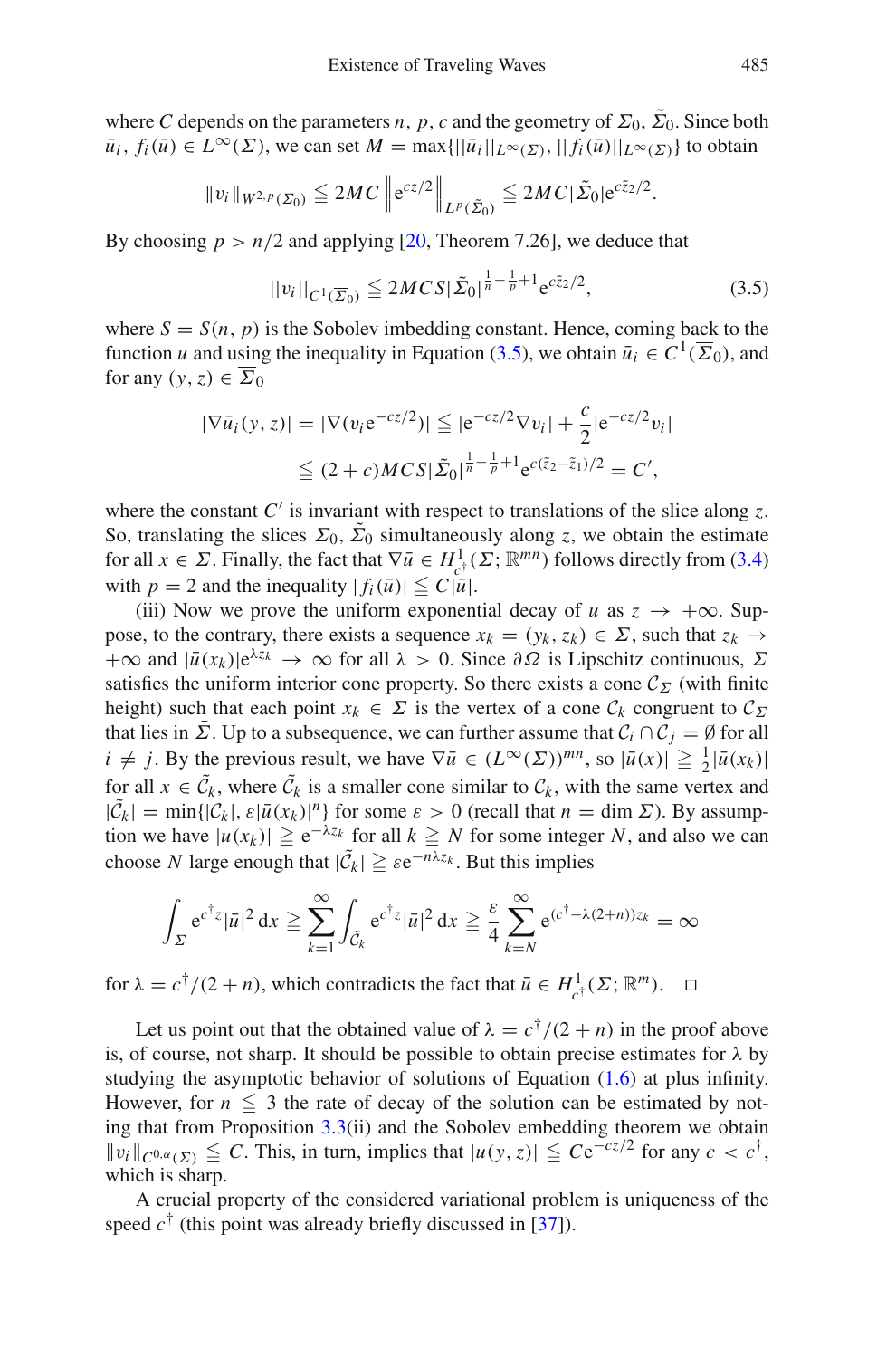where $C$ depends on the parameters $n$, $p$, $c$ and the geometry of $\Sigma_0$, $\tilde{\Sigma}_0$. Since both $\bar{u}_i$, $f_i(\bar{u}) \in L^\infty(\Sigma)$, we can set $M = \max\{||\bar{u}_i||_{L^\infty(\Sigma)}, ||f_i(\bar{u})||_{L^\infty(\Sigma)}\}$ to obtain

$$\|v_i\|_{W^{2,p}(\Sigma_0)} \leqq 2MC \left\| \mathrm{e}^{cz/2} \right\|_{L^p(\tilde{\Sigma}_0)} \leqq 2MC|\tilde{\Sigma}_0|\mathrm{e}^{c\tilde{z}_2/2}.$$

By choosing $p > n/2$ and applying [20, Theorem 7.26], we deduce that

$$||v_i||_{C^1(\overline{\Sigma}_0)} \leqq 2MCS|\tilde{\Sigma}_0|^{\frac{1}{n}-\frac{1}{p}+1}\mathrm{e}^{c\tilde{z}_2/2}, \tag{3.5}$$

where $S = S(n, p)$ is the Sobolev imbedding constant. Hence, coming back to the function $u$ and using the inequality in Equation (3.5), we obtain $\bar{u}_i \in C^1(\overline{\Sigma}_0)$, and for any $(y, z) \in \overline{\Sigma}_0$

$$\begin{aligned} |\nabla \bar{u}_i(y, z)| = |\nabla(v_i \mathrm{e}^{-cz/2})| &\leqq |\mathrm{e}^{-cz/2}\nabla v_i| + \frac{c}{2}|\mathrm{e}^{-cz/2}v_i| \\ &\leqq (2 + c)MCS|\tilde{\Sigma}_0|^{\frac{1}{n}-\frac{1}{p}+1}\mathrm{e}^{c(\tilde{z}_2-\tilde{z}_1)/2} = C', \end{aligned}$$

where the constant $C'$ is invariant with respect to translations of the slice along $z$. So, translating the slices $\Sigma_0$, $\tilde{\Sigma}_0$ simultaneously along $z$, we obtain the estimate for all $x \in \Sigma$. Finally, the fact that $\nabla \bar{u} \in H^1_{c^\dagger}(\Sigma; \mathbb{R}^{mn})$ follows directly from (3.4) with $p = 2$ and the inequality $|f_i(\bar{u})| \leqq C|\bar{u}|$.

(iii) Now we prove the uniform exponential decay of $u$ as $z \to +\infty$. Suppose, to the contrary, there exists a sequence $x_k = (y_k, z_k) \in \Sigma$, such that $z_k \to +\infty$ and $|\bar{u}(x_k)|\mathrm{e}^{\lambda z_k} \to \infty$ for all $\lambda > 0$. Since $\partial\Omega$ is Lipschitz continuous, $\Sigma$ satisfies the uniform interior cone property. So there exists a cone $\mathcal{C}_\Sigma$ (with finite height) such that each point $x_k \in \Sigma$ is the vertex of a cone $\mathcal{C}_k$ congruent to $\mathcal{C}_\Sigma$ that lies in $\bar{\Sigma}$. Up to a subsequence, we can further assume that $\mathcal{C}_i \cap \mathcal{C}_j = \emptyset$ for all $i \neq j$. By the previous result, we have $\nabla \bar{u} \in (L^\infty(\Sigma))^{mn}$, so $|\bar{u}(x)| \geqq \frac{1}{2}|\bar{u}(x_k)|$ for all $x \in \tilde{\mathcal{C}}_k$, where $\tilde{\mathcal{C}}_k$ is a smaller cone similar to $\mathcal{C}_k$, with the same vertex and $|\tilde{\mathcal{C}}_k| = \min\{|\mathcal{C}_k|, \varepsilon|\bar{u}(x_k)|^n\}$ for some $\varepsilon > 0$ (recall that $n = \dim \Sigma$). By assumption we have $|u(x_k)| \geqq \mathrm{e}^{-\lambda z_k}$ for all $k \geqq N$ for some integer $N$, and also we can choose $N$ large enough that $|\tilde{\mathcal{C}}_k| \geqq \varepsilon \mathrm{e}^{-n\lambda z_k}$. But this implies

$$\int_\Sigma \mathrm{e}^{c^\dagger z}|\bar{u}|^2\,\mathrm{d}x \geqq \sum_{k=1}^{\infty} \int_{\tilde{\mathcal{C}}_k} \mathrm{e}^{c^\dagger z}|\bar{u}|^2\,\mathrm{d}x \geqq \frac{\varepsilon}{4}\sum_{k=N}^{\infty} \mathrm{e}^{(c^\dagger - \lambda(2+n))z_k} = \infty$$

for $\lambda = c^\dagger/(2 + n)$, which contradicts the fact that $\bar{u} \in H^1_{c^\dagger}(\Sigma; \mathbb{R}^m)$. $\square$

Let us point out that the obtained value of $\lambda = c^\dagger/(2 + n)$ in the proof above is, of course, not sharp. It should be possible to obtain precise estimates for $\lambda$ by studying the asymptotic behavior of solutions of Equation (1.6) at plus infinity. However, for $n \leqq 3$ the rate of decay of the solution can be estimated by noting that from Proposition 3.3(ii) and the Sobolev embedding theorem we obtain $\|v_i\|_{C^{0,\alpha}(\Sigma)} \leqq C$. This, in turn, implies that $|u(y, z)| \leqq C\mathrm{e}^{-cz/2}$ for any $c < c^\dagger$, which is sharp.

A crucial property of the considered variational problem is uniqueness of the speed $c^\dagger$ (this point was already briefly discussed in [37]).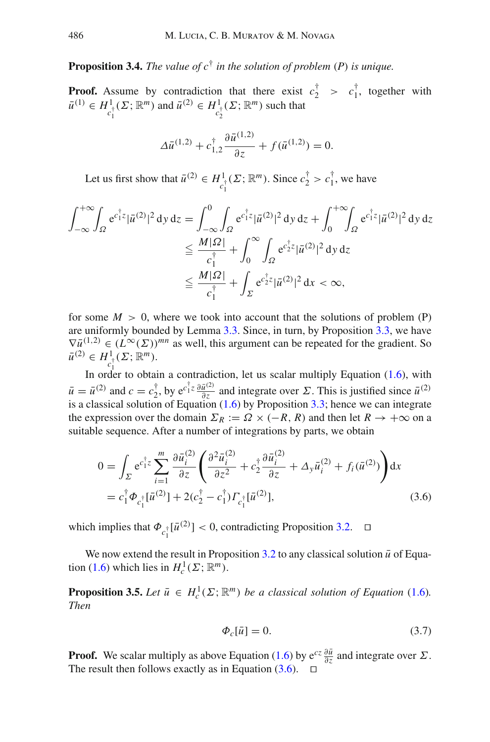**Proposition 3.4.** *The value of $c^\dagger$ in the solution of problem (P) is unique.*

**Proof.** Assume by contradiction that there exist $c_2^\dagger > c_1^\dagger$, together with $\bar{u}^{(1)} \in H^1_{c_1^\dagger}(\Sigma; \mathbb{R}^m)$ and $\bar{u}^{(2)} \in H^1_{c_2^\dagger}(\Sigma; \mathbb{R}^m)$ such that

$$\Delta \bar{u}^{(1,2)} + c_{1,2}^\dagger \frac{\partial \bar{u}^{(1,2)}}{\partial z} + f(\bar{u}^{(1,2)}) = 0.$$

Let us first show that $\bar{u}^{(2)} \in H^1_{c_1^\dagger}(\Sigma; \mathbb{R}^m)$. Since $c_2^\dagger > c_1^\dagger$, we have

$$\begin{aligned}
\int_{-\infty}^{+\infty} \int_\Omega e^{c_1^\dagger z} |\bar{u}^{(2)}|^2 \, dy \, dz &= \int_{-\infty}^{0} \int_\Omega e^{c_1^\dagger z} |\bar{u}^{(2)}|^2 \, dy \, dz + \int_{0}^{+\infty} \int_\Omega e^{c_1^\dagger z} |\bar{u}^{(2)}|^2 \, dy \, dz \\
&\leqq \frac{M|\Omega|}{c_1^\dagger} + \int_0^\infty \int_\Omega e^{c_2^\dagger z} |\bar{u}^{(2)}|^2 \, dy \, dz \\
&\leqq \frac{M|\Omega|}{c_1^\dagger} + \int_\Sigma e^{c_2^\dagger z} |\bar{u}^{(2)}|^2 \, dx < \infty,
\end{aligned}$$

for some $M > 0$, where we took into account that the solutions of problem (P) are uniformly bounded by Lemma 3.3. Since, in turn, by Proposition 3.3, we have $\nabla \bar{u}^{(1,2)} \in (L^\infty(\Sigma))^{mn}$ as well, this argument can be repeated for the gradient. So $\bar{u}^{(2)} \in H^1_{c_1^\dagger}(\Sigma; \mathbb{R}^m)$.

In order to obtain a contradiction, let us scalar multiply Equation (1.6), with $\bar{u} = \bar{u}^{(2)}$ and $c = c_2^\dagger$, by $e^{c_1^\dagger z} \frac{\partial \bar{u}^{(2)}}{\partial z}$ and integrate over $\Sigma$. This is justified since $\bar{u}^{(2)}$ is a classical solution of Equation (1.6) by Proposition 3.3; hence we can integrate the expression over the domain $\Sigma_R := \Omega \times (-R, R)$ and then let $R \to +\infty$ on a suitable sequence. After a number of integrations by parts, we obtain

$$\begin{aligned}
0 &= \int_\Sigma e^{c_1^\dagger z} \sum_{i=1}^m \frac{\partial \bar{u}_i^{(2)}}{\partial z} \left( \frac{\partial^2 \bar{u}_i^{(2)}}{\partial z^2} + c_2^\dagger \frac{\partial \bar{u}_i^{(2)}}{\partial z} + \Delta_y \bar{u}_i^{(2)} + f_i(\bar{u}^{(2)}) \right) dx \\
&= c_1^\dagger \Phi_{c_1^\dagger}[\bar{u}^{(2)}] + 2(c_2^\dagger - c_1^\dagger) \Gamma_{c_1^\dagger}[\bar{u}^{(2)}],
\end{aligned} \tag{3.6}$$

which implies that $\Phi_{c_1^\dagger}[\bar{u}^{(2)}] < 0$, contradicting Proposition 3.2. $\square$

We now extend the result in Proposition 3.2 to any classical solution $\bar{u}$ of Equation (1.6) which lies in $H^1_c(\Sigma; \mathbb{R}^m)$.

**Proposition 3.5.** *Let $\bar{u} \in H^1_c(\Sigma; \mathbb{R}^m)$ be a classical solution of Equation (1.6). Then*

$$\Phi_c[\bar{u}] = 0. \tag{3.7}$$

**Proof.** We scalar multiply as above Equation (1.6) by $e^{cz} \frac{\partial \bar{u}}{\partial z}$ and integrate over $\Sigma$. The result then follows exactly as in Equation (3.6). $\square$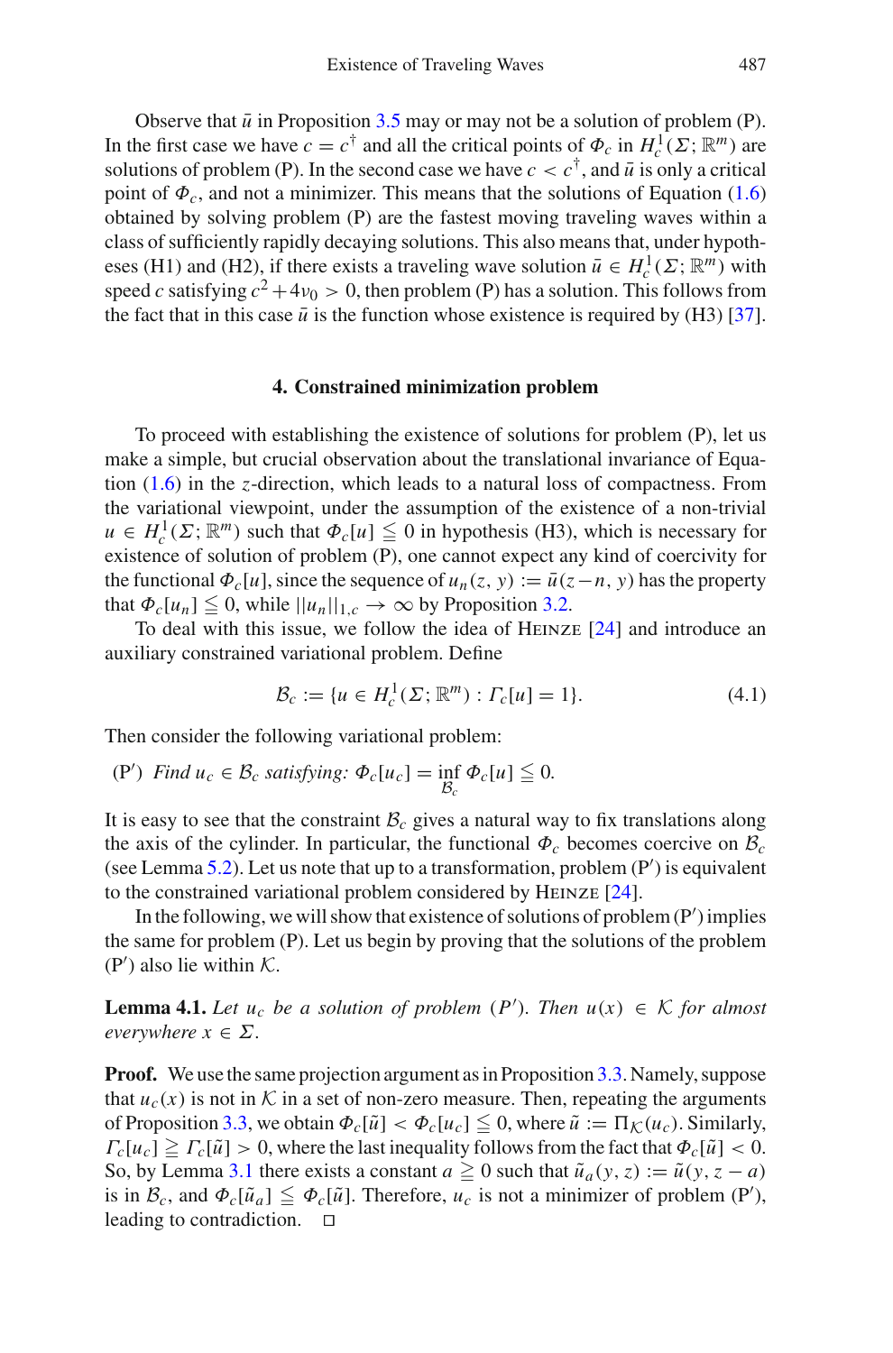Observe that $\bar{u}$ in Proposition 3.5 may or may not be a solution of problem (P). In the first case we have $c = c^\dagger$ and all the critical points of $\Phi_c$ in $H^1_c(\Sigma; \mathbb{R}^m)$ are solutions of problem (P). In the second case we have $c < c^\dagger$, and $\bar{u}$ is only a critical point of $\Phi_c$, and not a minimizer. This means that the solutions of Equation (1.6) obtained by solving problem (P) are the fastest moving traveling waves within a class of sufficiently rapidly decaying solutions. This also means that, under hypotheses (H1) and (H2), if there exists a traveling wave solution $\bar{u} \in H^1_c(\Sigma; \mathbb{R}^m)$ with speed $c$ satisfying $c^2 + 4\nu_0 > 0$, then problem (P) has a solution. This follows from the fact that in this case $\bar{u}$ is the function whose existence is required by (H3) [37].

## 4. Constrained minimization problem

To proceed with establishing the existence of solutions for problem (P), let us make a simple, but crucial observation about the translational invariance of Equation (1.6) in the $z$-direction, which leads to a natural loss of compactness. From the variational viewpoint, under the assumption of the existence of a non-trivial $u \in H^1_c(\Sigma; \mathbb{R}^m)$ such that $\Phi_c[u] \leqq 0$ in hypothesis (H3), which is necessary for existence of solution of problem (P), one cannot expect any kind of coercivity for the functional $\Phi_c[u]$, since the sequence of $u_n(z, y) := \bar{u}(z - n, y)$ has the property that $\Phi_c[u_n] \leqq 0$, while $||u_n||_{1,c} \to \infty$ by Proposition 3.2.

To deal with this issue, we follow the idea of Heinze [24] and introduce an auxiliary constrained variational problem. Define

$$\mathcal{B}_c := \{u \in H^1_c(\Sigma; \mathbb{R}^m) : \Gamma_c[u] = 1\}. \tag{4.1}$$

Then consider the following variational problem:

(P′) *Find* $u_c \in \mathcal{B}_c$ *satisfying:* $\Phi_c[u_c] = \inf_{\mathcal{B}_c} \Phi_c[u] \leqq 0.$

It is easy to see that the constraint $\mathcal{B}_c$ gives a natural way to fix translations along the axis of the cylinder. In particular, the functional $\Phi_c$ becomes coercive on $\mathcal{B}_c$ (see Lemma 5.2). Let us note that up to a transformation, problem (P′) is equivalent to the constrained variational problem considered by Heinze [24].

In the following, we will show that existence of solutions of problem (P′) implies the same for problem (P). Let us begin by proving that the solutions of the problem (P′) also lie within $\mathcal{K}$.

**Lemma 4.1.** *Let $u_c$ be a solution of problem (P′). Then $u(x) \in \mathcal{K}$ for almost everywhere $x \in \Sigma$.*

**Proof.** We use the same projection argument as in Proposition 3.3. Namely, suppose that $u_c(x)$ is not in $\mathcal{K}$ in a set of non-zero measure. Then, repeating the arguments of Proposition 3.3, we obtain $\Phi_c[\tilde{u}] < \Phi_c[u_c] \leqq 0$, where $\tilde{u} := \Pi_{\mathcal{K}}(u_c)$. Similarly, $\Gamma_c[u_c] \geqq \Gamma_c[\tilde{u}] > 0$, where the last inequality follows from the fact that $\Phi_c[\tilde{u}] < 0$. So, by Lemma 3.1 there exists a constant $a \geqq 0$ such that $\tilde{u}_a(y, z) := \tilde{u}(y, z - a)$ is in $\mathcal{B}_c$, and $\Phi_c[\tilde{u}_a] \leqq \Phi_c[\tilde{u}]$. Therefore, $u_c$ is not a minimizer of problem (P′), leading to contradiction. □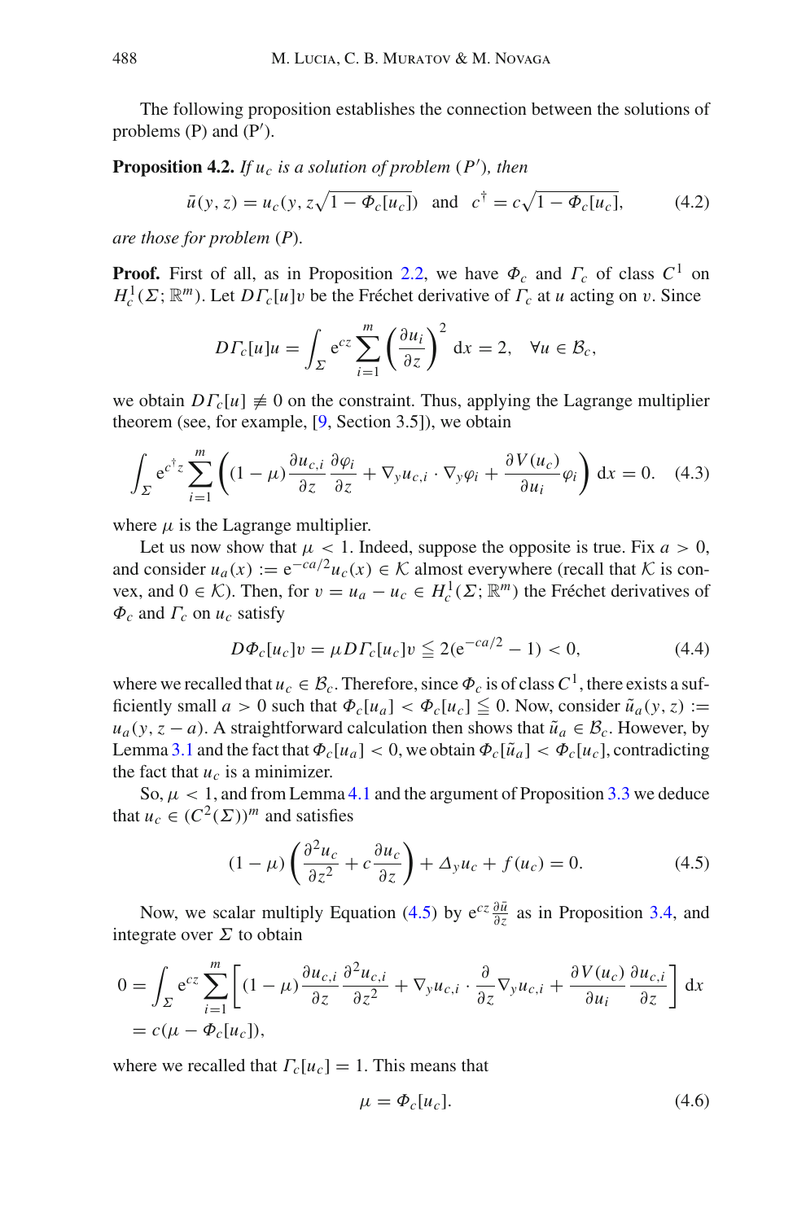The following proposition establishes the connection between the solutions of problems (P) and (P′).

**Proposition 4.2.** *If $u_c$ is a solution of problem (P′), then*

$$\bar{u}(y, z) = u_c(y, z\sqrt{1 - \Phi_c[u_c]}) \quad \text{and} \quad c^\dagger = c\sqrt{1 - \Phi_c[u_c]}, \tag{4.2}$$

*are those for problem (P).*

**Proof.** First of all, as in Proposition 2.2, we have $\Phi_c$ and $\Gamma_c$ of class $C^1$ on $H^1_c(\Sigma; \mathbb{R}^m)$. Let $D\Gamma_c[u]v$ be the Fréchet derivative of $\Gamma_c$ at $u$ acting on $v$. Since

$$D\Gamma_c[u]u = \int_\Sigma e^{cz} \sum_{i=1}^m \left( \frac{\partial u_i}{\partial z} \right)^2 \, dx = 2, \quad \forall u \in \mathcal{B}_c,$$

we obtain $D\Gamma_c[u] \not\equiv 0$ on the constraint. Thus, applying the Lagrange multiplier theorem (see, for example, [9, Section 3.5]), we obtain

$$\int_\Sigma e^{c^\dagger z} \sum_{i=1}^m \left( (1 - \mu) \frac{\partial u_{c,i}}{\partial z} \frac{\partial \varphi_i}{\partial z} + \nabla_y u_{c,i} \cdot \nabla_y \varphi_i + \frac{\partial V(u_c)}{\partial u_i} \varphi_i \right) dx = 0. \tag{4.3}$$

where $\mu$ is the Lagrange multiplier.

Let us now show that $\mu < 1$. Indeed, suppose the opposite is true. Fix $a > 0$, and consider $u_a(x) := e^{-ca/2} u_c(x) \in \mathcal{K}$ almost everywhere (recall that $\mathcal{K}$ is convex, and $0 \in \mathcal{K}$). Then, for $v = u_a - u_c \in H^1_c(\Sigma; \mathbb{R}^m)$ the Fréchet derivatives of $\Phi_c$ and $\Gamma_c$ on $u_c$ satisfy

$$D\Phi_c[u_c]v = \mu D\Gamma_c[u_c]v \leqq 2(e^{-ca/2} - 1) < 0, \tag{4.4}$$

where we recalled that $u_c \in \mathcal{B}_c$. Therefore, since $\Phi_c$ is of class $C^1$, there exists a sufficiently small $a > 0$ such that $\Phi_c[u_a] < \Phi_c[u_c] \leqq 0$. Now, consider $\tilde{u}_a(y, z) := u_a(y, z - a)$. A straightforward calculation then shows that $\tilde{u}_a \in \mathcal{B}_c$. However, by Lemma 3.1 and the fact that $\Phi_c[u_a] < 0$, we obtain $\Phi_c[\tilde{u}_a] < \Phi_c[u_c]$, contradicting the fact that $u_c$ is a minimizer.

So, $\mu < 1$, and from Lemma 4.1 and the argument of Proposition 3.3 we deduce that $u_c \in (C^2(\Sigma))^m$ and satisfies

$$(1 - \mu) \left( \frac{\partial^2 u_c}{\partial z^2} + c \frac{\partial u_c}{\partial z} \right) + \Delta_y u_c + f(u_c) = 0. \tag{4.5}$$

Now, we scalar multiply Equation (4.5) by $e^{cz} \frac{\partial \bar{u}}{\partial z}$ as in Proposition 3.4, and integrate over $\Sigma$ to obtain

$$\begin{aligned}
0 &= \int_\Sigma e^{cz} \sum_{i=1}^m \left[ (1 - \mu) \frac{\partial u_{c,i}}{\partial z} \frac{\partial^2 u_{c,i}}{\partial z^2} + \nabla_y u_{c,i} \cdot \frac{\partial}{\partial z} \nabla_y u_{c,i} + \frac{\partial V(u_c)}{\partial u_i} \frac{\partial u_{c,i}}{\partial z} \right] dx \\
&= c(\mu - \Phi_c[u_c]),
\end{aligned}$$

where we recalled that $\Gamma_c[u_c] = 1$. This means that

$$\mu = \Phi_c[u_c]. \tag{4.6}$$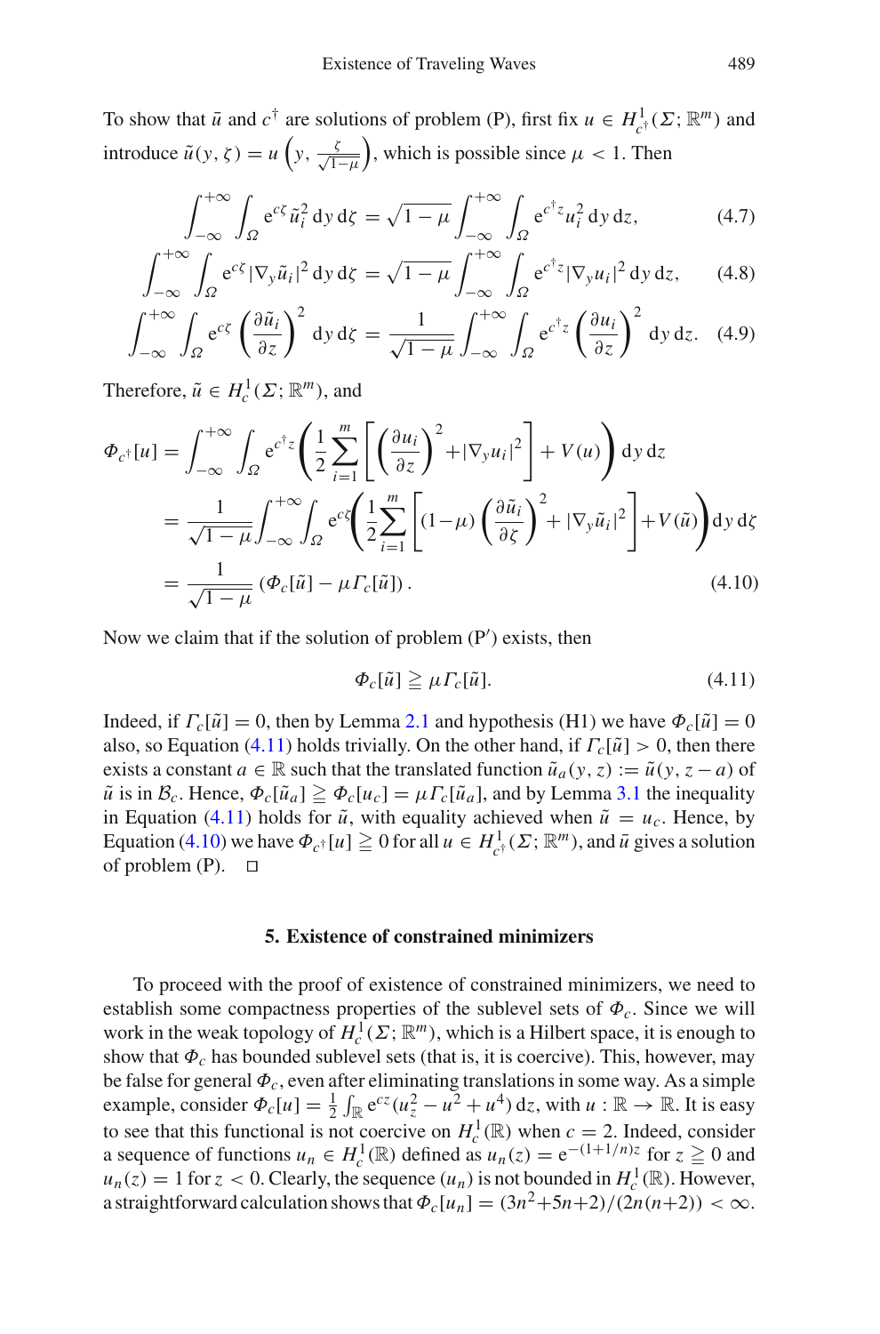To show that $\bar{u}$ and $c^\dagger$ are solutions of problem (P), first fix $u \in H^1_{c^\dagger}(\Sigma; \mathbb{R}^m)$ and introduce $\tilde{u}(y, \zeta) = u\left(y, \frac{\zeta}{\sqrt{1-\mu}}\right)$, which is possible since $\mu < 1$. Then

$$\int_{-\infty}^{+\infty} \int_\Omega e^{c\zeta} \tilde{u}_i^2 \, dy \, d\zeta = \sqrt{1-\mu} \int_{-\infty}^{+\infty} \int_\Omega e^{c^\dagger z} u_i^2 \, dy \, dz, \tag{4.7}$$

$$\int_{-\infty}^{+\infty} \int_\Omega e^{c\zeta} |\nabla_y \tilde{u}_i|^2 \, dy \, d\zeta = \sqrt{1-\mu} \int_{-\infty}^{+\infty} \int_\Omega e^{c^\dagger z} |\nabla_y u_i|^2 \, dy \, dz, \tag{4.8}$$

$$\int_{-\infty}^{+\infty} \int_\Omega e^{c\zeta} \left(\frac{\partial \tilde{u}_i}{\partial z}\right)^2 dy \, d\zeta = \frac{1}{\sqrt{1-\mu}} \int_{-\infty}^{+\infty} \int_\Omega e^{c^\dagger z} \left(\frac{\partial u_i}{\partial z}\right)^2 dy \, dz. \tag{4.9}$$

Therefore, $\tilde{u} \in H^1_c(\Sigma; \mathbb{R}^m)$, and

$$\begin{aligned}
\Phi_{c^\dagger}[u] &= \int_{-\infty}^{+\infty} \int_\Omega e^{c^\dagger z} \left( \frac{1}{2} \sum_{i=1}^m \left[ \left(\frac{\partial u_i}{\partial z}\right)^2 + |\nabla_y u_i|^2 \right] + V(u) \right) dy \, dz \\
&= \frac{1}{\sqrt{1-\mu}} \int_{-\infty}^{+\infty} \int_\Omega e^{c\zeta} \left( \frac{1}{2} \sum_{i=1}^m \left[ (1-\mu) \left(\frac{\partial \tilde{u}_i}{\partial \zeta}\right)^2 + |\nabla_y \tilde{u}_i|^2 \right] + V(\tilde{u}) \right) dy \, d\zeta \\
&= \frac{1}{\sqrt{1-\mu}} \left( \Phi_c[\tilde{u}] - \mu \Gamma_c[\tilde{u}] \right).
\end{aligned} \tag{4.10}$$

Now we claim that if the solution of problem (P′) exists, then

$$\Phi_c[\tilde{u}] \geqq \mu \Gamma_c[\tilde{u}]. \tag{4.11}$$

Indeed, if $\Gamma_c[\tilde{u}] = 0$, then by Lemma 2.1 and hypothesis (H1) we have $\Phi_c[\tilde{u}] = 0$ also, so Equation (4.11) holds trivially. On the other hand, if $\Gamma_c[\tilde{u}] > 0$, then there exists a constant $a \in \mathbb{R}$ such that the translated function $\tilde{u}_a(y, z) := \tilde{u}(y, z - a)$ of $\tilde{u}$ is in $\mathcal{B}_c$. Hence, $\Phi_c[\tilde{u}_a] \geqq \Phi_c[u_c] = \mu \Gamma_c[\tilde{u}_a]$, and by Lemma 3.1 the inequality in Equation (4.11) holds for $\tilde{u}$, with equality achieved when $\tilde{u} = u_c$. Hence, by Equation (4.10) we have $\Phi_{c^\dagger}[u] \geqq 0$ for all $u \in H^1_{c^\dagger}(\Sigma; \mathbb{R}^m)$, and $\bar{u}$ gives a solution of problem (P). $\square$

## 5. Existence of constrained minimizers

To proceed with the proof of existence of constrained minimizers, we need to establish some compactness properties of the sublevel sets of $\Phi_c$. Since we will work in the weak topology of $H^1_c(\Sigma; \mathbb{R}^m)$, which is a Hilbert space, it is enough to show that $\Phi_c$ has bounded sublevel sets (that is, it is coercive). This, however, may be false for general $\Phi_c$, even after eliminating translations in some way. As a simple example, consider $\Phi_c[u] = \frac{1}{2} \int_\mathbb{R} e^{cz} (u_z^2 - u^2 + u^4) \, dz$, with $u : \mathbb{R} \to \mathbb{R}$. It is easy to see that this functional is not coercive on $H^1_c(\mathbb{R})$ when $c = 2$. Indeed, consider a sequence of functions $u_n \in H^1_c(\mathbb{R})$ defined as $u_n(z) = e^{-(1+1/n)z}$ for $z \geqq 0$ and $u_n(z) = 1$ for $z < 0$. Clearly, the sequence $(u_n)$ is not bounded in $H^1_c(\mathbb{R})$. However, a straightforward calculation shows that $\Phi_c[u_n] = (3n^2+5n+2)/(2n(n+2)) < \infty$.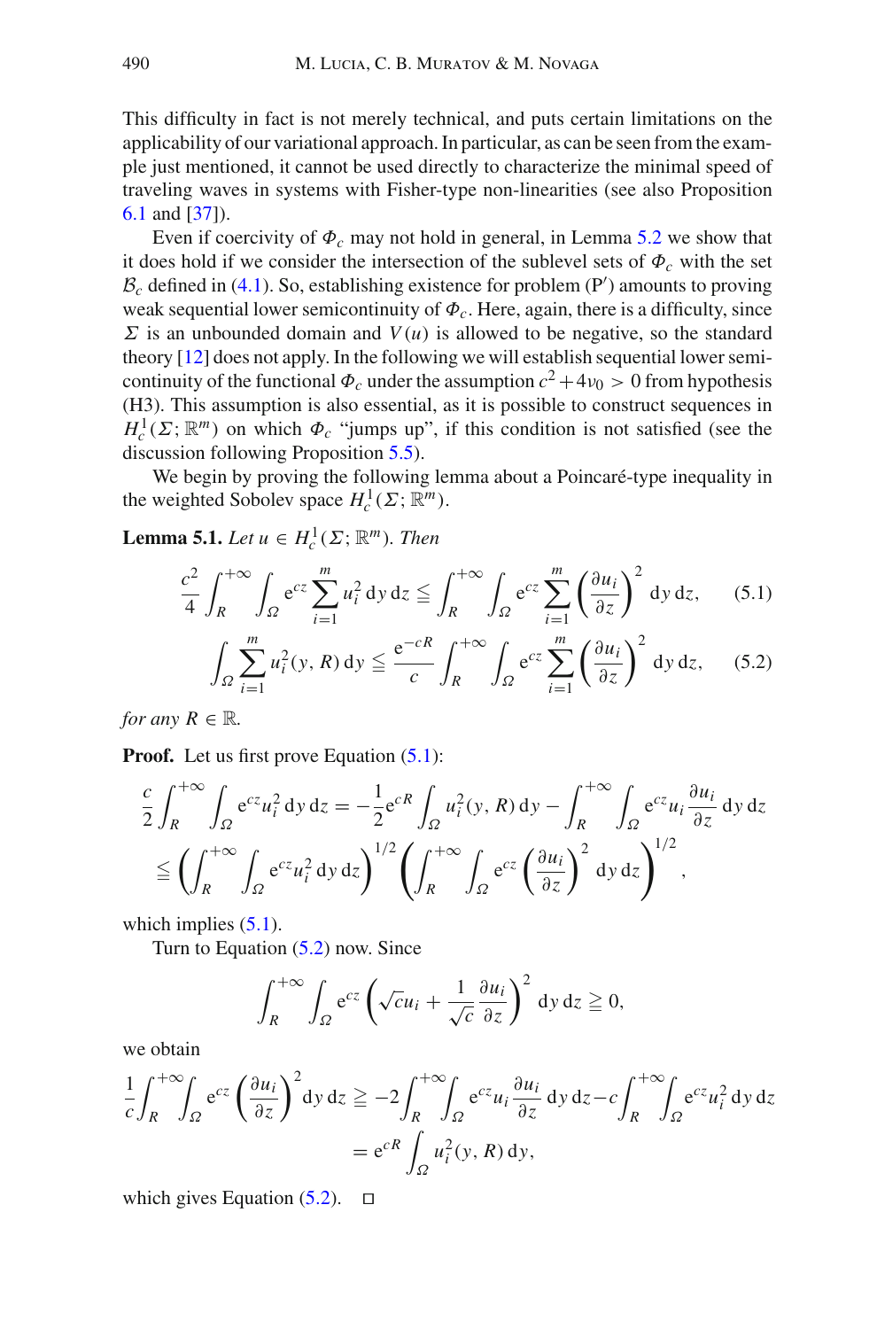This difficulty in fact is not merely technical, and puts certain limitations on the applicability of our variational approach. In particular, as can be seen from the example just mentioned, it cannot be used directly to characterize the minimal speed of traveling waves in systems with Fisher-type non-linearities (see also Proposition 6.1 and [37]).

Even if coercivity of $\Phi_c$ may not hold in general, in Lemma 5.2 we show that it does hold if we consider the intersection of the sublevel sets of $\Phi_c$ with the set $\mathcal{B}_c$ defined in (4.1). So, establishing existence for problem (P′) amounts to proving weak sequential lower semicontinuity of $\Phi_c$. Here, again, there is a difficulty, since $\Sigma$ is an unbounded domain and $V(u)$ is allowed to be negative, so the standard theory [12] does not apply. In the following we will establish sequential lower semicontinuity of the functional $\Phi_c$ under the assumption $c^2 + 4\nu_0 > 0$ from hypothesis (H3). This assumption is also essential, as it is possible to construct sequences in $H_c^1(\Sigma; \mathbb{R}^m)$ on which $\Phi_c$ "jumps up", if this condition is not satisfied (see the discussion following Proposition 5.5).

We begin by proving the following lemma about a Poincaré-type inequality in the weighted Sobolev space $H_c^1(\Sigma; \mathbb{R}^m)$.

**Lemma 5.1.** *Let $u \in H_c^1(\Sigma; \mathbb{R}^m)$. Then*

$$\frac{c^2}{4} \int_R^{+\infty} \int_\Omega e^{cz} \sum_{i=1}^m u_i^2 \, dy \, dz \leqq \int_R^{+\infty} \int_\Omega e^{cz} \sum_{i=1}^m \left( \frac{\partial u_i}{\partial z} \right)^2 dy \, dz, \tag{5.1}$$

$$\int_\Omega \sum_{i=1}^m u_i^2(y, R) \, dy \leqq \frac{e^{-cR}}{c} \int_R^{+\infty} \int_\Omega e^{cz} \sum_{i=1}^m \left( \frac{\partial u_i}{\partial z} \right)^2 dy \, dz, \tag{5.2}$$

*for any $R \in \mathbb{R}$.*

**Proof.** Let us first prove Equation (5.1):

$$\begin{aligned}
\frac{c}{2} \int_R^{+\infty} \int_\Omega e^{cz} u_i^2 \, dy \, dz &= -\frac{1}{2} e^{cR} \int_\Omega u_i^2(y, R) \, dy - \int_R^{+\infty} \int_\Omega e^{cz} u_i \frac{\partial u_i}{\partial z} \, dy \, dz \\
&\leqq \left( \int_R^{+\infty} \int_\Omega e^{cz} u_i^2 \, dy \, dz \right)^{1/2} \left( \int_R^{+\infty} \int_\Omega e^{cz} \left( \frac{\partial u_i}{\partial z} \right)^2 dy \, dz \right)^{1/2},
\end{aligned}$$

which implies (5.1).

Turn to Equation (5.2) now. Since

$$\int_R^{+\infty} \int_\Omega e^{cz} \left( \sqrt{c} u_i + \frac{1}{\sqrt{c}} \frac{\partial u_i}{\partial z} \right)^2 dy \, dz \geqq 0,$$

we obtain

$$\begin{aligned}
\frac{1}{c} \int_R^{+\infty} \int_\Omega e^{cz} \left( \frac{\partial u_i}{\partial z} \right)^2 dy \, dz &\geqq -2 \int_R^{+\infty} \int_\Omega e^{cz} u_i \frac{\partial u_i}{\partial z} \, dy \, dz - c \int_R^{+\infty} \int_\Omega e^{cz} u_i^2 \, dy \, dz \\
&= e^{cR} \int_\Omega u_i^2(y, R) \, dy,
\end{aligned}$$

which gives Equation (5.2). □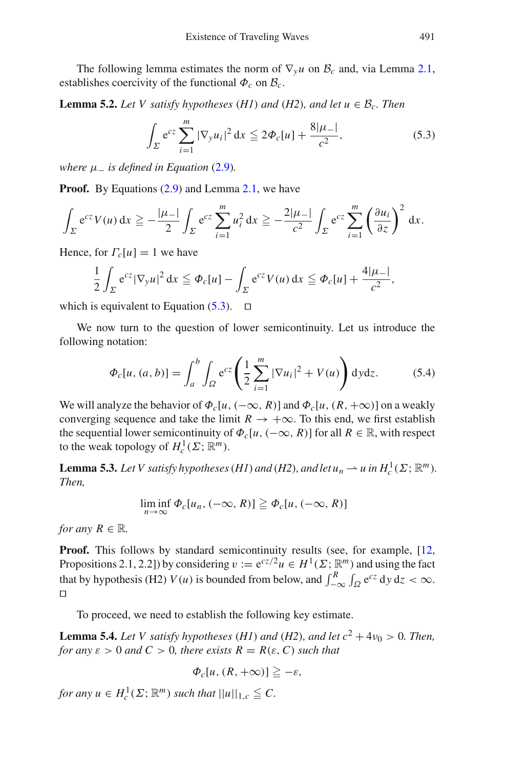The following lemma estimates the norm of $\nabla_y u$ on $\mathcal{B}_c$ and, via Lemma 2.1, establishes coercivity of the functional $\Phi_c$ on $\mathcal{B}_c$.

**Lemma 5.2.** *Let $V$ satisfy hypotheses (H1) and (H2), and let $u \in \mathcal{B}_c$. Then*

$$\int_\Sigma \mathrm{e}^{cz} \sum_{i=1}^m |\nabla_y u_i|^2 \,\mathrm{d}x \leqq 2\Phi_c[u] + \frac{8|\mu_-|}{c^2}, \tag{5.3}$$

*where $\mu_-$ is defined in Equation (2.9).*

**Proof.** By Equations (2.9) and Lemma 2.1, we have

$$\int_\Sigma \mathrm{e}^{cz} V(u)\,\mathrm{d}x \geqq -\frac{|\mu_-|}{2} \int_\Sigma \mathrm{e}^{cz} \sum_{i=1}^m u_i^2 \,\mathrm{d}x \geqq -\frac{2|\mu_-|}{c^2} \int_\Sigma \mathrm{e}^{cz} \sum_{i=1}^m \left(\frac{\partial u_i}{\partial z}\right)^2 \mathrm{d}x.$$

Hence, for $\Gamma_c[u] = 1$ we have

$$\frac{1}{2} \int_\Sigma \mathrm{e}^{cz} |\nabla_y u|^2 \,\mathrm{d}x \leqq \Phi_c[u] - \int_\Sigma \mathrm{e}^{cz} V(u)\,\mathrm{d}x \leqq \Phi_c[u] + \frac{4|\mu_-|}{c^2},$$

which is equivalent to Equation (5.3). $\square$

We now turn to the question of lower semicontinuity. Let us introduce the following notation:

$$\Phi_c[u, (a, b)] = \int_a^b \int_\Omega \mathrm{e}^{cz} \left( \frac{1}{2} \sum_{i=1}^m |\nabla u_i|^2 + V(u) \right) \mathrm{d}y\mathrm{d}z. \tag{5.4}$$

We will analyze the behavior of $\Phi_c[u, (-\infty, R)]$ and $\Phi_c[u, (R, +\infty)]$ on a weakly converging sequence and take the limit $R \to +\infty$. To this end, we first establish the sequential lower semicontinuity of $\Phi_c[u, (-\infty, R)]$ for all $R \in \mathbb{R}$, with respect to the weak topology of $H^1_c(\Sigma; \mathbb{R}^m)$.

**Lemma 5.3.** *Let $V$ satisfy hypotheses (H1) and (H2), and let $u_n \rightharpoonup u$ in $H^1_c(\Sigma; \mathbb{R}^m)$. Then,*

$$\liminf_{n\to\infty} \Phi_c[u_n, (-\infty, R)] \geqq \Phi_c[u, (-\infty, R)]$$

*for any $R \in \mathbb{R}$.*

**Proof.** This follows by standard semicontinuity results (see, for example, [12, Propositions 2.1, 2.2]) by considering $v := \mathrm{e}^{cz/2} u \in H^1(\Sigma; \mathbb{R}^m)$ and using the fact that by hypothesis (H2) $V(u)$ is bounded from below, and $\int_{-\infty}^R \int_\Omega \mathrm{e}^{cz}\,\mathrm{d}y\,\mathrm{d}z < \infty$. $\square$

To proceed, we need to establish the following key estimate.

**Lemma 5.4.** *Let $V$ satisfy hypotheses (H1) and (H2), and let $c^2 + 4\nu_0 > 0$. Then, for any $\varepsilon > 0$ and $C > 0$, there exists $R = R(\varepsilon, C)$ such that*

$$\Phi_c[u, (R, +\infty)] \geqq -\varepsilon,$$

*for any $u \in H^1_c(\Sigma; \mathbb{R}^m)$ such that $||u||_{1,c} \leqq C$.*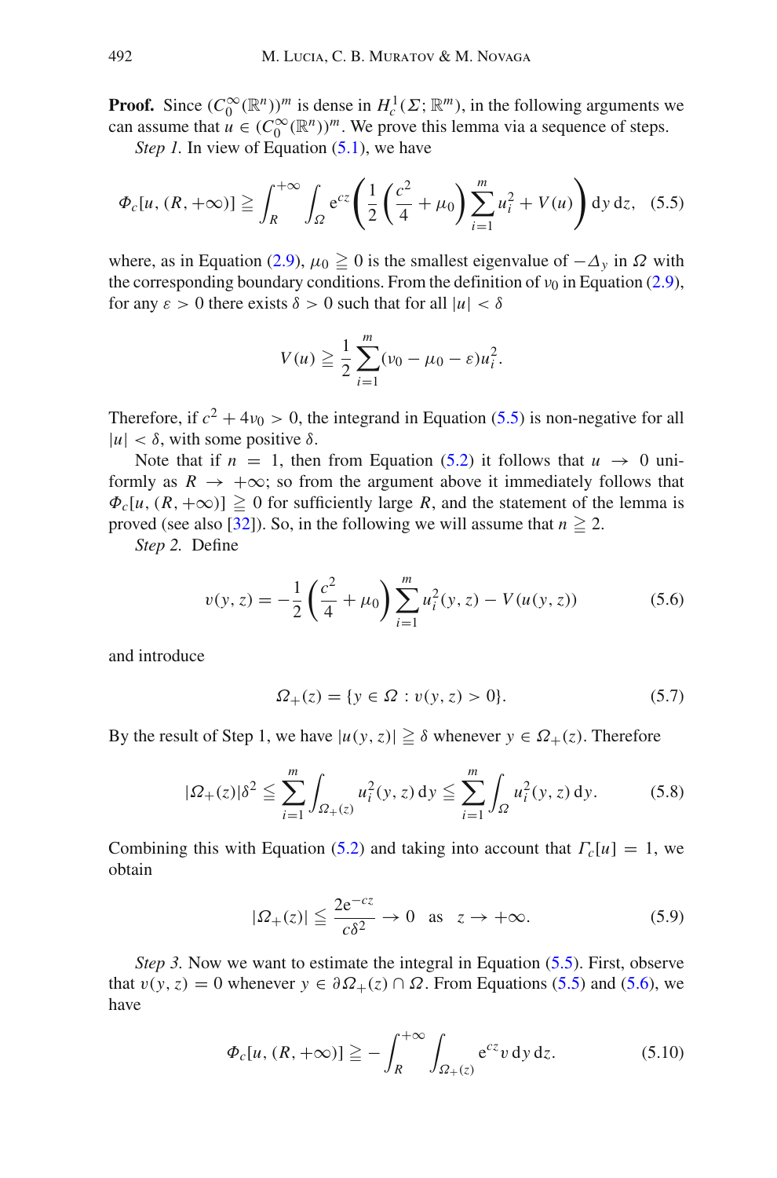**Proof.** Since $(C_0^\infty(\mathbb{R}^n))^m$ is dense in $H_c^1(\Sigma; \mathbb{R}^m)$, in the following arguments we can assume that $u \in (C_0^\infty(\mathbb{R}^n))^m$. We prove this lemma via a sequence of steps.

*Step 1.* In view of Equation (5.1), we have

$$\Phi_c[u, (R, +\infty)] \geqq \int_R^{+\infty} \int_\Omega e^{cz} \left( \frac{1}{2} \left( \frac{c^2}{4} + \mu_0 \right) \sum_{i=1}^m u_i^2 + V(u) \right) dy\, dz, \quad (5.5)$$

where, as in Equation (2.9), $\mu_0 \geqq 0$ is the smallest eigenvalue of $-\Delta_y$ in $\Omega$ with the corresponding boundary conditions. From the definition of $\nu_0$ in Equation (2.9), for any $\varepsilon > 0$ there exists $\delta > 0$ such that for all $|u| < \delta$

$$V(u) \geqq \frac{1}{2} \sum_{i=1}^m (\nu_0 - \mu_0 - \varepsilon) u_i^2.$$

Therefore, if $c^2 + 4\nu_0 > 0$, the integrand in Equation (5.5) is non-negative for all $|u| < \delta$, with some positive $\delta$.

Note that if $n = 1$, then from Equation (5.2) it follows that $u \to 0$ uniformly as $R \to +\infty$; so from the argument above it immediately follows that $\Phi_c[u, (R, +\infty)] \geqq 0$ for sufficiently large $R$, and the statement of the lemma is proved (see also [32]). So, in the following we will assume that $n \geqq 2$.

*Step 2.* Define

$$v(y, z) = -\frac{1}{2} \left( \frac{c^2}{4} + \mu_0 \right) \sum_{i=1}^m u_i^2(y, z) - V(u(y, z)) \quad (5.6)$$

and introduce

$$\Omega_+(z) = \{ y \in \Omega : v(y, z) > 0 \}. \quad (5.7)$$

By the result of Step 1, we have $|u(y, z)| \geqq \delta$ whenever $y \in \Omega_+(z)$. Therefore

$$|\Omega_+(z)| \delta^2 \leqq \sum_{i=1}^m \int_{\Omega_+(z)} u_i^2(y, z)\, dy \leqq \sum_{i=1}^m \int_\Omega u_i^2(y, z)\, dy. \quad (5.8)$$

Combining this with Equation (5.2) and taking into account that $\Gamma_c[u] = 1$, we obtain

$$|\Omega_+(z)| \leqq \frac{2e^{-cz}}{c\delta^2} \to 0 \quad \text{as} \quad z \to +\infty. \quad (5.9)$$

*Step 3.* Now we want to estimate the integral in Equation (5.5). First, observe that $v(y, z) = 0$ whenever $y \in \partial \Omega_+(z) \cap \Omega$. From Equations (5.5) and (5.6), we have

$$\Phi_c[u, (R, +\infty)] \geqq -\int_R^{+\infty} \int_{\Omega_+(z)} e^{cz} v\, dy\, dz. \quad (5.10)$$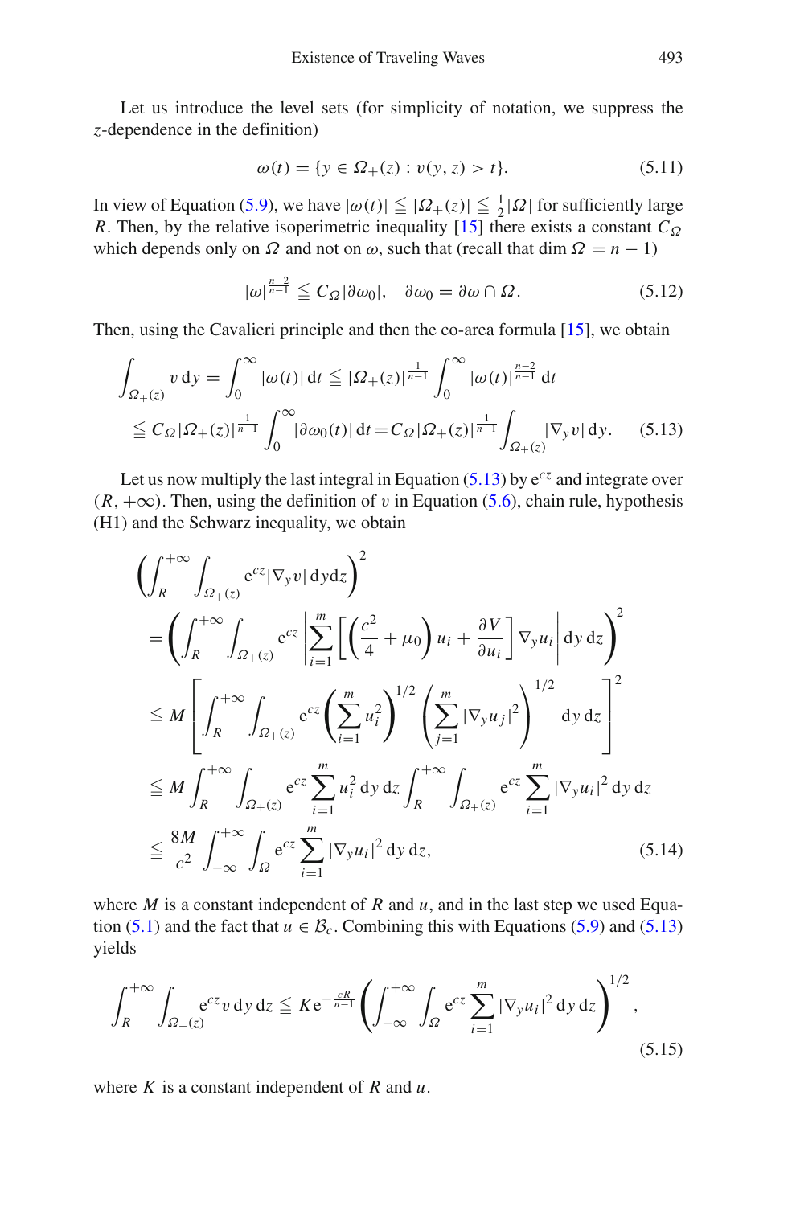Let us introduce the level sets (for simplicity of notation, we suppress the $z$-dependence in the definition)

$$\omega(t) = \{y \in \Omega_+(z) : v(y, z) > t\}. \tag{5.11}$$

In view of Equation (5.9), we have $|\omega(t)| \leqq |\Omega_+(z)| \leqq \frac{1}{2}|\Omega|$ for sufficiently large $R$. Then, by the relative isoperimetric inequality [15] there exists a constant $C_\Omega$ which depends only on $\Omega$ and not on $\omega$, such that (recall that $\dim \Omega = n - 1$)

$$|\omega|^{\frac{n-2}{n-1}} \leqq C_\Omega |\partial\omega_0|, \quad \partial\omega_0 = \partial\omega \cap \Omega. \tag{5.12}$$

Then, using the Cavalieri principle and then the co-area formula [15], we obtain

$$\begin{aligned} \int_{\Omega_+(z)} v \, \mathrm{d}y &= \int_0^\infty |\omega(t)| \, \mathrm{d}t \leqq |\Omega_+(z)|^{\frac{1}{n-1}} \int_0^\infty |\omega(t)|^{\frac{n-2}{n-1}} \, \mathrm{d}t \\ &\leqq C_\Omega |\Omega_+(z)|^{\frac{1}{n-1}} \int_0^\infty |\partial\omega_0(t)| \, \mathrm{d}t = C_\Omega |\Omega_+(z)|^{\frac{1}{n-1}} \int_{\Omega_+(z)} |\nabla_y v| \, \mathrm{d}y. \end{aligned} \tag{5.13}$$

Let us now multiply the last integral in Equation (5.13) by $\mathrm{e}^{cz}$ and integrate over $(R, +\infty)$. Then, using the definition of $v$ in Equation (5.6), chain rule, hypothesis (H1) and the Schwarz inequality, we obtain

$$\begin{aligned} &\left( \int_R^{+\infty} \int_{\Omega_+(z)} \mathrm{e}^{cz} |\nabla_y v| \, \mathrm{d}y \mathrm{d}z \right)^2 \\ &= \left( \int_R^{+\infty} \int_{\Omega_+(z)} \mathrm{e}^{cz} \left| \sum_{i=1}^m \left[ \left( \frac{c^2}{4} + \mu_0 \right) u_i + \frac{\partial V}{\partial u_i} \right] \nabla_y u_i \right| \mathrm{d}y \, \mathrm{d}z \right)^2 \\ &\leqq M \left[ \int_R^{+\infty} \int_{\Omega_+(z)} \mathrm{e}^{cz} \left( \sum_{i=1}^m u_i^2 \right)^{1/2} \left( \sum_{j=1}^m |\nabla_y u_j|^2 \right)^{1/2} \mathrm{d}y \, \mathrm{d}z \right]^2 \\ &\leqq M \int_R^{+\infty} \int_{\Omega_+(z)} \mathrm{e}^{cz} \sum_{i=1}^m u_i^2 \, \mathrm{d}y \, \mathrm{d}z \int_R^{+\infty} \int_{\Omega_+(z)} \mathrm{e}^{cz} \sum_{i=1}^m |\nabla_y u_i|^2 \, \mathrm{d}y \, \mathrm{d}z \\ &\leqq \frac{8M}{c^2} \int_{-\infty}^{+\infty} \int_\Omega \mathrm{e}^{cz} \sum_{i=1}^m |\nabla_y u_i|^2 \, \mathrm{d}y \, \mathrm{d}z, \end{aligned} \tag{5.14}$$

where $M$ is a constant independent of $R$ and $u$, and in the last step we used Equation (5.1) and the fact that $u \in \mathcal{B}_c$. Combining this with Equations (5.9) and (5.13) yields

$$\int_R^{+\infty} \int_{\Omega_+(z)} \mathrm{e}^{cz} v \, \mathrm{d}y \, \mathrm{d}z \leqq K \mathrm{e}^{-\frac{cR}{n-1}} \left( \int_{-\infty}^{+\infty} \int_\Omega \mathrm{e}^{cz} \sum_{i=1}^m |\nabla_y u_i|^2 \, \mathrm{d}y \, \mathrm{d}z \right)^{1/2}, \tag{5.15}$$

where $K$ is a constant independent of $R$ and $u$.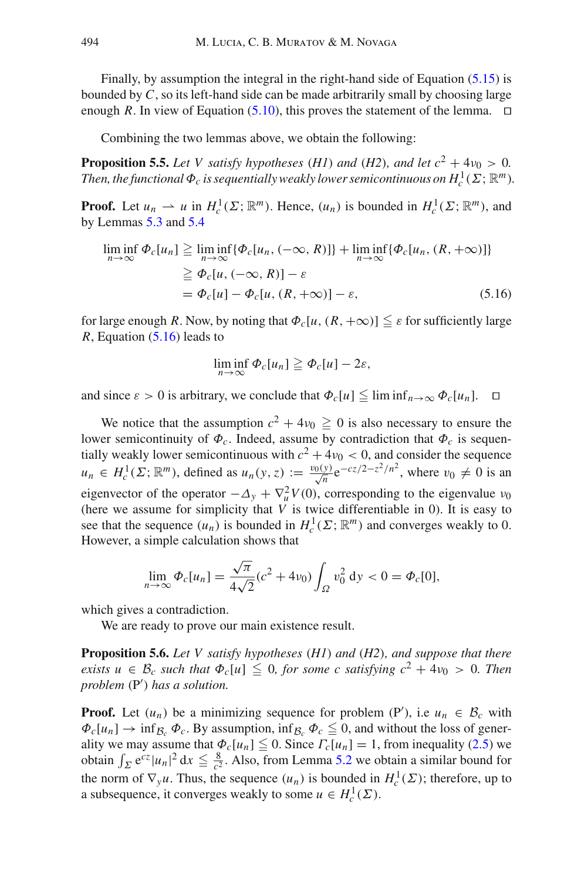Finally, by assumption the integral in the right-hand side of Equation (5.15) is bounded by $C$, so its left-hand side can be made arbitrarily small by choosing large enough $R$. In view of Equation (5.10), this proves the statement of the lemma. $\square$

Combining the two lemmas above, we obtain the following:

**Proposition 5.5.** *Let $V$ satisfy hypotheses (H1) and (H2), and let $c^2 + 4\nu_0 > 0$. Then, the functional $\Phi_c$ is sequentially weakly lower semicontinuous on $H^1_c(\Sigma; \mathbb{R}^m)$.*

**Proof.** Let $u_n \rightharpoonup u$ in $H^1_c(\Sigma; \mathbb{R}^m)$. Hence, $(u_n)$ is bounded in $H^1_c(\Sigma; \mathbb{R}^m)$, and by Lemmas 5.3 and 5.4

$$
\begin{aligned}
\liminf_{n\to\infty} \Phi_c[u_n] &\geqq \liminf_{n\to\infty} \{\Phi_c[u_n, (-\infty, R)]\} + \liminf_{n\to\infty} \{\Phi_c[u_n, (R, +\infty)]\} \\
&\geqq \Phi_c[u, (-\infty, R)] - \varepsilon \\
&= \Phi_c[u] - \Phi_c[u, (R, +\infty)] - \varepsilon, \qquad (5.16)
\end{aligned}
$$

for large enough $R$. Now, by noting that $\Phi_c[u, (R, +\infty)] \leqq \varepsilon$ for sufficiently large $R$, Equation (5.16) leads to

$$
\liminf_{n\to\infty} \Phi_c[u_n] \geqq \Phi_c[u] - 2\varepsilon,
$$

and since $\varepsilon > 0$ is arbitrary, we conclude that $\Phi_c[u] \leqq \liminf_{n\to\infty} \Phi_c[u_n]$. $\square$

We notice that the assumption $c^2 + 4\nu_0 \geqq 0$ is also necessary to ensure the lower semicontinuity of $\Phi_c$. Indeed, assume by contradiction that $\Phi_c$ is sequentially weakly lower semicontinuous with $c^2 + 4\nu_0 < 0$, and consider the sequence $u_n \in H^1_c(\Sigma; \mathbb{R}^m)$, defined as $u_n(y, z) := \frac{v_0(y)}{\sqrt{n}} \mathrm{e}^{-cz/2 - z^2/n^2}$, where $v_0 \neq 0$ is an eigenvector of the operator $-\Delta_y + \nabla^2_u V(0)$, corresponding to the eigenvalue $\nu_0$ (here we assume for simplicity that $V$ is twice differentiable in 0). It is easy to see that the sequence $(u_n)$ is bounded in $H^1_c(\Sigma; \mathbb{R}^m)$ and converges weakly to 0. However, a simple calculation shows that

$$
\lim_{n\to\infty} \Phi_c[u_n] = \frac{\sqrt{\pi}}{4\sqrt{2}} (c^2 + 4\nu_0) \int_\Omega v_0^2 \, \mathrm{d}y < 0 = \Phi_c[0],
$$

which gives a contradiction.

We are ready to prove our main existence result.

**Proposition 5.6.** *Let $V$ satisfy hypotheses (H1) and (H2), and suppose that there exists $u \in \mathcal{B}_c$ such that $\Phi_c[u] \leqq 0$, for some $c$ satisfying $c^2 + 4\nu_0 > 0$. Then problem (P′) has a solution.*

**Proof.** Let $(u_n)$ be a minimizing sequence for problem (P′), i.e $u_n \in \mathcal{B}_c$ with $\Phi_c[u_n] \to \inf_{\mathcal{B}_c} \Phi_c$. By assumption, $\inf_{\mathcal{B}_c} \Phi_c \leqq 0$, and without the loss of generality we may assume that $\Phi_c[u_n] \leqq 0$. Since $\Gamma_c[u_n] = 1$, from inequality (2.5) we obtain $\int_\Sigma \mathrm{e}^{cz} |u_n|^2 \, \mathrm{d}x \leqq \frac{8}{c^2}$. Also, from Lemma 5.2 we obtain a similar bound for the norm of $\nabla_y u$. Thus, the sequence $(u_n)$ is bounded in $H^1_c(\Sigma)$; therefore, up to a subsequence, it converges weakly to some $u \in H^1_c(\Sigma)$.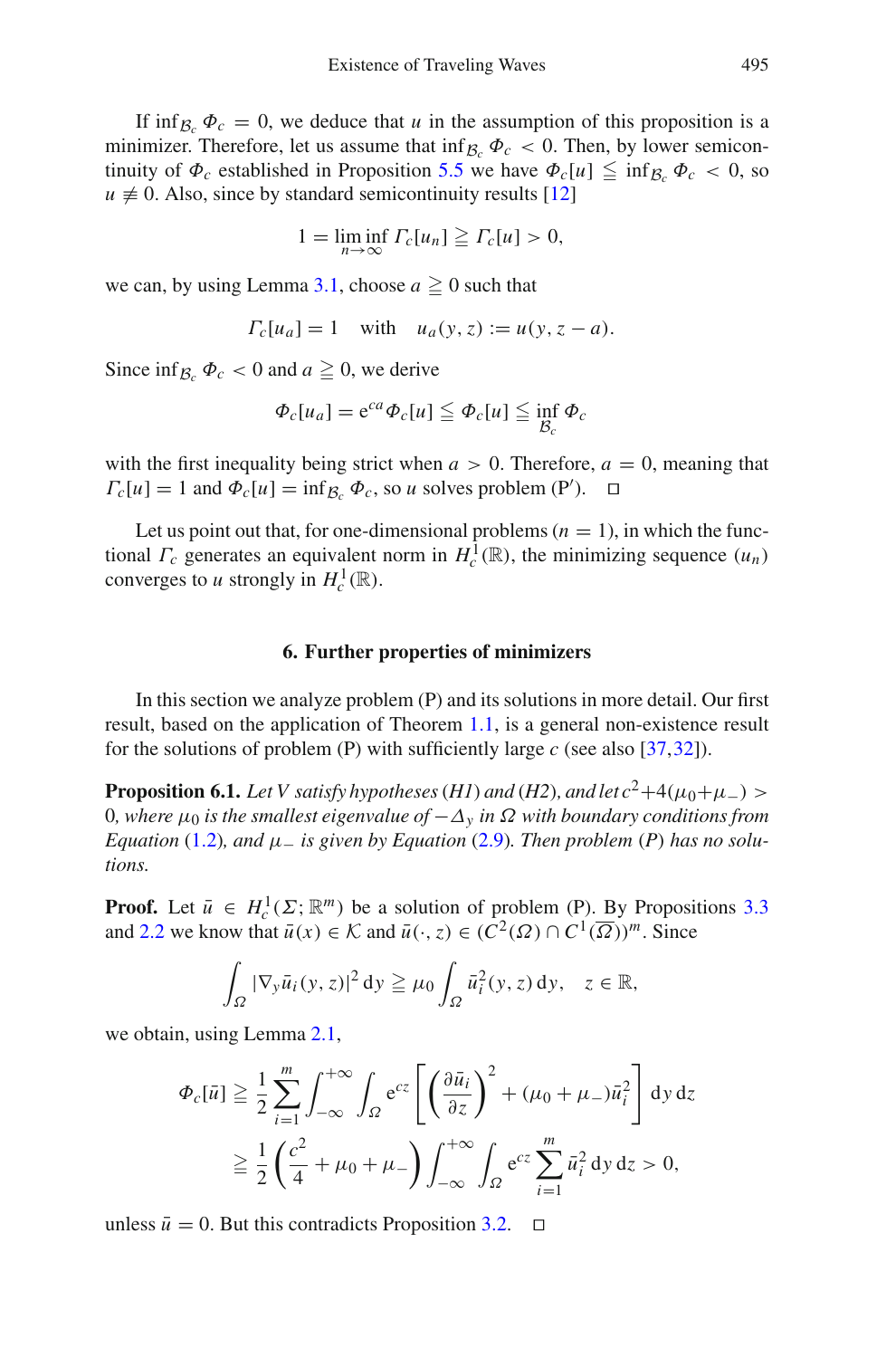If $\inf_{\mathcal{B}_c} \Phi_c = 0$, we deduce that $u$ in the assumption of this proposition is a minimizer. Therefore, let us assume that $\inf_{\mathcal{B}_c} \Phi_c < 0$. Then, by lower semicontinuity of $\Phi_c$ established in Proposition 5.5 we have $\Phi_c[u] \leqq \inf_{\mathcal{B}_c} \Phi_c < 0$, so $u \not\equiv 0$. Also, since by standard semicontinuity results [12]

$$1 = \liminf_{n\to\infty} \Gamma_c[u_n] \geqq \Gamma_c[u] > 0,$$

we can, by using Lemma 3.1, choose $a \geqq 0$ such that

$$\Gamma_c[u_a] = 1 \quad \text{with} \quad u_a(y, z) := u(y, z - a).$$

Since $\inf_{\mathcal{B}_c} \Phi_c < 0$ and $a \geqq 0$, we derive

$$\Phi_c[u_a] = \mathrm{e}^{ca} \Phi_c[u] \leqq \Phi_c[u] \leqq \inf_{\mathcal{B}_c} \Phi_c$$

with the first inequality being strict when $a > 0$. Therefore, $a = 0$, meaning that $\Gamma_c[u] = 1$ and $\Phi_c[u] = \inf_{\mathcal{B}_c} \Phi_c$, so $u$ solves problem (P′). □

Let us point out that, for one-dimensional problems ($n = 1$), in which the functional $\Gamma_c$ generates an equivalent norm in $H^1_c(\mathbb{R})$, the minimizing sequence $(u_n)$ converges to $u$ strongly in $H^1_c(\mathbb{R})$.

## 6. Further properties of minimizers

In this section we analyze problem (P) and its solutions in more detail. Our first result, based on the application of Theorem 1.1, is a general non-existence result for the solutions of problem (P) with sufficiently large $c$ (see also [37,32]).

**Proposition 6.1.** *Let $V$ satisfy hypotheses (H1) and (H2), and let $c^2 + 4(\mu_0 + \mu_-) > 0$, where $\mu_0$ is the smallest eigenvalue of $-\Delta_y$ in $\Omega$ with boundary conditions from Equation (1.2), and $\mu_-$ is given by Equation (2.9). Then problem (P) has no solutions.*

**Proof.** Let $\bar{u} \in H^1_c(\Sigma; \mathbb{R}^m)$ be a solution of problem (P). By Propositions 3.3 and 2.2 we know that $\bar{u}(x) \in \mathcal{K}$ and $\bar{u}(\cdot, z) \in (C^2(\Omega) \cap C^1(\overline{\Omega}))^m$. Since

$$\int_\Omega |\nabla_y \bar{u}_i(y, z)|^2 \,\mathrm{d}y \geqq \mu_0 \int_\Omega \bar{u}_i^2(y, z) \,\mathrm{d}y, \quad z \in \mathbb{R},$$

we obtain, using Lemma 2.1,

$$\begin{aligned}
\Phi_c[\bar{u}] &\geqq \frac{1}{2} \sum_{i=1}^m \int_{-\infty}^{+\infty} \int_\Omega \mathrm{e}^{cz} \left[ \left( \frac{\partial \bar{u}_i}{\partial z} \right)^2 + (\mu_0 + \mu_-) \bar{u}_i^2 \right] \mathrm{d}y \,\mathrm{d}z \\
&\geqq \frac{1}{2} \left( \frac{c^2}{4} + \mu_0 + \mu_- \right) \int_{-\infty}^{+\infty} \int_\Omega \mathrm{e}^{cz} \sum_{i=1}^m \bar{u}_i^2 \,\mathrm{d}y \,\mathrm{d}z > 0,
\end{aligned}$$

unless $\bar{u} = 0$. But this contradicts Proposition 3.2. □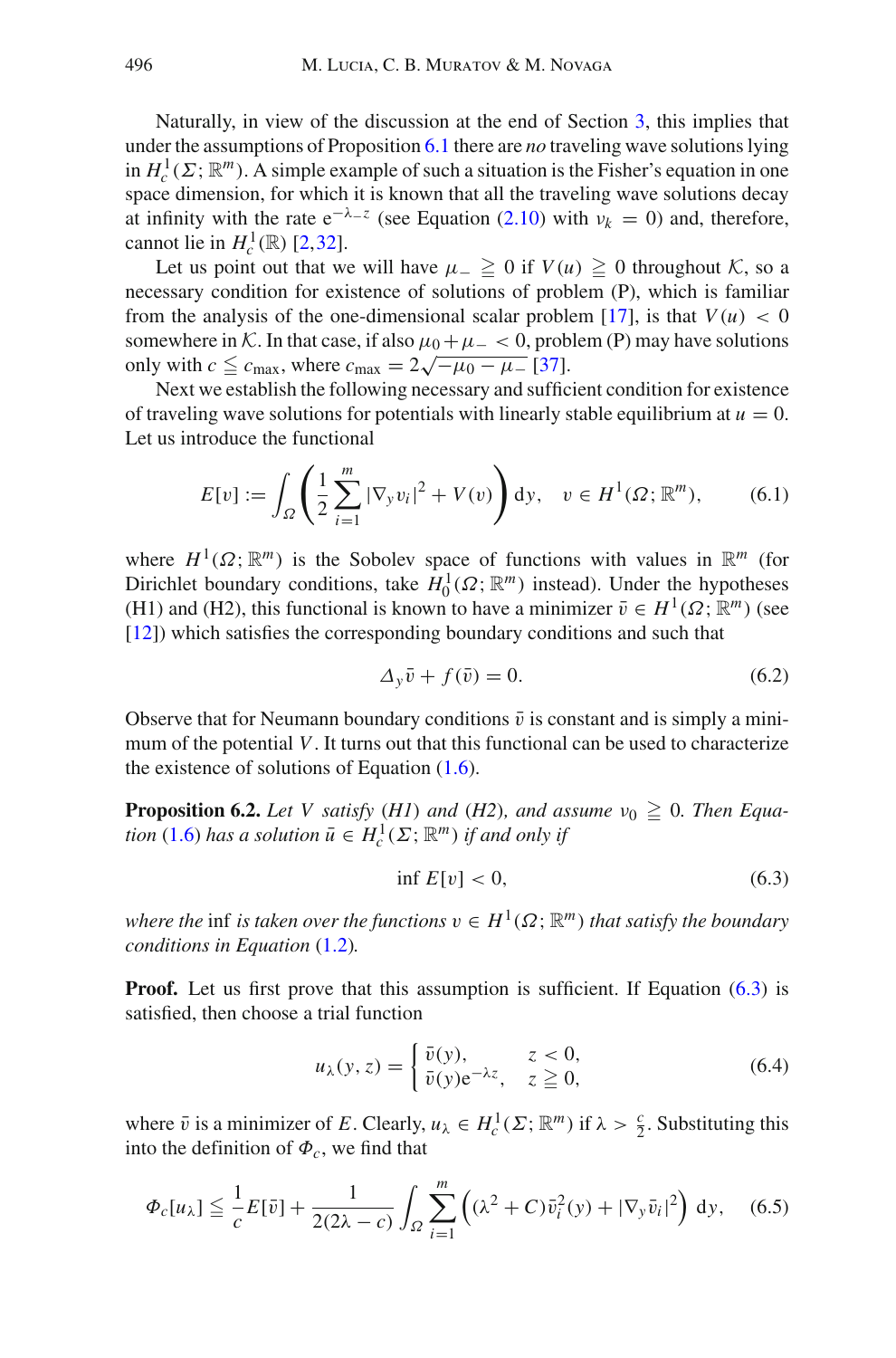Naturally, in view of the discussion at the end of Section 3, this implies that under the assumptions of Proposition 6.1 there are *no* traveling wave solutions lying in $H_c^1(\Sigma; \mathbb{R}^m)$. A simple example of such a situation is the Fisher's equation in one space dimension, for which it is known that all the traveling wave solutions decay at infinity with the rate $e^{-\lambda_- z}$ (see Equation (2.10) with $\nu_k = 0$) and, therefore, cannot lie in $H_c^1(\mathbb{R})$ [2,32].

Let us point out that we will have $\mu_- \geqq 0$ if $V(u) \geqq 0$ throughout $\mathcal{K}$, so a necessary condition for existence of solutions of problem (P), which is familiar from the analysis of the one-dimensional scalar problem [17], is that $V(u) < 0$ somewhere in $\mathcal{K}$. In that case, if also $\mu_0 + \mu_- < 0$, problem (P) may have solutions only with $c \leqq c_{\max}$, where $c_{\max} = 2\sqrt{-\mu_0 - \mu_-}$ [37].

Next we establish the following necessary and sufficient condition for existence of traveling wave solutions for potentials with linearly stable equilibrium at $u = 0$. Let us introduce the functional

$$E[v] := \int_\Omega \left( \frac{1}{2} \sum_{i=1}^m |\nabla_y v_i|^2 + V(v) \right) \mathrm{d}y, \quad v \in H^1(\Omega; \mathbb{R}^m), \tag{6.1}$$

where $H^1(\Omega; \mathbb{R}^m)$ is the Sobolev space of functions with values in $\mathbb{R}^m$ (for Dirichlet boundary conditions, take $H_0^1(\Omega; \mathbb{R}^m)$ instead). Under the hypotheses (H1) and (H2), this functional is known to have a minimizer $\bar{v} \in H^1(\Omega; \mathbb{R}^m)$ (see [12]) which satisfies the corresponding boundary conditions and such that

$$\Delta_y \bar{v} + f(\bar{v}) = 0. \tag{6.2}$$

Observe that for Neumann boundary conditions $\bar{v}$ is constant and is simply a minimum of the potential $V$. It turns out that this functional can be used to characterize the existence of solutions of Equation (1.6).

**Proposition 6.2.** *Let $V$ satisfy (H1) and (H2), and assume $\nu_0 \geqq 0$. Then Equation (1.6) has a solution $\bar{u} \in H_c^1(\Sigma; \mathbb{R}^m)$ if and only if*

$$\inf E[v] < 0, \tag{6.3}$$

*where the* inf *is taken over the functions $v \in H^1(\Omega; \mathbb{R}^m)$ that satisfy the boundary conditions in Equation (1.2).*

**Proof.** Let us first prove that this assumption is sufficient. If Equation (6.3) is satisfied, then choose a trial function

$$u_\lambda(y, z) = \begin{cases} \bar{v}(y), & z < 0, \\ \bar{v}(y)e^{-\lambda z}, & z \geqq 0, \end{cases} \tag{6.4}$$

where $\bar{v}$ is a minimizer of $E$. Clearly, $u_\lambda \in H_c^1(\Sigma; \mathbb{R}^m)$ if $\lambda > \frac{c}{2}$. Substituting this into the definition of $\Phi_c$, we find that

$$\Phi_c[u_\lambda] \leqq \frac{1}{c} E[\bar{v}] + \frac{1}{2(2\lambda - c)} \int_\Omega \sum_{i=1}^m \left( (\lambda^2 + C)\bar{v}_i^2(y) + |\nabla_y \bar{v}_i|^2 \right) \mathrm{d}y, \tag{6.5}$$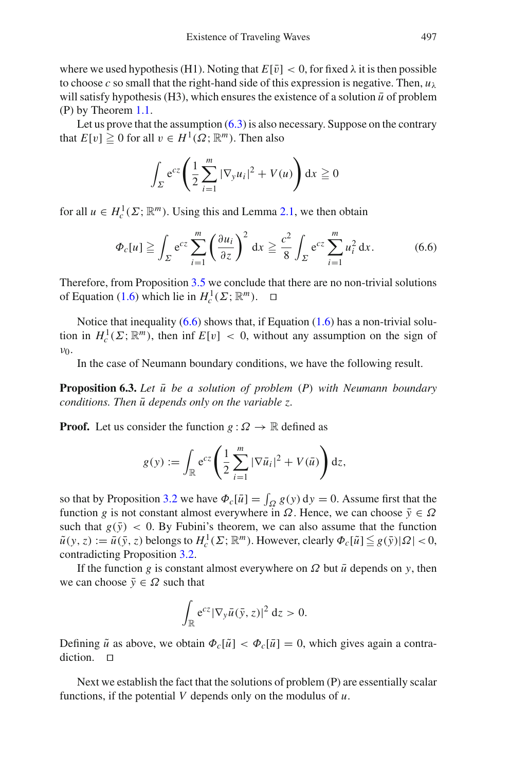where we used hypothesis (H1). Noting that $E[\bar{v}] < 0$, for fixed $\lambda$ it is then possible to choose $c$ so small that the right-hand side of this expression is negative. Then, $u_\lambda$ will satisfy hypothesis (H3), which ensures the existence of a solution $\bar{u}$ of problem (P) by Theorem 1.1.

Let us prove that the assumption (6.3) is also necessary. Suppose on the contrary that $E[v] \geqq 0$ for all $v \in H^1(\Omega; \mathbb{R}^m)$. Then also

$$\int_\Sigma \mathrm{e}^{cz} \left( \frac{1}{2} \sum_{i=1}^{m} |\nabla_y u_i|^2 + V(u) \right) \mathrm{d}x \geqq 0$$

for all $u \in H^1_c(\Sigma; \mathbb{R}^m)$. Using this and Lemma 2.1, we then obtain

$$\Phi_c[u] \geqq \int_\Sigma \mathrm{e}^{cz} \sum_{i=1}^{m} \left( \frac{\partial u_i}{\partial z} \right)^2 \mathrm{d}x \geqq \frac{c^2}{8} \int_\Sigma \mathrm{e}^{cz} \sum_{i=1}^{m} u_i^2 \, \mathrm{d}x. \tag{6.6}$$

Therefore, from Proposition 3.5 we conclude that there are no non-trivial solutions of Equation (1.6) which lie in $H^1_c(\Sigma; \mathbb{R}^m)$. □

Notice that inequality (6.6) shows that, if Equation (1.6) has a non-trivial solution in $H^1_c(\Sigma; \mathbb{R}^m)$, then $\inf E[v] < 0$, without any assumption on the sign of $v_0$.

In the case of Neumann boundary conditions, we have the following result.

**Proposition 6.3.** *Let $\bar{u}$ be a solution of problem (P) with Neumann boundary conditions. Then $\bar{u}$ depends only on the variable $z$.*

**Proof.** Let us consider the function $g : \Omega \to \mathbb{R}$ defined as

$$g(y) := \int_\mathbb{R} \mathrm{e}^{cz} \left( \frac{1}{2} \sum_{i=1}^{m} |\nabla \bar{u}_i|^2 + V(\bar{u}) \right) \mathrm{d}z,$$

so that by Proposition 3.2 we have $\Phi_c[\bar{u}] = \int_\Omega g(y)\, \mathrm{d}y = 0$. Assume first that the function $g$ is not constant almost everywhere in $\Omega$. Hence, we can choose $\bar{y} \in \Omega$ such that $g(\bar{y}) < 0$. By Fubini's theorem, we can also assume that the function $\tilde{u}(y, z) := \bar{u}(\bar{y}, z)$ belongs to $H^1_c(\Sigma; \mathbb{R}^m)$. However, clearly $\Phi_c[\tilde{u}] \leqq g(\bar{y})|\Omega| < 0$, contradicting Proposition 3.2.

If the function $g$ is constant almost everywhere on $\Omega$ but $\bar{u}$ depends on $y$, then we can choose $\bar{y} \in \Omega$ such that

$$\int_\mathbb{R} \mathrm{e}^{cz} |\nabla_y \bar{u}(\bar{y}, z)|^2 \, \mathrm{d}z > 0.$$

Defining $\tilde{u}$ as above, we obtain $\Phi_c[\tilde{u}] < \Phi_c[\bar{u}] = 0$, which gives again a contradiction. □

Next we establish the fact that the solutions of problem (P) are essentially scalar functions, if the potential $V$ depends only on the modulus of $u$.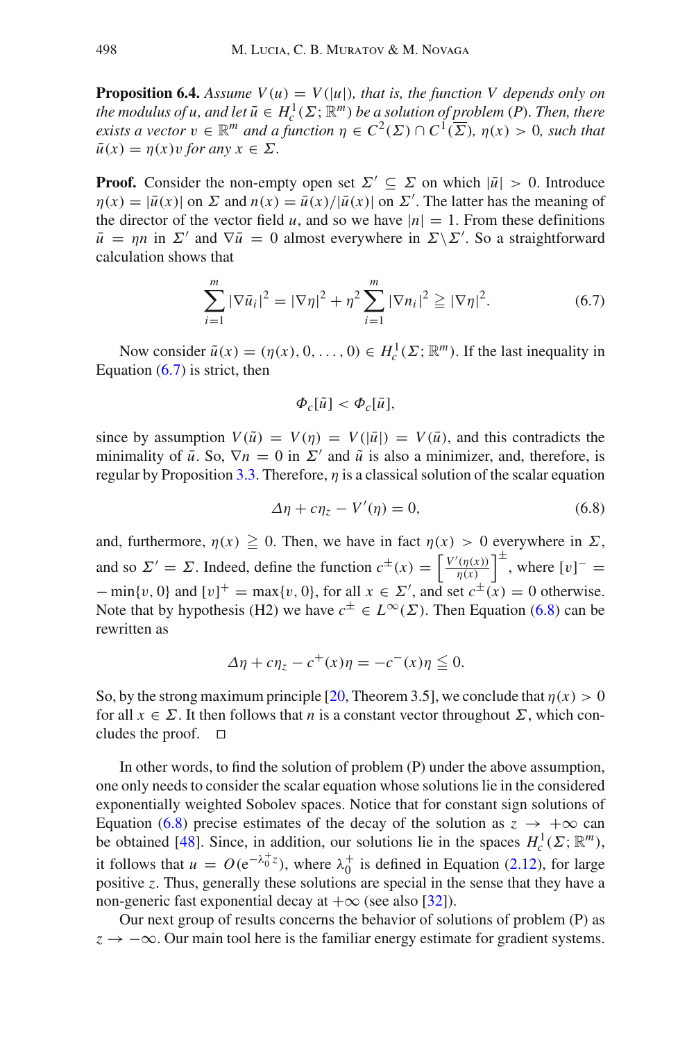**Proposition 6.4.** *Assume $V(u) = V(|u|)$, that is, the function $V$ depends only on the modulus of $u$, and let $\bar{u} \in H_c^1(\Sigma; \mathbb{R}^m)$ be a solution of problem (P). Then, there exists a vector $v \in \mathbb{R}^m$ and a function $\eta \in C^2(\Sigma) \cap C^1(\overline{\Sigma})$, $\eta(x) > 0$, such that $\bar{u}(x) = \eta(x)v$ for any $x \in \Sigma$.*

**Proof.** Consider the non-empty open set $\Sigma' \subseteq \Sigma$ on which $|\bar{u}| > 0$. Introduce $\eta(x) = |\bar{u}(x)|$ on $\Sigma$ and $n(x) = \bar{u}(x)/|\bar{u}(x)|$ on $\Sigma'$. The latter has the meaning of the director of the vector field $u$, and so we have $|n| = 1$. From these definitions $\bar{u} = \eta n$ in $\Sigma'$ and $\nabla \bar{u} = 0$ almost everywhere in $\Sigma \backslash \Sigma'$. So a straightforward calculation shows that

$$\sum_{i=1}^{m} |\nabla \bar{u}_i|^2 = |\nabla \eta|^2 + \eta^2 \sum_{i=1}^{m} |\nabla n_i|^2 \geqq |\nabla \eta|^2. \tag{6.7}$$

Now consider $\tilde{u}(x) = (\eta(x), 0, \ldots, 0) \in H_c^1(\Sigma; \mathbb{R}^m)$. If the last inequality in Equation (6.7) is strict, then

$$\Phi_c[\tilde{u}] < \Phi_c[\bar{u}],$$

since by assumption $V(\tilde{u}) = V(\eta) = V(|\bar{u}|) = V(\bar{u})$, and this contradicts the minimality of $\bar{u}$. So, $\nabla n = 0$ in $\Sigma'$ and $\tilde{u}$ is also a minimizer, and, therefore, is regular by Proposition 3.3. Therefore, $\eta$ is a classical solution of the scalar equation

$$\Delta \eta + c\eta_z - V'(\eta) = 0, \tag{6.8}$$

and, furthermore, $\eta(x) \geqq 0$. Then, we have in fact $\eta(x) > 0$ everywhere in $\Sigma$, and so $\Sigma' = \Sigma$. Indeed, define the function $c^{\pm}(x) = \left[\frac{V'(\eta(x))}{\eta(x)}\right]^{\pm}$, where $[v]^- = -\min\{v, 0\}$ and $[v]^+ = \max\{v, 0\}$, for all $x \in \Sigma'$, and set $c^{\pm}(x) = 0$ otherwise. Note that by hypothesis (H2) we have $c^{\pm} \in L^{\infty}(\Sigma)$. Then Equation (6.8) can be rewritten as

$$\Delta \eta + c\eta_z - c^+(x)\eta = -c^-(x)\eta \leqq 0.$$

So, by the strong maximum principle [20, Theorem 3.5], we conclude that $\eta(x) > 0$ for all $x \in \Sigma$. It then follows that $n$ is a constant vector throughout $\Sigma$, which concludes the proof. $\square$

In other words, to find the solution of problem (P) under the above assumption, one only needs to consider the scalar equation whose solutions lie in the considered exponentially weighted Sobolev spaces. Notice that for constant sign solutions of Equation (6.8) precise estimates of the decay of the solution as $z \to +\infty$ can be obtained [48]. Since, in addition, our solutions lie in the spaces $H_c^1(\Sigma; \mathbb{R}^m)$, it follows that $u = O(\mathrm{e}^{-\lambda_0^+ z})$, where $\lambda_0^+$ is defined in Equation (2.12), for large positive $z$. Thus, generally these solutions are special in the sense that they have a non-generic fast exponential decay at $+\infty$ (see also [32]).

Our next group of results concerns the behavior of solutions of problem (P) as $z \to -\infty$. Our main tool here is the familiar energy estimate for gradient systems.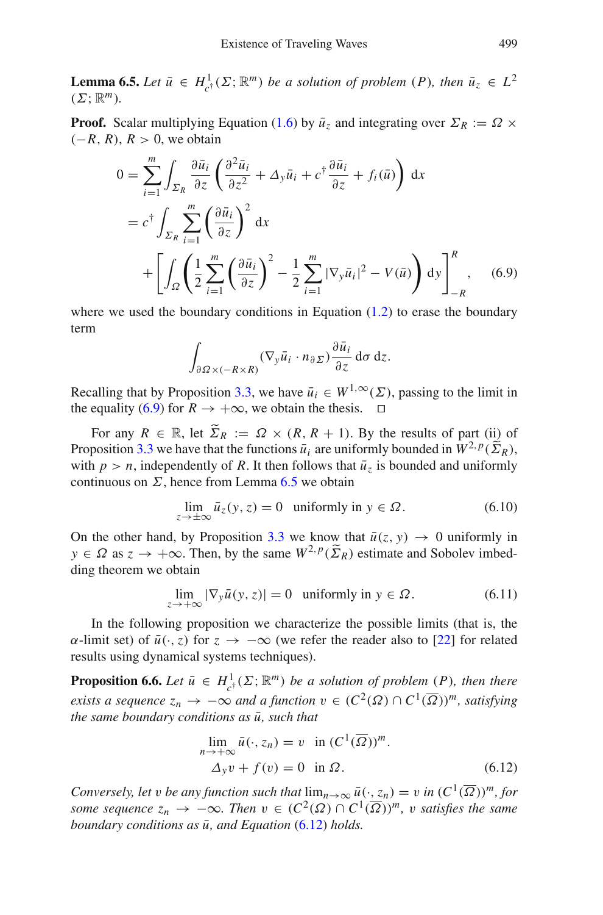**Lemma 6.5.** *Let $\bar{u} \in H^1_{c^\dagger}(\Sigma; \mathbb{R}^m)$ be a solution of problem $(P)$, then $\bar{u}_z \in L^2(\Sigma; \mathbb{R}^m)$.*

**Proof.** Scalar multiplying Equation (1.6) by $\bar{u}_z$ and integrating over $\Sigma_R := \Omega \times (-R, R)$, $R > 0$, we obtain

$$
\begin{aligned}
0 &= \sum_{i=1}^{m} \int_{\Sigma_R} \frac{\partial \bar{u}_i}{\partial z} \left( \frac{\partial^2 \bar{u}_i}{\partial z^2} + \Delta_y \bar{u}_i + c^\dagger \frac{\partial \bar{u}_i}{\partial z} + f_i(\bar{u}) \right) \, \mathrm{d}x \\
&= c^\dagger \int_{\Sigma_R} \sum_{i=1}^{m} \left( \frac{\partial \bar{u}_i}{\partial z} \right)^2 \, \mathrm{d}x \\
&\quad + \left[ \int_{\Omega} \left( \frac{1}{2} \sum_{i=1}^{m} \left( \frac{\partial \bar{u}_i}{\partial z} \right)^2 - \frac{1}{2} \sum_{i=1}^{m} |\nabla_y \bar{u}_i|^2 - V(\bar{u}) \right) \mathrm{d}y \right]_{-R}^{R}, \qquad (6.9)
\end{aligned}
$$

where we used the boundary conditions in Equation (1.2) to erase the boundary term

$$
\int_{\partial\Omega \times (-R \times R)} (\nabla_y \bar{u}_i \cdot n_{\partial \Sigma}) \frac{\partial \bar{u}_i}{\partial z} \, \mathrm{d}\sigma \, \mathrm{d}z.
$$

Recalling that by Proposition 3.3, we have $\bar{u}_i \in W^{1,\infty}(\Sigma)$, passing to the limit in the equality (6.9) for $R \to +\infty$, we obtain the thesis. $\square$

For any $R \in \mathbb{R}$, let $\widetilde{\Sigma}_R := \Omega \times (R, R+1)$. By the results of part (ii) of Proposition 3.3 we have that the functions $\bar{u}_i$ are uniformly bounded in $W^{2,p}(\widetilde{\Sigma}_R)$, with $p > n$, independently of $R$. It then follows that $\bar{u}_z$ is bounded and uniformly continuous on $\Sigma$, hence from Lemma 6.5 we obtain

$$
\lim_{z \to \pm\infty} \bar{u}_z(y, z) = 0 \quad \text{uniformly in } y \in \Omega. \qquad (6.10)
$$

On the other hand, by Proposition 3.3 we know that $\bar{u}(z, y) \to 0$ uniformly in $y \in \Omega$ as $z \to +\infty$. Then, by the same $W^{2,p}(\widetilde{\Sigma}_R)$ estimate and Sobolev imbedding theorem we obtain

$$
\lim_{z \to +\infty} |\nabla_y \bar{u}(y, z)| = 0 \quad \text{uniformly in } y \in \Omega. \qquad (6.11)
$$

In the following proposition we characterize the possible limits (that is, the $\alpha$-limit set) of $\bar{u}(\cdot, z)$ for $z \to -\infty$ (we refer the reader also to [22] for related results using dynamical systems techniques).

**Proposition 6.6.** *Let $\bar{u} \in H^1_{c^\dagger}(\Sigma; \mathbb{R}^m)$ be a solution of problem $(P)$, then there exists a sequence $z_n \to -\infty$ and a function $v \in (C^2(\Omega) \cap C^1(\overline{\Omega}))^m$, satisfying the same boundary conditions as $\bar{u}$, such that*

$$
\begin{aligned}
&\lim_{n \to +\infty} \bar{u}(\cdot, z_n) = v \quad \text{in } (C^1(\overline{\Omega}))^m. \\
&\Delta_y v + f(v) = 0 \quad \text{in } \Omega. \qquad (6.12)
\end{aligned}
$$

*Conversely, let $v$ be any function such that $\lim_{n\to\infty} \bar{u}(\cdot, z_n) = v$ in $(C^1(\overline{\Omega}))^m$, for some sequence $z_n \to -\infty$. Then $v \in (C^2(\Omega) \cap C^1(\overline{\Omega}))^m$, $v$ satisfies the same boundary conditions as $\bar{u}$, and Equation (6.12) holds.*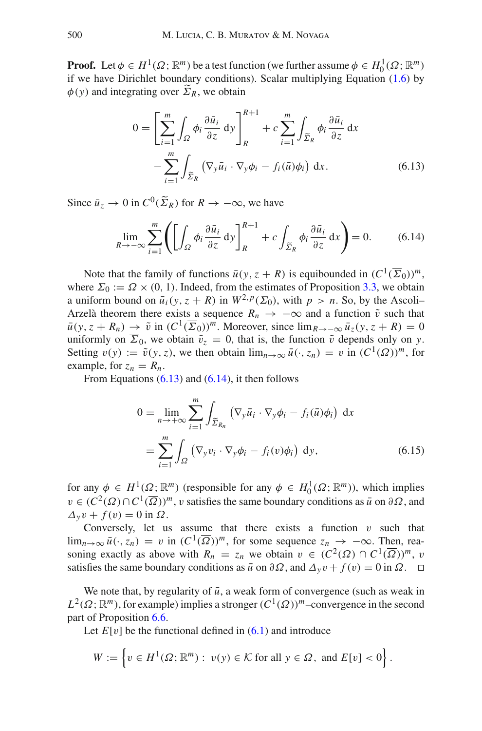**Proof.** Let $\phi \in H^1(\Omega;\mathbb{R}^m)$ be a test function (we further assume $\phi \in H^1_0(\Omega;\mathbb{R}^m)$ if we have Dirichlet boundary conditions). Scalar multiplying Equation (1.6) by $\phi(y)$ and integrating over $\widetilde{\Sigma}_R$, we obtain

$$0 = \left[\sum_{i=1}^m \int_\Omega \phi_i \frac{\partial \bar{u}_i}{\partial z}\,\mathrm{d}y\right]_R^{R+1} + c\sum_{i=1}^m \int_{\widetilde{\Sigma}_R} \phi_i \frac{\partial \bar{u}_i}{\partial z}\,\mathrm{d}x$$
$$- \sum_{i=1}^m \int_{\widetilde{\Sigma}_R} \left(\nabla_y \bar{u}_i \cdot \nabla_y \phi_i - f_i(\bar{u})\phi_i\right)\,\mathrm{d}x. \qquad (6.13)$$

Since $\bar{u}_z \to 0$ in $C^0(\widetilde{\Sigma}_R)$ for $R \to -\infty$, we have

$$\lim_{R\to-\infty} \sum_{i=1}^m \left(\left[\int_\Omega \phi_i \frac{\partial \bar{u}_i}{\partial z}\,\mathrm{d}y\right]_R^{R+1} + c\int_{\widetilde{\Sigma}_R} \phi_i \frac{\partial \bar{u}_i}{\partial z}\,\mathrm{d}x\right) = 0. \qquad (6.14)$$

Note that the family of functions $\bar{u}(y, z+R)$ is equibounded in $(C^1(\overline{\Sigma}_0))^m$, where $\Sigma_0 := \Omega \times (0,1)$. Indeed, from the estimates of Proposition 3.3, we obtain a uniform bound on $\bar{u}_i(y, z+R)$ in $W^{2,p}(\Sigma_0)$, with $p > n$. So, by the Ascoli–Arzelà theorem there exists a sequence $R_n \to -\infty$ and a function $\tilde{v}$ such that $\bar{u}(y, z+R_n) \to \tilde{v}$ in $(C^1(\overline{\Sigma}_0))^m$. Moreover, since $\lim_{R\to-\infty} \bar{u}_z(y, z+R) = 0$ uniformly on $\overline{\Sigma}_0$, we obtain $\tilde{v}_z = 0$, that is, the function $\tilde{v}$ depends only on $y$. Setting $v(y) := \tilde{v}(y,z)$, we then obtain $\lim_{n\to\infty} \bar{u}(\cdot, z_n) = v$ in $(C^1(\Omega))^m$, for example, for $z_n = R_n$.

From Equations (6.13) and (6.14), it then follows

$$0 = \lim_{n\to+\infty} \sum_{i=1}^m \int_{\widetilde{\Sigma}_{R_n}} \left(\nabla_y \bar{u}_i \cdot \nabla_y \phi_i - f_i(\bar{u})\phi_i\right)\,\mathrm{d}x$$
$$= \sum_{i=1}^m \int_\Omega \left(\nabla_y v_i \cdot \nabla_y \phi_i - f_i(v)\phi_i\right)\,\mathrm{d}y, \qquad (6.15)$$

for any $\phi \in H^1(\Omega;\mathbb{R}^m)$ (responsible for any $\phi \in H^1_0(\Omega;\mathbb{R}^m)$), which implies $v \in (C^2(\Omega) \cap C^1(\overline{\Omega}))^m$, $v$ satisfies the same boundary conditions as $\bar{u}$ on $\partial\Omega$, and $\Delta_y v + f(v) = 0$ in $\Omega$.

Conversely, let us assume that there exists a function $v$ such that $\lim_{n\to\infty} \bar{u}(\cdot, z_n) = v$ in $(C^1(\overline{\Omega}))^m$, for some sequence $z_n \to -\infty$. Then, reasoning exactly as above with $R_n = z_n$ we obtain $v \in (C^2(\Omega) \cap C^1(\overline{\Omega}))^m$, $v$ satisfies the same boundary conditions as $\bar{u}$ on $\partial\Omega$, and $\Delta_y v + f(v) = 0$ in $\Omega$. $\square$

We note that, by regularity of $\bar{u}$, a weak form of convergence (such as weak in $L^2(\Omega;\mathbb{R}^m)$, for example) implies a stronger $(C^1(\Omega))^m$–convergence in the second part of Proposition 6.6.

Let $E[v]$ be the functional defined in (6.1) and introduce

$$W := \left\{ v \in H^1(\Omega;\mathbb{R}^m) :\ v(y) \in \mathcal{K} \text{ for all } y \in \Omega,\ \text{and } E[v] < 0 \right\}.$$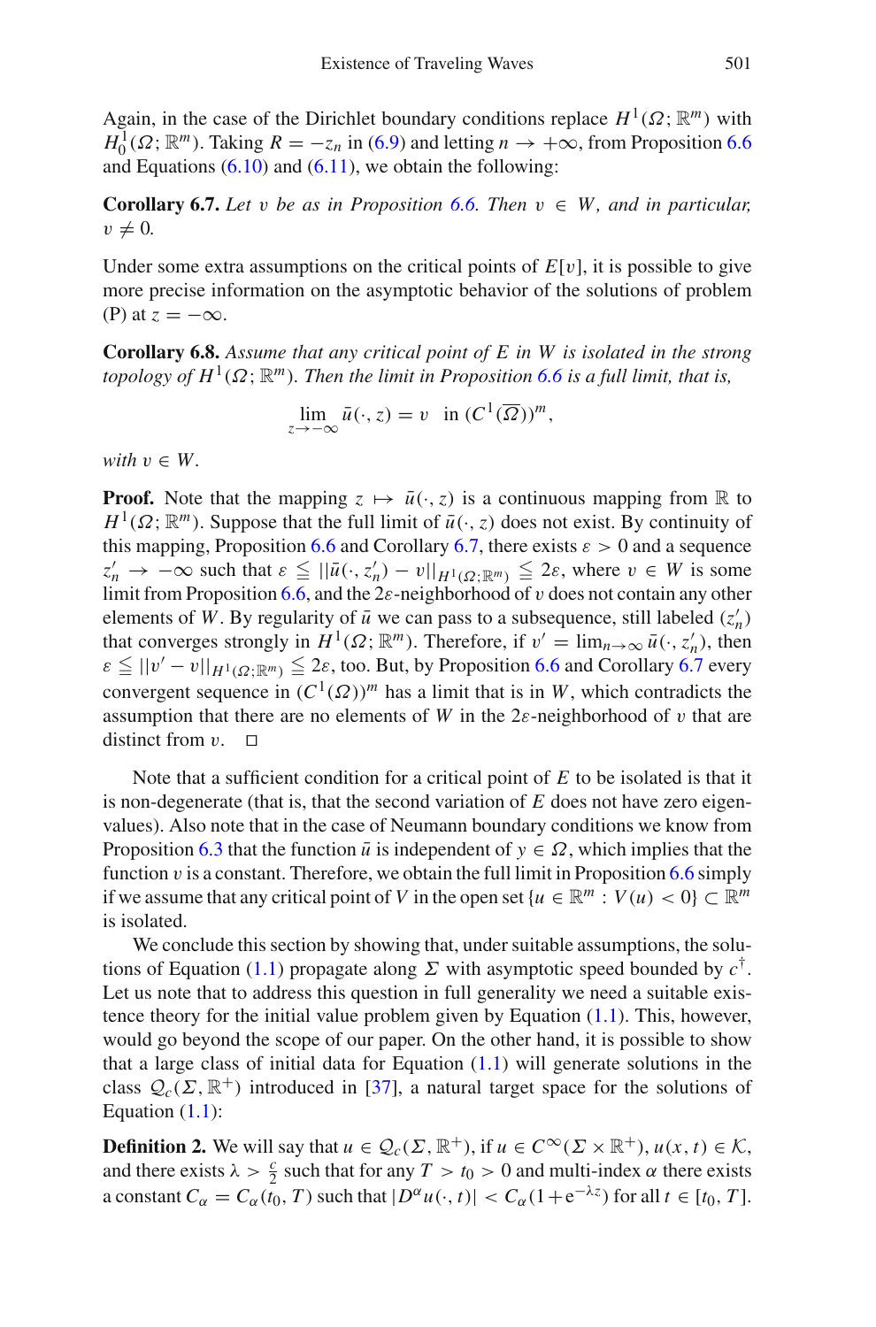Again, in the case of the Dirichlet boundary conditions replace $H^1(\Omega; \mathbb{R}^m)$ with $H_0^1(\Omega; \mathbb{R}^m)$. Taking $R = -z_n$ in (6.9) and letting $n \to +\infty$, from Proposition 6.6 and Equations (6.10) and (6.11), we obtain the following:

**Corollary 6.7.** *Let $v$ be as in Proposition 6.6. Then $v \in W$, and in particular, $v \neq 0$.*

Under some extra assumptions on the critical points of $E[v]$, it is possible to give more precise information on the asymptotic behavior of the solutions of problem (P) at $z = -\infty$.

**Corollary 6.8.** *Assume that any critical point of $E$ in $W$ is isolated in the strong topology of $H^1(\Omega; \mathbb{R}^m)$. Then the limit in Proposition 6.6 is a full limit, that is,*

$$\lim_{z \to -\infty} \bar{u}(\cdot, z) = v \quad \text{in } (C^1(\overline{\Omega}))^m,$$

*with $v \in W$.*

**Proof.** Note that the mapping $z \mapsto \bar{u}(\cdot, z)$ is a continuous mapping from $\mathbb{R}$ to $H^1(\Omega; \mathbb{R}^m)$. Suppose that the full limit of $\bar{u}(\cdot, z)$ does not exist. By continuity of this mapping, Proposition 6.6 and Corollary 6.7, there exists $\varepsilon > 0$ and a sequence $z_n' \to -\infty$ such that $\varepsilon \leqq ||\bar{u}(\cdot, z_n') - v||_{H^1(\Omega;\mathbb{R}^m)} \leqq 2\varepsilon$, where $v \in W$ is some limit from Proposition 6.6, and the $2\varepsilon$-neighborhood of $v$ does not contain any other elements of $W$. By regularity of $\bar{u}$ we can pass to a subsequence, still labeled $(z_n')$ that converges strongly in $H^1(\Omega; \mathbb{R}^m)$. Therefore, if $v' = \lim_{n\to\infty} \bar{u}(\cdot, z_n')$, then $\varepsilon \leqq ||v' - v||_{H^1(\Omega;\mathbb{R}^m)} \leqq 2\varepsilon$, too. But, by Proposition 6.6 and Corollary 6.7 every convergent sequence in $(C^1(\Omega))^m$ has a limit that is in $W$, which contradicts the assumption that there are no elements of $W$ in the $2\varepsilon$-neighborhood of $v$ that are distinct from $v$. □

Note that a sufficient condition for a critical point of $E$ to be isolated is that it is non-degenerate (that is, that the second variation of $E$ does not have zero eigenvalues). Also note that in the case of Neumann boundary conditions we know from Proposition 6.3 that the function $\bar{u}$ is independent of $y \in \Omega$, which implies that the function $v$ is a constant. Therefore, we obtain the full limit in Proposition 6.6 simply if we assume that any critical point of $V$ in the open set $\{u \in \mathbb{R}^m : V(u) < 0\} \subset \mathbb{R}^m$ is isolated.

We conclude this section by showing that, under suitable assumptions, the solutions of Equation (1.1) propagate along $\Sigma$ with asymptotic speed bounded by $c^\dagger$. Let us note that to address this question in full generality we need a suitable existence theory for the initial value problem given by Equation (1.1). This, however, would go beyond the scope of our paper. On the other hand, it is possible to show that a large class of initial data for Equation (1.1) will generate solutions in the class $\mathcal{Q}_c(\Sigma, \mathbb{R}^+)$ introduced in [37], a natural target space for the solutions of Equation (1.1):

**Definition 2.** We will say that $u \in \mathcal{Q}_c(\Sigma, \mathbb{R}^+)$, if $u \in C^\infty(\Sigma \times \mathbb{R}^+)$, $u(x, t) \in \mathcal{K}$, and there exists $\lambda > \frac{c}{2}$ such that for any $T > t_0 > 0$ and multi-index $\alpha$ there exists a constant $C_\alpha = C_\alpha(t_0, T)$ such that $|D^\alpha u(\cdot, t)| < C_\alpha(1 + \mathrm{e}^{-\lambda z})$ for all $t \in [t_0, T]$.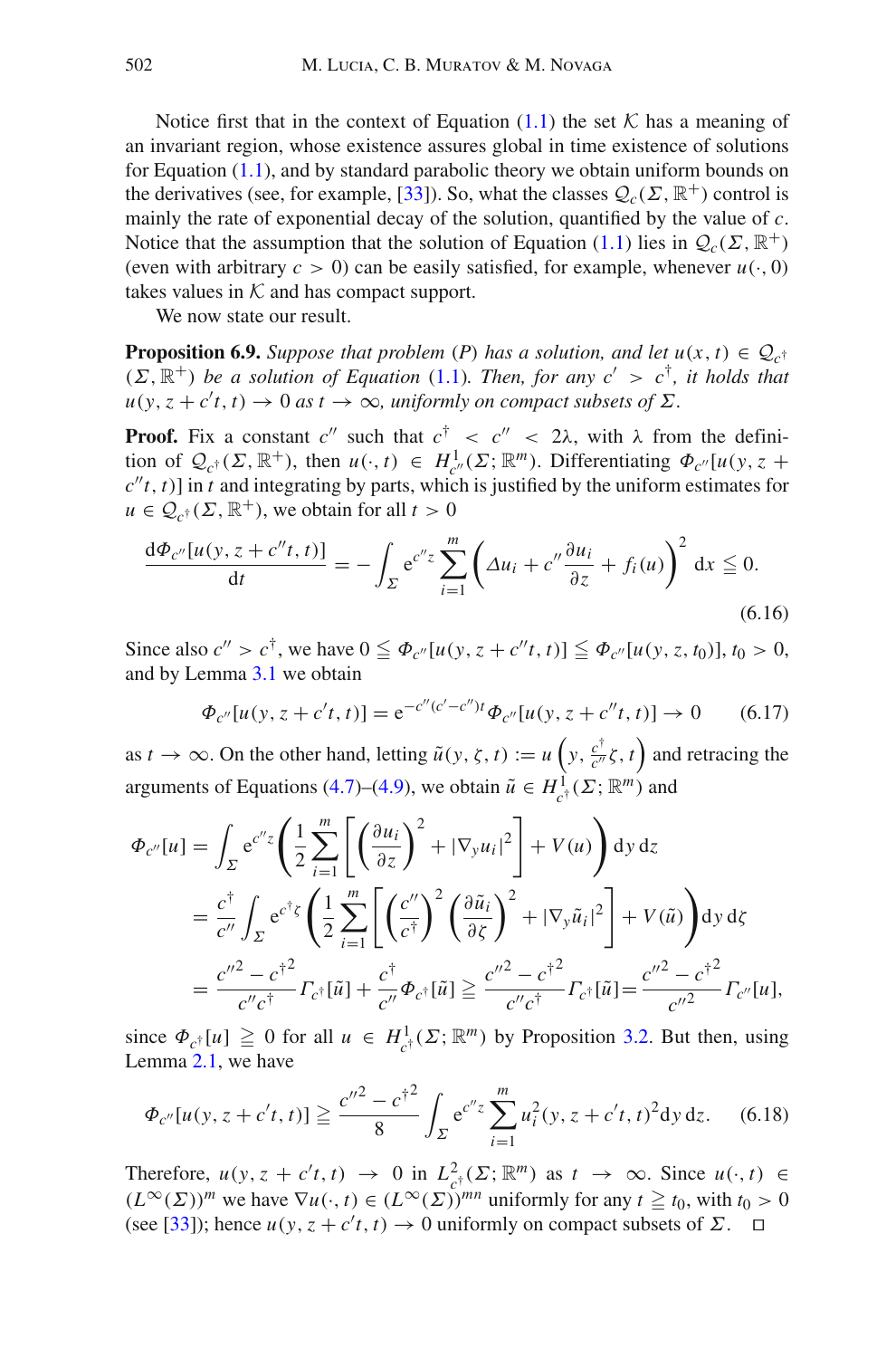Notice first that in the context of Equation (1.1) the set $\mathcal{K}$ has a meaning of an invariant region, whose existence assures global in time existence of solutions for Equation (1.1), and by standard parabolic theory we obtain uniform bounds on the derivatives (see, for example, [33]). So, what the classes $\mathcal{Q}_c(\Sigma, \mathbb{R}^+)$ control is mainly the rate of exponential decay of the solution, quantified by the value of $c$. Notice that the assumption that the solution of Equation (1.1) lies in $\mathcal{Q}_c(\Sigma, \mathbb{R}^+)$ (even with arbitrary $c > 0$) can be easily satisfied, for example, whenever $u(\cdot, 0)$ takes values in $\mathcal{K}$ and has compact support.

We now state our result.

**Proposition 6.9.** *Suppose that problem* (*P*) *has a solution, and let* $u(x,t) \in \mathcal{Q}_{c^\dagger}(\Sigma, \mathbb{R}^+)$ *be a solution of Equation* (1.1). *Then, for any* $c' > c^\dagger$, *it holds that* $u(y, z + c't, t) \to 0$ *as* $t \to \infty$, *uniformly on compact subsets of* $\Sigma$.

**Proof.** Fix a constant $c''$ such that $c^\dagger < c'' < 2\lambda$, with $\lambda$ from the definition of $\mathcal{Q}_{c^\dagger}(\Sigma, \mathbb{R}^+)$, then $u(\cdot, t) \in H^1_{c''}(\Sigma; \mathbb{R}^m)$. Differentiating $\Phi_{c''}[u(y, z + c''t, t)]$ in $t$ and integrating by parts, which is justified by the uniform estimates for $u \in \mathcal{Q}_{c^\dagger}(\Sigma, \mathbb{R}^+)$, we obtain for all $t > 0$

$$
\frac{\mathrm{d}\Phi_{c''}[u(y, z + c''t, t)]}{\mathrm{d}t} = -\int_\Sigma e^{c''z} \sum_{i=1}^m \left( \Delta u_i + c'' \frac{\partial u_i}{\partial z} + f_i(u) \right)^2 \mathrm{d}x \leqq 0. \tag{6.16}
$$

Since also $c'' > c^\dagger$, we have $0 \leqq \Phi_{c''}[u(y, z + c''t, t)] \leqq \Phi_{c''}[u(y, z, t_0)]$, $t_0 > 0$, and by Lemma 3.1 we obtain

$$
\Phi_{c''}[u(y, z + c't, t)] = e^{-c''(c'-c'')t} \Phi_{c''}[u(y, z + c''t, t)] \to 0 \tag{6.17}
$$

as $t \to \infty$. On the other hand, letting $\tilde{u}(y, \zeta, t) := u\left(y, \frac{c^\dagger}{c''}\zeta, t\right)$ and retracing the arguments of Equations (4.7)–(4.9), we obtain $\tilde{u} \in H^1_{c^\dagger}(\Sigma; \mathbb{R}^m)$ and

$$
\begin{aligned}
\Phi_{c''}[u] &= \int_\Sigma e^{c''z} \left( \frac{1}{2} \sum_{i=1}^m \left[ \left( \frac{\partial u_i}{\partial z} \right)^2 + |\nabla_y u_i|^2 \right] + V(u) \right) \mathrm{d}y\, \mathrm{d}z \\
&= \frac{c^\dagger}{c''} \int_\Sigma e^{c^\dagger \zeta} \left( \frac{1}{2} \sum_{i=1}^m \left[ \left( \frac{c''}{c^\dagger} \right)^2 \left( \frac{\partial \tilde{u}_i}{\partial \zeta} \right)^2 + |\nabla_y \tilde{u}_i|^2 \right] + V(\tilde{u}) \right) \mathrm{d}y\, \mathrm{d}\zeta \\
&= \frac{c''^2 - c^{\dagger 2}}{c'' c^\dagger} \Gamma_{c^\dagger}[\tilde{u}] + \frac{c^\dagger}{c''} \Phi_{c^\dagger}[\tilde{u}] \geqq \frac{c''^2 - c^{\dagger 2}}{c'' c^\dagger} \Gamma_{c^\dagger}[\tilde{u}] = \frac{c''^2 - c^{\dagger 2}}{c''^2} \Gamma_{c''}[u],
\end{aligned}
$$

since $\Phi_{c^\dagger}[u] \geqq 0$ for all $u \in H^1_{c^\dagger}(\Sigma; \mathbb{R}^m)$ by Proposition 3.2. But then, using Lemma 2.1, we have

$$
\Phi_{c''}[u(y, z + c't, t)] \geqq \frac{c''^2 - c^{\dagger 2}}{8} \int_\Sigma e^{c''z} \sum_{i=1}^m u_i^2(y, z + c't, t) \mathrm{d}y\, \mathrm{d}z. \tag{6.18}
$$

Therefore, $u(y, z + c't, t) \to 0$ in $L^2_{c^\dagger}(\Sigma; \mathbb{R}^m)$ as $t \to \infty$. Since $u(\cdot, t) \in (L^\infty(\Sigma))^m$ we have $\nabla u(\cdot, t) \in (L^\infty(\Sigma))^{mn}$ uniformly for any $t \geqq t_0$, with $t_0 > 0$ (see [33]); hence $u(y, z + c't, t) \to 0$ uniformly on compact subsets of $\Sigma$. $\square$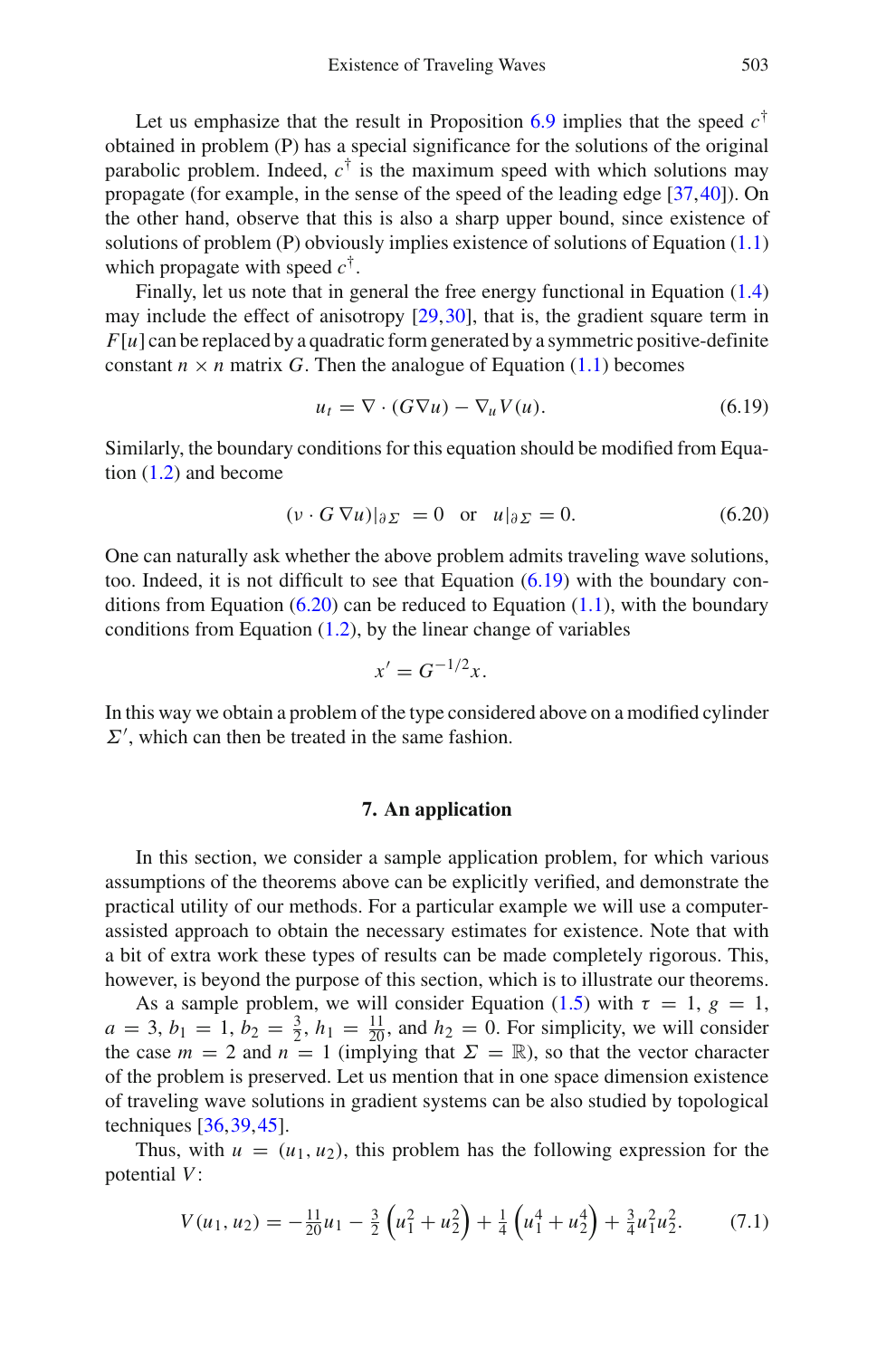Let us emphasize that the result in Proposition 6.9 implies that the speed $c^\dagger$ obtained in problem (P) has a special significance for the solutions of the original parabolic problem. Indeed, $c^\dagger$ is the maximum speed with which solutions may propagate (for example, in the sense of the speed of the leading edge [37,40]). On the other hand, observe that this is also a sharp upper bound, since existence of solutions of problem (P) obviously implies existence of solutions of Equation (1.1) which propagate with speed $c^\dagger$.

Finally, let us note that in general the free energy functional in Equation (1.4) may include the effect of anisotropy [29,30], that is, the gradient square term in $F[u]$ can be replaced by a quadratic form generated by a symmetric positive-definite constant $n \times n$ matrix $G$. Then the analogue of Equation (1.1) becomes

$$u_t = \nabla \cdot (G \nabla u) - \nabla_u V(u). \tag{6.19}$$

Similarly, the boundary conditions for this equation should be modified from Equation (1.2) and become

$$(\nu \cdot G\, \nabla u)|_{\partial \Sigma} = 0 \quad \text{or} \quad u|_{\partial \Sigma} = 0. \tag{6.20}$$

One can naturally ask whether the above problem admits traveling wave solutions, too. Indeed, it is not difficult to see that Equation (6.19) with the boundary conditions from Equation (6.20) can be reduced to Equation (1.1), with the boundary conditions from Equation (1.2), by the linear change of variables

$$x' = G^{-1/2} x.$$

In this way we obtain a problem of the type considered above on a modified cylinder $\Sigma'$, which can then be treated in the same fashion.

## 7. An application

In this section, we consider a sample application problem, for which various assumptions of the theorems above can be explicitly verified, and demonstrate the practical utility of our methods. For a particular example we will use a computer-assisted approach to obtain the necessary estimates for existence. Note that with a bit of extra work these types of results can be made completely rigorous. This, however, is beyond the purpose of this section, which is to illustrate our theorems.

As a sample problem, we will consider Equation (1.5) with $\tau = 1$, $g = 1$, $a = 3$, $b_1 = 1$, $b_2 = \frac{3}{2}$, $h_1 = \frac{11}{20}$, and $h_2 = 0$. For simplicity, we will consider the case $m = 2$ and $n = 1$ (implying that $\Sigma = \mathbb{R}$), so that the vector character of the problem is preserved. Let us mention that in one space dimension existence of traveling wave solutions in gradient systems can be also studied by topological techniques [36,39,45].

Thus, with $u = (u_1, u_2)$, this problem has the following expression for the potential $V$:

$$V(u_1, u_2) = -\tfrac{11}{20} u_1 - \tfrac{3}{2}\left(u_1^2 + u_2^2\right) + \tfrac{1}{4}\left(u_1^4 + u_2^4\right) + \tfrac{3}{4} u_1^2 u_2^2. \tag{7.1}$$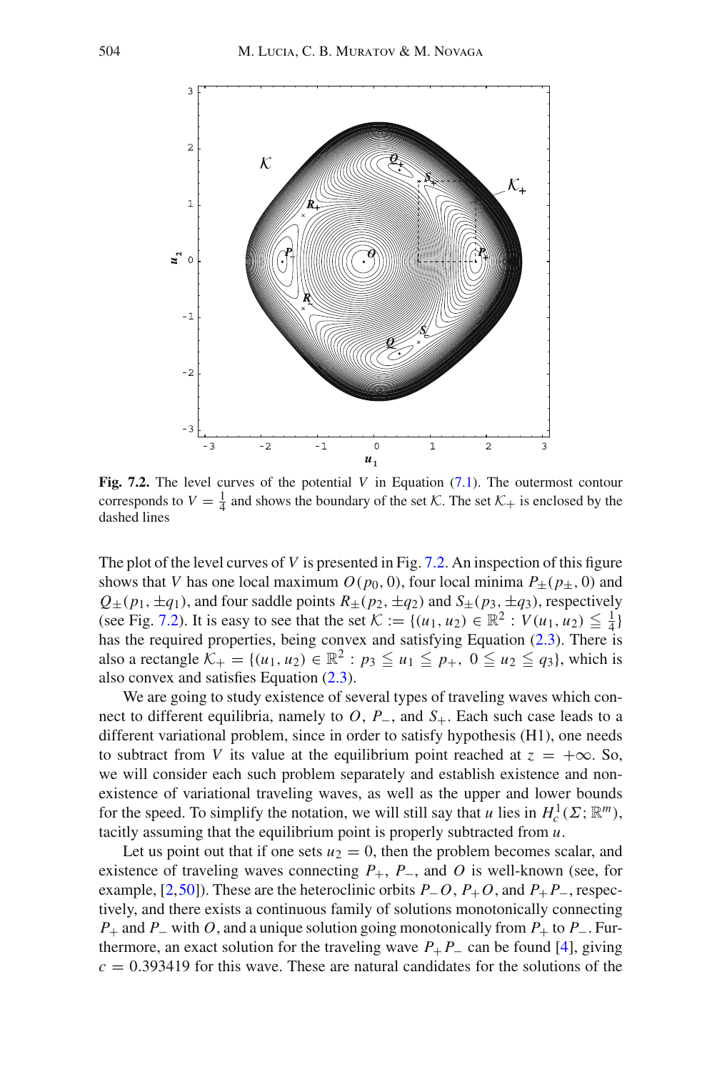**Fig. 7.2.** The level curves of the potential $V$ in Equation (7.1). The outermost contour corresponds to $V = \frac{1}{4}$ and shows the boundary of the set $\mathcal{K}$. The set $\mathcal{K}_+$ is enclosed by the dashed lines

The plot of the level curves of $V$ is presented in Fig. 7.2. An inspection of this figure shows that $V$ has one local maximum $O(p_0, 0)$, four local minima $P_\pm(p_\pm, 0)$ and $Q_\pm(p_1, \pm q_1)$, and four saddle points $R_\pm(p_2, \pm q_2)$ and $S_\pm(p_3, \pm q_3)$, respectively (see Fig. 7.2). It is easy to see that the set $\mathcal{K} := \{(u_1, u_2) \in \mathbb{R}^2 : V(u_1, u_2) \leqq \frac{1}{4}\}$ has the required properties, being convex and satisfying Equation (2.3). There is also a rectangle $\mathcal{K}_+ = \{(u_1, u_2) \in \mathbb{R}^2 : p_3 \leqq u_1 \leqq p_+,\ 0 \leqq u_2 \leqq q_3\}$, which is also convex and satisfies Equation (2.3).

We are going to study existence of several types of traveling waves which connect to different equilibria, namely to $O$, $P_-$, and $S_+$. Each such case leads to a different variational problem, since in order to satisfy hypothesis (H1), one needs to subtract from $V$ its value at the equilibrium point reached at $z = +\infty$. So, we will consider each such problem separately and establish existence and non-existence of variational traveling waves, as well as the upper and lower bounds for the speed. To simplify the notation, we will still say that $u$ lies in $H^1_c(\Sigma; \mathbb{R}^m)$, tacitly assuming that the equilibrium point is properly subtracted from $u$.

Let us point out that if one sets $u_2 = 0$, then the problem becomes scalar, and existence of traveling waves connecting $P_+$, $P_-$, and $O$ is well-known (see, for example, [2,50]). These are the heteroclinic orbits $P_-O$, $P_+O$, and $P_+P_-$, respectively, and there exists a continuous family of solutions monotonically connecting $P_+$ and $P_-$ with $O$, and a unique solution going monotonically from $P_+$ to $P_-$. Furthermore, an exact solution for the traveling wave $P_+P_-$ can be found [4], giving $c = 0.393419$ for this wave. These are natural candidates for the solutions of the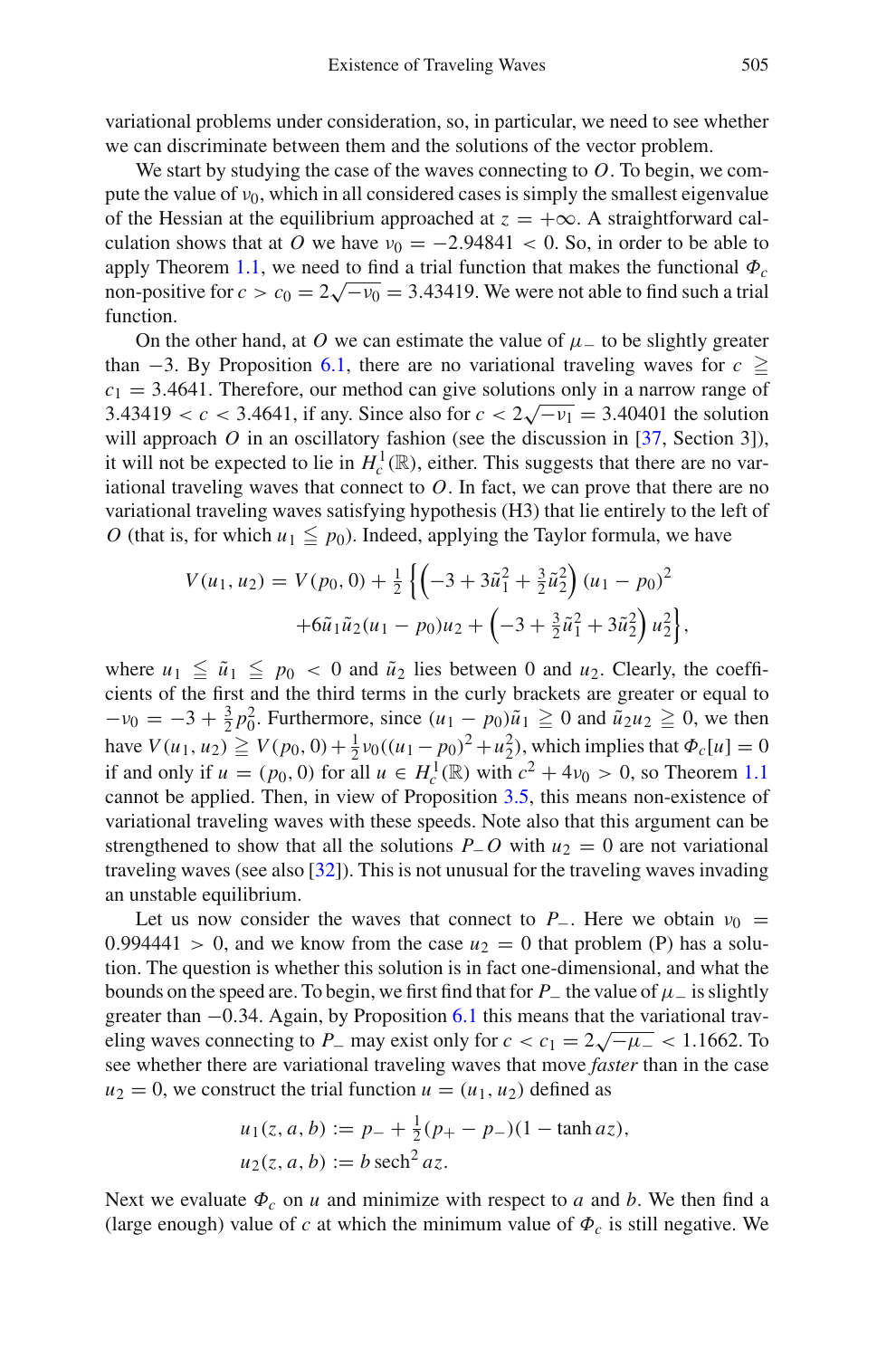variational problems under consideration, so, in particular, we need to see whether we can discriminate between them and the solutions of the vector problem.

We start by studying the case of the waves connecting to $O$. To begin, we compute the value of $\nu_0$, which in all considered cases is simply the smallest eigenvalue of the Hessian at the equilibrium approached at $z = +\infty$. A straightforward calculation shows that at $O$ we have $\nu_0 = -2.94841 < 0$. So, in order to be able to apply Theorem 1.1, we need to find a trial function that makes the functional $\Phi_c$ non-positive for $c > c_0 = 2\sqrt{-\nu_0} = 3.43419$. We were not able to find such a trial function.

On the other hand, at $O$ we can estimate the value of $\mu_-$ to be slightly greater than $-3$. By Proposition 6.1, there are no variational traveling waves for $c \geqq c_1 = 3.4641$. Therefore, our method can give solutions only in a narrow range of $3.43419 < c < 3.4641$, if any. Since also for $c < 2\sqrt{-\nu_1} = 3.40401$ the solution will approach $O$ in an oscillatory fashion (see the discussion in [37, Section 3]), it will not be expected to lie in $H_c^1(\mathbb{R})$, either. This suggests that there are no variational traveling waves that connect to $O$. In fact, we can prove that there are no variational traveling waves satisfying hypothesis (H3) that lie entirely to the left of $O$ (that is, for which $u_1 \leqq p_0$). Indeed, applying the Taylor formula, we have

$$V(u_1, u_2) = V(p_0, 0) + \tfrac{1}{2}\left\{\left(-3 + 3\tilde{u}_1^2 + \tfrac{3}{2}\tilde{u}_2^2\right)(u_1 - p_0)^2 \right.$$
$$\left. + 6\tilde{u}_1\tilde{u}_2(u_1 - p_0)u_2 + \left(-3 + \tfrac{3}{2}\tilde{u}_1^2 + 3\tilde{u}_2^2\right)u_2^2\right\},$$

where $u_1 \leqq \tilde{u}_1 \leqq p_0 < 0$ and $\tilde{u}_2$ lies between $0$ and $u_2$. Clearly, the coefficients of the first and the third terms in the curly brackets are greater or equal to $-\nu_0 = -3 + \frac{3}{2}p_0^2$. Furthermore, since $(u_1 - p_0)\tilde{u}_1 \geqq 0$ and $\tilde{u}_2 u_2 \geqq 0$, we then have $V(u_1, u_2) \geqq V(p_0, 0) + \frac{1}{2}\nu_0((u_1 - p_0)^2 + u_2^2)$, which implies that $\Phi_c[u] = 0$ if and only if $u = (p_0, 0)$ for all $u \in H_c^1(\mathbb{R})$ with $c^2 + 4\nu_0 > 0$, so Theorem 1.1 cannot be applied. Then, in view of Proposition 3.5, this means non-existence of variational traveling waves with these speeds. Note also that this argument can be strengthened to show that all the solutions $P_-O$ with $u_2 = 0$ are not variational traveling waves (see also [32]). This is not unusual for the traveling waves invading an unstable equilibrium.

Let us now consider the waves that connect to $P_-$. Here we obtain $\nu_0 = 0.994441 > 0$, and we know from the case $u_2 = 0$ that problem (P) has a solution. The question is whether this solution is in fact one-dimensional, and what the bounds on the speed are. To begin, we first find that for $P_-$ the value of $\mu_-$ is slightly greater than $-0.34$. Again, by Proposition 6.1 this means that the variational traveling waves connecting to $P_-$ may exist only for $c < c_1 = 2\sqrt{-\mu_-} < 1.1662$. To see whether there are variational traveling waves that move *faster* than in the case $u_2 = 0$, we construct the trial function $u = (u_1, u_2)$ defined as

$$u_1(z, a, b) := p_- + \tfrac{1}{2}(p_+ - p_-)(1 - \tanh az),$$
$$u_2(z, a, b) := b\,\mathrm{sech}^2\, az.$$

Next we evaluate $\Phi_c$ on $u$ and minimize with respect to $a$ and $b$. We then find a (large enough) value of $c$ at which the minimum value of $\Phi_c$ is still negative. We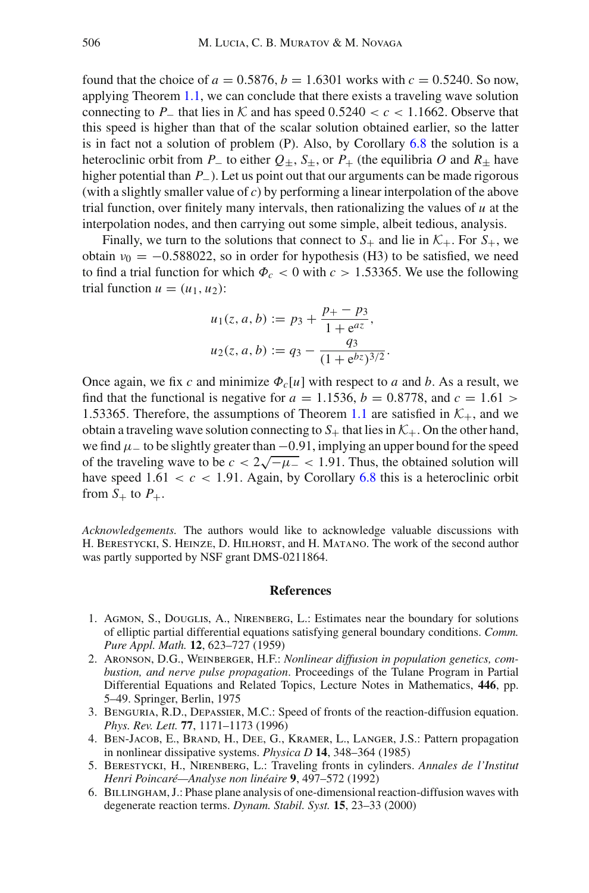found that the choice of $a = 0.5876$, $b = 1.6301$ works with $c = 0.5240$. So now, applying Theorem 1.1, we can conclude that there exists a traveling wave solution connecting to $P_-$ that lies in $\mathcal{K}$ and has speed $0.5240 < c < 1.1662$. Observe that this speed is higher than that of the scalar solution obtained earlier, so the latter is in fact not a solution of problem (P). Also, by Corollary 6.8 the solution is a heteroclinic orbit from $P_-$ to either $Q_\pm$, $S_\pm$, or $P_+$ (the equilibria $O$ and $R_\pm$ have higher potential than $P_-$). Let us point out that our arguments can be made rigorous (with a slightly smaller value of $c$) by performing a linear interpolation of the above trial function, over finitely many intervals, then rationalizing the values of $u$ at the interpolation nodes, and then carrying out some simple, albeit tedious, analysis.

Finally, we turn to the solutions that connect to $S_+$ and lie in $\mathcal{K}_+$. For $S_+$, we obtain $\nu_0 = -0.588022$, so in order for hypothesis (H3) to be satisfied, we need to find a trial function for which $\Phi_c < 0$ with $c > 1.53365$. We use the following trial function $u = (u_1, u_2)$:

$$u_1(z, a, b) := p_3 + \frac{p_+ - p_3}{1 + e^{az}},$$
$$u_2(z, a, b) := q_3 - \frac{q_3}{(1 + e^{bz})^{3/2}}.$$

Once again, we fix $c$ and minimize $\Phi_c[u]$ with respect to $a$ and $b$. As a result, we find that the functional is negative for $a = 1.1536$, $b = 0.8778$, and $c = 1.61 > 1.53365$. Therefore, the assumptions of Theorem 1.1 are satisfied in $\mathcal{K}_+$, and we obtain a traveling wave solution connecting to $S_+$ that lies in $\mathcal{K}_+$. On the other hand, we find $\mu_-$ to be slightly greater than $-0.91$, implying an upper bound for the speed of the traveling wave to be $c < 2\sqrt{-\mu_-} < 1.91$. Thus, the obtained solution will have speed $1.61 < c < 1.91$. Again, by Corollary 6.8 this is a heteroclinic orbit from $S_+$ to $P_+$.

*Acknowledgements.* The authors would like to acknowledge valuable discussions with H. Berestycki, S. Heinze, D. Hilhorst, and H. Matano. The work of the second author was partly supported by NSF grant DMS-0211864.

## References

1. Agmon, S., Douglis, A., Nirenberg, L.: Estimates near the boundary for solutions of elliptic partial differential equations satisfying general boundary conditions. *Comm. Pure Appl. Math.* **12**, 623–727 (1959)
2. Aronson, D.G., Weinberger, H.F.: *Nonlinear diffusion in population genetics, combustion, and nerve pulse propagation*. Proceedings of the Tulane Program in Partial Differential Equations and Related Topics, Lecture Notes in Mathematics, **446**, pp. 5–49. Springer, Berlin, 1975
3. Benguria, R.D., Depassier, M.C.: Speed of fronts of the reaction-diffusion equation. *Phys. Rev. Lett.* **77**, 1171–1173 (1996)
4. Ben-Jacob, E., Brand, H., Dee, G., Kramer, L., Langer, J.S.: Pattern propagation in nonlinear dissipative systems. *Physica D* **14**, 348–364 (1985)
5. Berestycki, H., Nirenberg, L.: Traveling fronts in cylinders. *Annales de l'Institut Henri Poincaré—Analyse non linéaire* **9**, 497–572 (1992)
6. Billingham, J.: Phase plane analysis of one-dimensional reaction-diffusion waves with degenerate reaction terms. *Dynam. Stabil. Syst.* **15**, 23–33 (2000)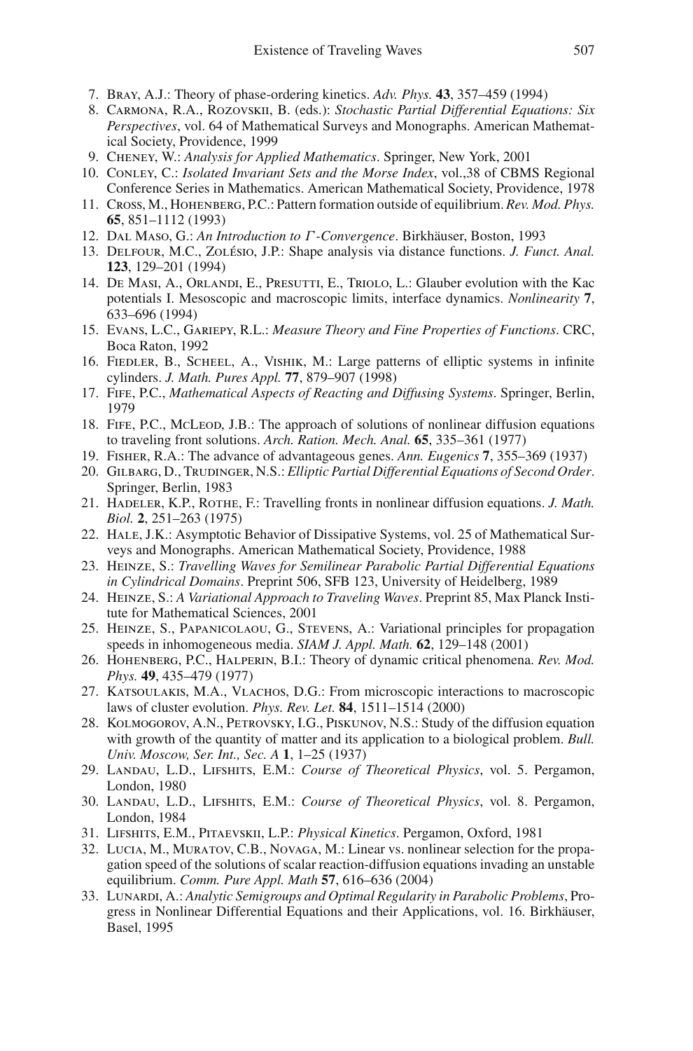7. Bray, A.J.: Theory of phase-ordering kinetics. *Adv. Phys.* **43**, 357–459 (1994)
8. Carmona, R.A., Rozovskii, B. (eds.): *Stochastic Partial Differential Equations: Six Perspectives*, vol. 64 of Mathematical Surveys and Monographs. American Mathematical Society, Providence, 1999
9. Cheney, W.: *Analysis for Applied Mathematics*. Springer, New York, 2001
10. Conley, C.: *Isolated Invariant Sets and the Morse Index*, vol.,38 of CBMS Regional Conference Series in Mathematics. American Mathematical Society, Providence, 1978
11. Cross, M., Hohenberg, P.C.: Pattern formation outside of equilibrium. *Rev. Mod. Phys.* **65**, 851–1112 (1993)
12. Dal Maso, G.: *An Introduction to $\Gamma$-Convergence*. Birkhäuser, Boston, 1993
13. Delfour, M.C., Zolésio, J.P.: Shape analysis via distance functions. *J. Funct. Anal.* **123**, 129–201 (1994)
14. De Masi, A., Orlandi, E., Presutti, E., Triolo, L.: Glauber evolution with the Kac potentials I. Mesoscopic and macroscopic limits, interface dynamics. *Nonlinearity* **7**, 633–696 (1994)
15. Evans, L.C., Gariepy, R.L.: *Measure Theory and Fine Properties of Functions*. CRC, Boca Raton, 1992
16. Fiedler, B., Scheel, A., Vishik, M.: Large patterns of elliptic systems in infinite cylinders. *J. Math. Pures Appl.* **77**, 879–907 (1998)
17. Fife, P.C., *Mathematical Aspects of Reacting and Diffusing Systems*. Springer, Berlin, 1979
18. Fife, P.C., McLeod, J.B.: The approach of solutions of nonlinear diffusion equations to traveling front solutions. *Arch. Ration. Mech. Anal.* **65**, 335–361 (1977)
19. Fisher, R.A.: The advance of advantageous genes. *Ann. Eugenics* **7**, 355–369 (1937)
20. Gilbarg, D., Trudinger, N.S.: *Elliptic Partial Differential Equations of Second Order*. Springer, Berlin, 1983
21. Hadeler, K.P., Rothe, F.: Travelling fronts in nonlinear diffusion equations. *J. Math. Biol.* **2**, 251–263 (1975)
22. Hale, J.K.: Asymptotic Behavior of Dissipative Systems, vol. 25 of Mathematical Surveys and Monographs. American Mathematical Society, Providence, 1988
23. Heinze, S.: *Travelling Waves for Semilinear Parabolic Partial Differential Equations in Cylindrical Domains*. Preprint 506, SFB 123, University of Heidelberg, 1989
24. Heinze, S.: *A Variational Approach to Traveling Waves*. Preprint 85, Max Planck Institute for Mathematical Sciences, 2001
25. Heinze, S., Papanicolaou, G., Stevens, A.: Variational principles for propagation speeds in inhomogeneous media. *SIAM J. Appl. Math.* **62**, 129–148 (2001)
26. Hohenberg, P.C., Halperin, B.I.: Theory of dynamic critical phenomena. *Rev. Mod. Phys.* **49**, 435–479 (1977)
27. Katsoulakis, M.A., Vlachos, D.G.: From microscopic interactions to macroscopic laws of cluster evolution. *Phys. Rev. Let.* **84**, 1511–1514 (2000)
28. Kolmogorov, A.N., Petrovsky, I.G., Piskunov, N.S.: Study of the diffusion equation with growth of the quantity of matter and its application to a biological problem. *Bull. Univ. Moscow, Ser. Int., Sec. A* **1**, 1–25 (1937)
29. Landau, L.D., Lifshits, E.M.: *Course of Theoretical Physics*, vol. 5. Pergamon, London, 1980
30. Landau, L.D., Lifshits, E.M.: *Course of Theoretical Physics*, vol. 8. Pergamon, London, 1984
31. Lifshits, E.M., Pitaevskii, L.P.: *Physical Kinetics*. Pergamon, Oxford, 1981
32. Lucia, M., Muratov, C.B., Novaga, M.: Linear vs. nonlinear selection for the propagation speed of the solutions of scalar reaction-diffusion equations invading an unstable equilibrium. *Comm. Pure Appl. Math* **57**, 616–636 (2004)
33. Lunardi, A.: *Analytic Semigroups and Optimal Regularity in Parabolic Problems*, Progress in Nonlinear Differential Equations and their Applications, vol. 16. Birkhäuser, Basel, 1995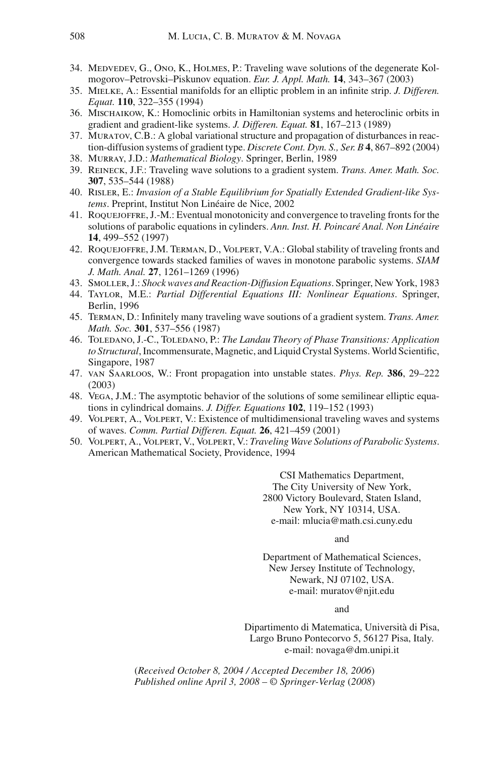34. Medvedev, G., Ono, K., Holmes, P.: Traveling wave solutions of the degenerate Kolmogorov–Petrovski–Piskunov equation. *Eur. J. Appl. Math.* **14**, 343–367 (2003)
35. Mielke, A.: Essential manifolds for an elliptic problem in an infinite strip. *J. Differen. Equat.* **110**, 322–355 (1994)
36. Mischaikow, K.: Homoclinic orbits in Hamiltonian systems and heteroclinic orbits in gradient and gradient-like systems. *J. Differen. Equat.* **81**, 167–213 (1989)
37. Muratov, C.B.: A global variational structure and propagation of disturbances in reaction-diffusion systems of gradient type. *Discrete Cont. Dyn. S., Ser. B* **4**, 867–892 (2004)
38. Murray, J.D.: *Mathematical Biology*. Springer, Berlin, 1989
39. Reineck, J.F.: Traveling wave solutions to a gradient system. *Trans. Amer. Math. Soc.* **307**, 535–544 (1988)
40. Risler, E.: *Invasion of a Stable Equilibrium for Spatially Extended Gradient-like Systems*. Preprint, Institut Non Linéaire de Nice, 2002
41. Roquejoffre, J.-M.: Eventual monotonicity and convergence to traveling fronts for the solutions of parabolic equations in cylinders. *Ann. Inst. H. Poincaré Anal. Non Linéaire* **14**, 499–552 (1997)
42. Roquejoffre, J.M. Terman, D., Volpert, V.A.: Global stability of traveling fronts and convergence towards stacked families of waves in monotone parabolic systems. *SIAM J. Math. Anal.* **27**, 1261–1269 (1996)
43. Smoller, J.: *Shock waves and Reaction-Diffusion Equations*. Springer, New York, 1983
44. Taylor, M.E.: *Partial Differential Equations III: Nonlinear Equations*. Springer, Berlin, 1996
45. Terman, D.: Infinitely many traveling wave soutions of a gradient system. *Trans. Amer. Math. Soc.* **301**, 537–556 (1987)
46. Toledano, J.-C., Toledano, P.: *The Landau Theory of Phase Transitions: Application to Structural*, Incommensurate, Magnetic, and Liquid Crystal Systems. World Scientific, Singapore, 1987
47. van Saarloos, W.: Front propagation into unstable states. *Phys. Rep.* **386**, 29–222 (2003)
48. Vega, J.M.: The asymptotic behavior of the solutions of some semilinear elliptic equations in cylindrical domains. *J. Differ. Equations* **102**, 119–152 (1993)
49. Volpert, A., Volpert, V.: Existence of multidimensional traveling waves and systems of waves. *Comm. Partial Differen. Equat.* **26**, 421–459 (2001)
50. Volpert, A., Volpert, V., Volpert, V.: *Traveling Wave Solutions of Parabolic Systems*. American Mathematical Society, Providence, 1994

CSI Mathematics Department,
The City University of New York,
2800 Victory Boulevard, Staten Island,
New York, NY 10314, USA.
e-mail: mlucia@math.csi.cuny.edu

and

Department of Mathematical Sciences,
New Jersey Institute of Technology,
Newark, NJ 07102, USA.
e-mail: muratov@njit.edu

and

Dipartimento di Matematica, Università di Pisa,
Largo Bruno Pontecorvo 5, 56127 Pisa, Italy.
e-mail: novaga@dm.unipi.it

(*Received October 8, 2004 / Accepted December 18, 2006*)
*Published online April 3, 2008 – © Springer-Verlag* (*2008*)